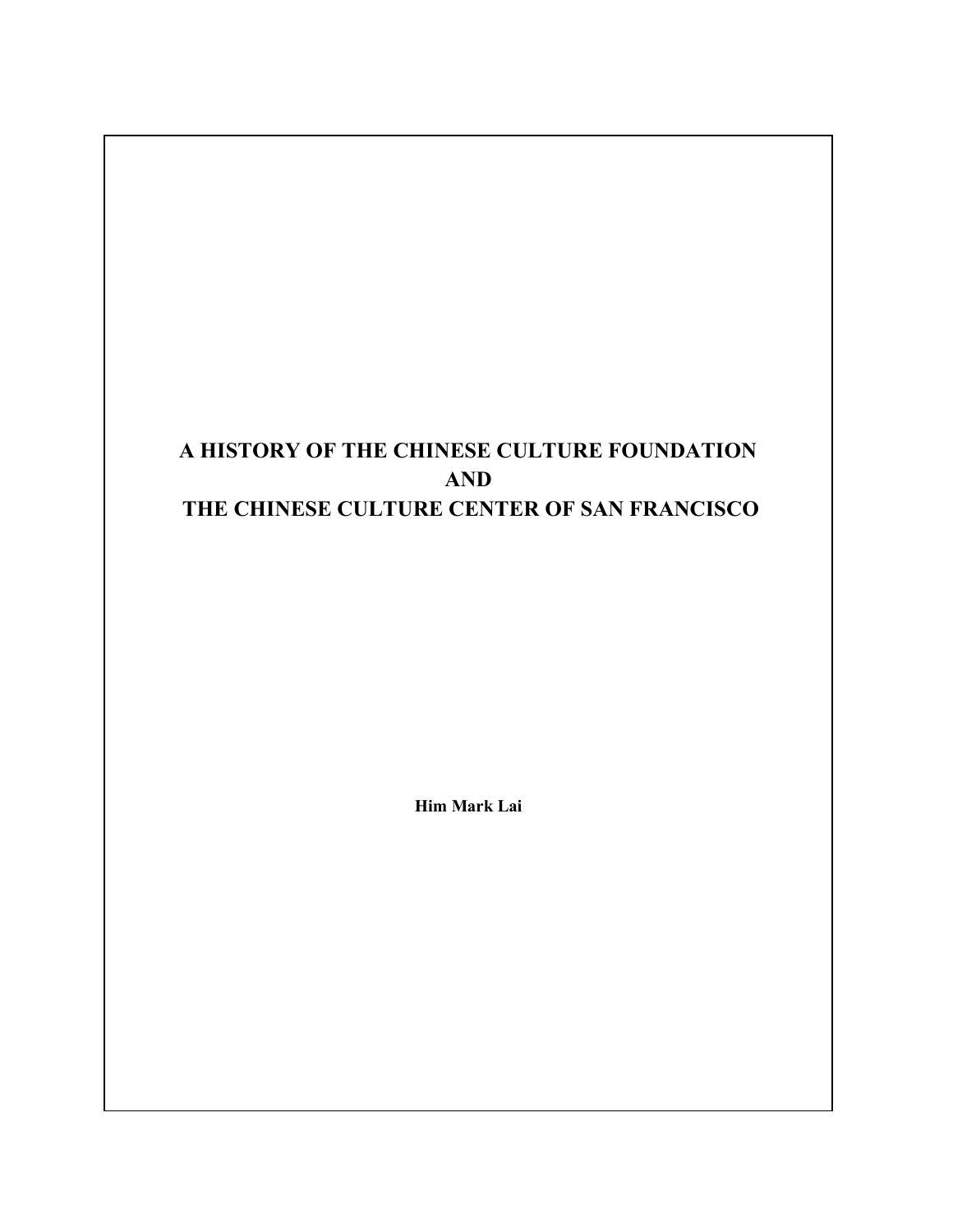# A HISTORY OF THE CHINESE CULTURE FOUNDATION AND THE CHINESE CULTURE CENTER OF SAN FRANCISCO

**Him Mark Lai**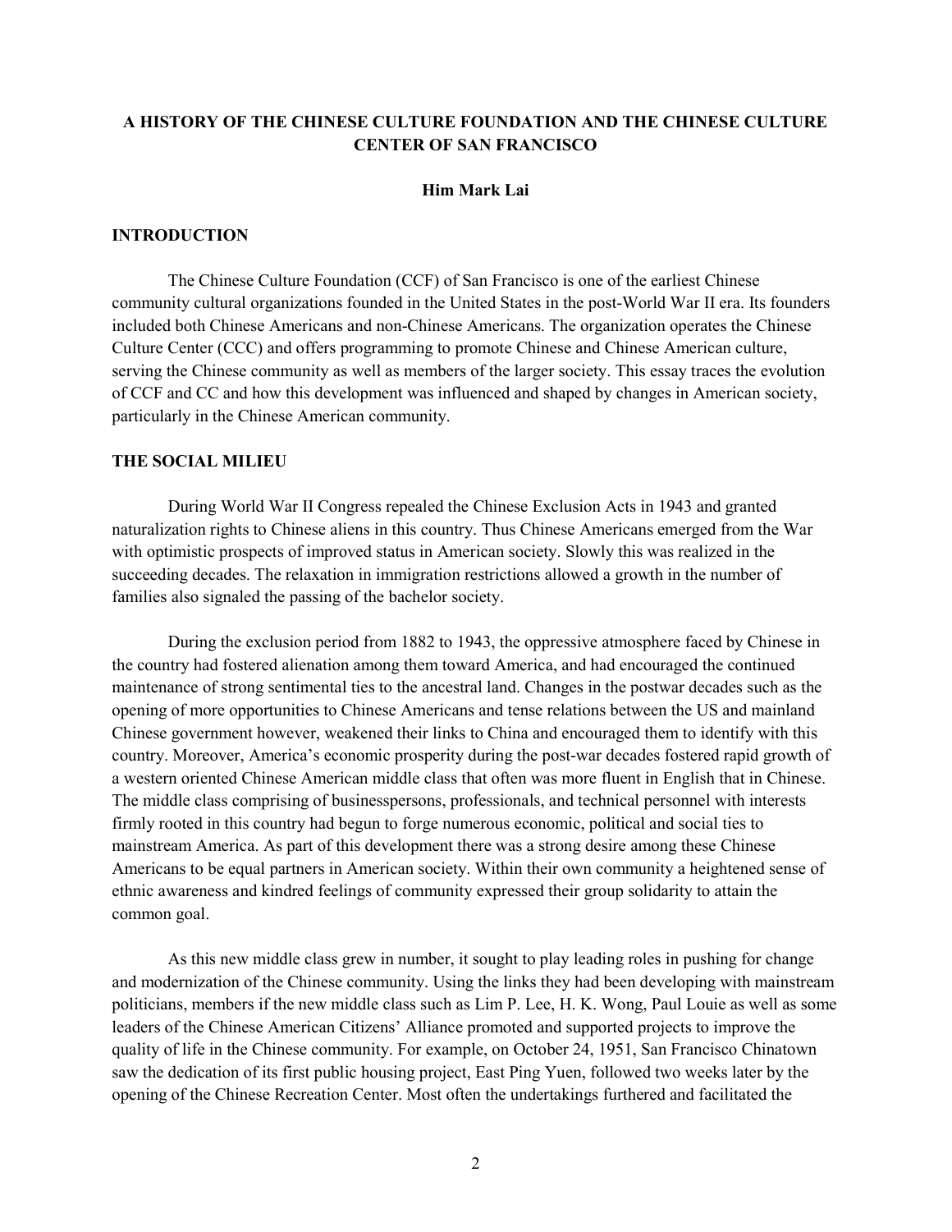## A HISTORY OF THE CHINESE CULTURE FOUNDATION AND THE CHINESE CULTURE CENTER OF SAN FRANCISCO

**Him Mark Lai**

### INTRODUCTION

The Chinese Culture Foundation (CCF) of San Francisco is one of the earliest Chinese community cultural organizations founded in the United States in the post-World War II era. Its founders included both Chinese Americans and non-Chinese Americans. The organization operates the Chinese Culture Center (CCC) and offers programming to promote Chinese and Chinese American culture, serving the Chinese community as well as members of the larger society. This essay traces the evolution of CCF and CC and how this development was influenced and shaped by changes in American society, particularly in the Chinese American community.

### THE SOCIAL MILIEU

During World War II Congress repealed the Chinese Exclusion Acts in 1943 and granted naturalization rights to Chinese aliens in this country. Thus Chinese Americans emerged from the War with optimistic prospects of improved status in American society. Slowly this was realized in the succeeding decades. The relaxation in immigration restrictions allowed a growth in the number of families also signaled the passing of the bachelor society.

During the exclusion period from 1882 to 1943, the oppressive atmosphere faced by Chinese in the country had fostered alienation among them toward America, and had encouraged the continued maintenance of strong sentimental ties to the ancestral land. Changes in the postwar decades such as the opening of more opportunities to Chinese Americans and tense relations between the US and mainland Chinese government however, weakened their links to China and encouraged them to identify with this country. Moreover, America's economic prosperity during the post-war decades fostered rapid growth of a western oriented Chinese American middle class that often was more fluent in English that in Chinese. The middle class comprising of businesspersons, professionals, and technical personnel with interests firmly rooted in this country had begun to forge numerous economic, political and social ties to mainstream America. As part of this development there was a strong desire among these Chinese Americans to be equal partners in American society. Within their own community a heightened sense of ethnic awareness and kindred feelings of community expressed their group solidarity to attain the common goal.

As this new middle class grew in number, it sought to play leading roles in pushing for change and modernization of the Chinese community. Using the links they had been developing with mainstream politicians, members if the new middle class such as Lim P. Lee, H. K. Wong, Paul Louie as well as some leaders of the Chinese American Citizens' Alliance promoted and supported projects to improve the quality of life in the Chinese community. For example, on October 24, 1951, San Francisco Chinatown saw the dedication of its first public housing project, East Ping Yuen, followed two weeks later by the opening of the Chinese Recreation Center. Most often the undertakings furthered and facilitated the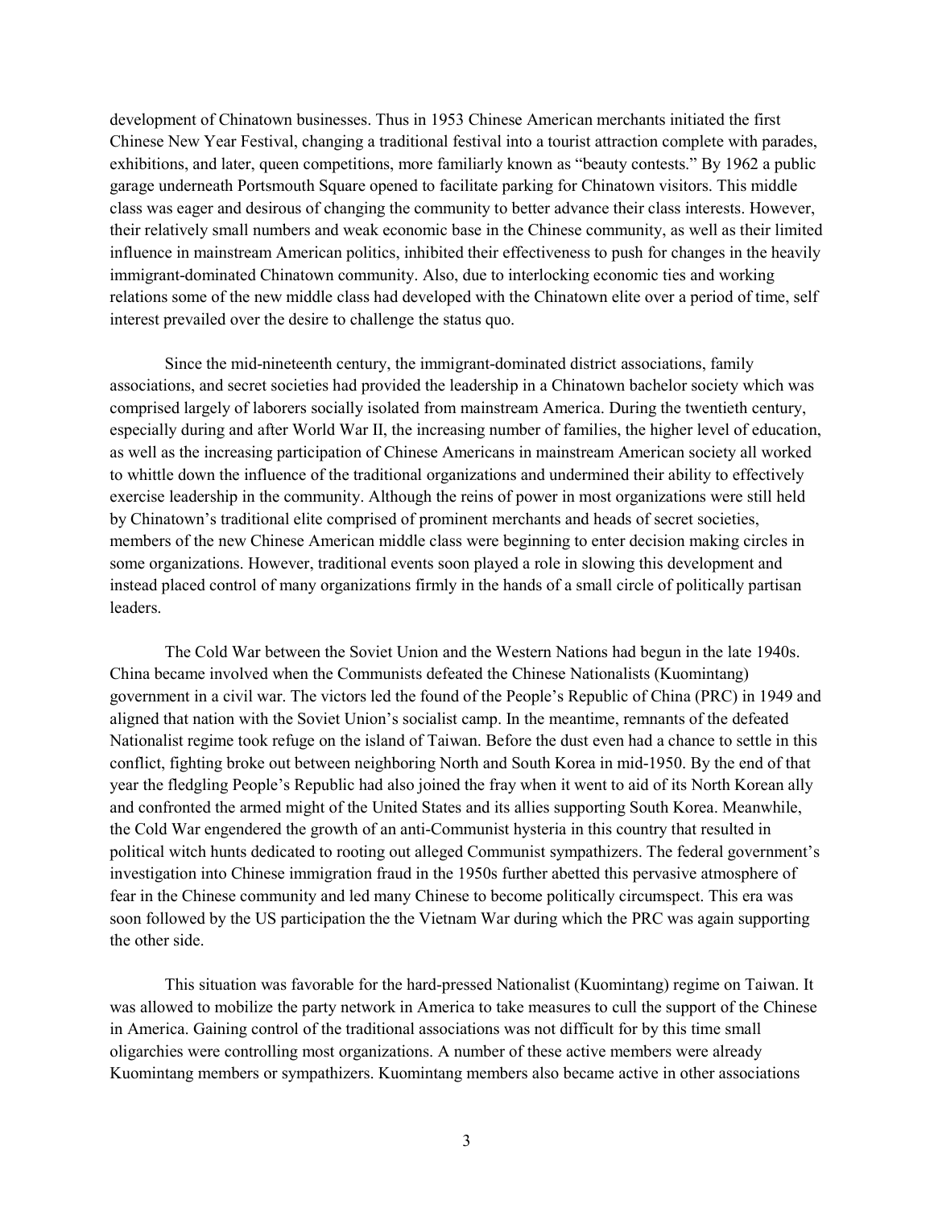development of Chinatown businesses. Thus in 1953 Chinese American merchants initiated the first Chinese New Year Festival, changing a traditional festival into a tourist attraction complete with parades, exhibitions, and later, queen competitions, more familiarly known as "beauty contests." By 1962 a public garage underneath Portsmouth Square opened to facilitate parking for Chinatown visitors. This middle class was eager and desirous of changing the community to better advance their class interests. However, their relatively small numbers and weak economic base in the Chinese community, as well as their limited influence in mainstream American politics, inhibited their effectiveness to push for changes in the heavily immigrant-dominated Chinatown community. Also, due to interlocking economic ties and working relations some of the new middle class had developed with the Chinatown elite over a period of time, self interest prevailed over the desire to challenge the status quo.

Since the mid-nineteenth century, the immigrant-dominated district associations, family associations, and secret societies had provided the leadership in a Chinatown bachelor society which was comprised largely of laborers socially isolated from mainstream America. During the twentieth century, especially during and after World War II, the increasing number of families, the higher level of education, as well as the increasing participation of Chinese Americans in mainstream American society all worked to whittle down the influence of the traditional organizations and undermined their ability to effectively exercise leadership in the community. Although the reins of power in most organizations were still held by Chinatown's traditional elite comprised of prominent merchants and heads of secret societies, members of the new Chinese American middle class were beginning to enter decision making circles in some organizations. However, traditional events soon played a role in slowing this development and instead placed control of many organizations firmly in the hands of a small circle of politically partisan leaders.

The Cold War between the Soviet Union and the Western Nations had begun in the late 1940s. China became involved when the Communists defeated the Chinese Nationalists (Kuomintang) government in a civil war. The victors led the found of the People's Republic of China (PRC) in 1949 and aligned that nation with the Soviet Union's socialist camp. In the meantime, remnants of the defeated Nationalist regime took refuge on the island of Taiwan. Before the dust even had a chance to settle in this conflict, fighting broke out between neighboring North and South Korea in mid-1950. By the end of that year the fledgling People's Republic had also joined the fray when it went to aid of its North Korean ally and confronted the armed might of the United States and its allies supporting South Korea. Meanwhile, the Cold War engendered the growth of an anti-Communist hysteria in this country that resulted in political witch hunts dedicated to rooting out alleged Communist sympathizers. The federal government's investigation into Chinese immigration fraud in the 1950s further abetted this pervasive atmosphere of fear in the Chinese community and led many Chinese to become politically circumspect. This era was soon followed by the US participation the the Vietnam War during which the PRC was again supporting the other side.

This situation was favorable for the hard-pressed Nationalist (Kuomintang) regime on Taiwan. It was allowed to mobilize the party network in America to take measures to cull the support of the Chinese in America. Gaining control of the traditional associations was not difficult for by this time small oligarchies were controlling most organizations. A number of these active members were already Kuomintang members or sympathizers. Kuomintang members also became active in other associations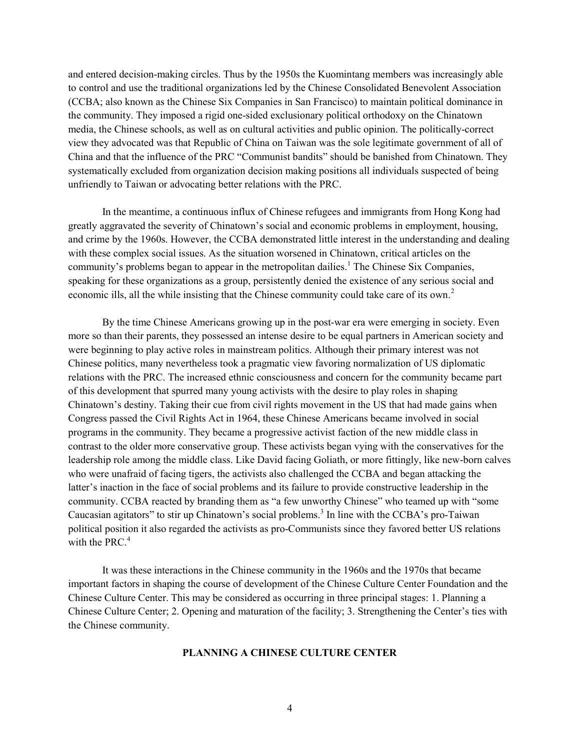and entered decision-making circles. Thus by the 1950s the Kuomintang members was increasingly able to control and use the traditional organizations led by the Chinese Consolidated Benevolent Association (CCBA; also known as the Chinese Six Companies in San Francisco) to maintain political dominance in the community. They imposed a rigid one-sided exclusionary political orthodoxy on the Chinatown media, the Chinese schools, as well as on cultural activities and public opinion. The politically-correct view they advocated was that Republic of China on Taiwan was the sole legitimate government of all of China and that the influence of the PRC "Communist bandits" should be banished from Chinatown. They systematically excluded from organization decision making positions all individuals suspected of being unfriendly to Taiwan or advocating better relations with the PRC.

In the meantime, a continuous influx of Chinese refugees and immigrants from Hong Kong had greatly aggravated the severity of Chinatown's social and economic problems in employment, housing, and crime by the 1960s. However, the CCBA demonstrated little interest in the understanding and dealing with these complex social issues. As the situation worsened in Chinatown, critical articles on the community's problems began to appear in the metropolitan dailies.[1] The Chinese Six Companies, speaking for these organizations as a group, persistently denied the existence of any serious social and economic ills, all the while insisting that the Chinese community could take care of its own.[2]

By the time Chinese Americans growing up in the post-war era were emerging in society. Even more so than their parents, they possessed an intense desire to be equal partners in American society and were beginning to play active roles in mainstream politics. Although their primary interest was not Chinese politics, many nevertheless took a pragmatic view favoring normalization of US diplomatic relations with the PRC. The increased ethnic consciousness and concern for the community became part of this development that spurred many young activists with the desire to play roles in shaping Chinatown's destiny. Taking their cue from civil rights movement in the US that had made gains when Congress passed the Civil Rights Act in 1964, these Chinese Americans became involved in social programs in the community. They became a progressive activist faction of the new middle class in contrast to the older more conservative group. These activists began vying with the conservatives for the leadership role among the middle class. Like David facing Goliath, or more fittingly, like new-born calves who were unafraid of facing tigers, the activists also challenged the CCBA and began attacking the latter's inaction in the face of social problems and its failure to provide constructive leadership in the community. CCBA reacted by branding them as "a few unworthy Chinese" who teamed up with "some Caucasian agitators" to stir up Chinatown's social problems.[3] In line with the CCBA's pro-Taiwan political position it also regarded the activists as pro-Communists since they favored better US relations with the PRC.[4]

It was these interactions in the Chinese community in the 1960s and the 1970s that became important factors in shaping the course of development of the Chinese Culture Center Foundation and the Chinese Culture Center. This may be considered as occurring in three principal stages: 1. Planning a Chinese Culture Center; 2. Opening and maturation of the facility; 3. Strengthening the Center's ties with the Chinese community.

## PLANNING A CHINESE CULTURE CENTER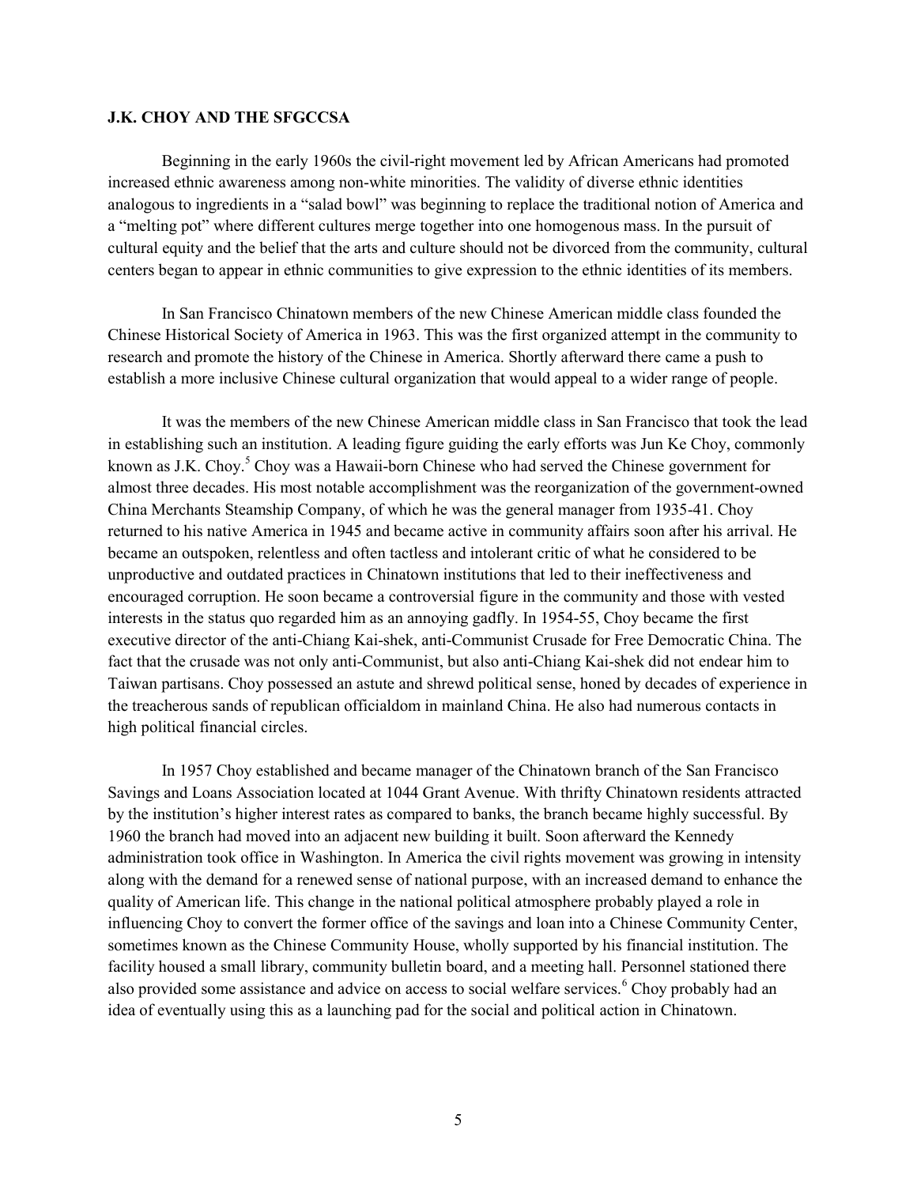**J.K. CHOY AND THE SFGCCSA**

Beginning in the early 1960s the civil-right movement led by African Americans had promoted increased ethnic awareness among non-white minorities. The validity of diverse ethnic identities analogous to ingredients in a "salad bowl" was beginning to replace the traditional notion of America and a "melting pot" where different cultures merge together into one homogenous mass. In the pursuit of cultural equity and the belief that the arts and culture should not be divorced from the community, cultural centers began to appear in ethnic communities to give expression to the ethnic identities of its members.

In San Francisco Chinatown members of the new Chinese American middle class founded the Chinese Historical Society of America in 1963. This was the first organized attempt in the community to research and promote the history of the Chinese in America. Shortly afterward there came a push to establish a more inclusive Chinese cultural organization that would appeal to a wider range of people.

It was the members of the new Chinese American middle class in San Francisco that took the lead in establishing such an institution. A leading figure guiding the early efforts was Jun Ke Choy, commonly known as J.K. Choy.[5] Choy was a Hawaii-born Chinese who had served the Chinese government for almost three decades. His most notable accomplishment was the reorganization of the government-owned China Merchants Steamship Company, of which he was the general manager from 1935-41. Choy returned to his native America in 1945 and became active in community affairs soon after his arrival. He became an outspoken, relentless and often tactless and intolerant critic of what he considered to be unproductive and outdated practices in Chinatown institutions that led to their ineffectiveness and encouraged corruption. He soon became a controversial figure in the community and those with vested interests in the status quo regarded him as an annoying gadfly. In 1954-55, Choy became the first executive director of the anti-Chiang Kai-shek, anti-Communist Crusade for Free Democratic China. The fact that the crusade was not only anti-Communist, but also anti-Chiang Kai-shek did not endear him to Taiwan partisans. Choy possessed an astute and shrewd political sense, honed by decades of experience in the treacherous sands of republican officialdom in mainland China. He also had numerous contacts in high political financial circles.

In 1957 Choy established and became manager of the Chinatown branch of the San Francisco Savings and Loans Association located at 1044 Grant Avenue. With thrifty Chinatown residents attracted by the institution's higher interest rates as compared to banks, the branch became highly successful. By 1960 the branch had moved into an adjacent new building it built. Soon afterward the Kennedy administration took office in Washington. In America the civil rights movement was growing in intensity along with the demand for a renewed sense of national purpose, with an increased demand to enhance the quality of American life. This change in the national political atmosphere probably played a role in influencing Choy to convert the former office of the savings and loan into a Chinese Community Center, sometimes known as the Chinese Community House, wholly supported by his financial institution. The facility housed a small library, community bulletin board, and a meeting hall. Personnel stationed there also provided some assistance and advice on access to social welfare services.[6] Choy probably had an idea of eventually using this as a launching pad for the social and political action in Chinatown.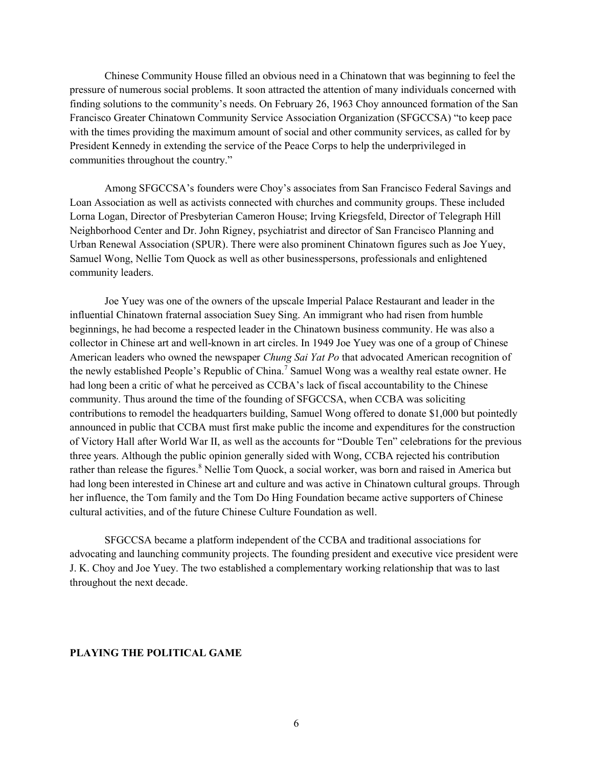Chinese Community House filled an obvious need in a Chinatown that was beginning to feel the pressure of numerous social problems. It soon attracted the attention of many individuals concerned with finding solutions to the community's needs. On February 26, 1963 Choy announced formation of the San Francisco Greater Chinatown Community Service Association Organization (SFGCCSA) "to keep pace with the times providing the maximum amount of social and other community services, as called for by President Kennedy in extending the service of the Peace Corps to help the underprivileged in communities throughout the country."

Among SFGCCSA's founders were Choy's associates from San Francisco Federal Savings and Loan Association as well as activists connected with churches and community groups. These included Lorna Logan, Director of Presbyterian Cameron House; Irving Kriegsfeld, Director of Telegraph Hill Neighborhood Center and Dr. John Rigney, psychiatrist and director of San Francisco Planning and Urban Renewal Association (SPUR). There were also prominent Chinatown figures such as Joe Yuey, Samuel Wong, Nellie Tom Quock as well as other businesspersons, professionals and enlightened community leaders.

Joe Yuey was one of the owners of the upscale Imperial Palace Restaurant and leader in the influential Chinatown fraternal association Suey Sing. An immigrant who had risen from humble beginnings, he had become a respected leader in the Chinatown business community. He was also a collector in Chinese art and well-known in art circles. In 1949 Joe Yuey was one of a group of Chinese American leaders who owned the newspaper *Chung Sai Yat Po* that advocated American recognition of the newly established People's Republic of China.[7] Samuel Wong was a wealthy real estate owner. He had long been a critic of what he perceived as CCBA's lack of fiscal accountability to the Chinese community. Thus around the time of the founding of SFGCCSA, when CCBA was soliciting contributions to remodel the headquarters building, Samuel Wong offered to donate $1,000 but pointedly announced in public that CCBA must first make public the income and expenditures for the construction of Victory Hall after World War II, as well as the accounts for "Double Ten" celebrations for the previous three years. Although the public opinion generally sided with Wong, CCBA rejected his contribution rather than release the figures.[8] Nellie Tom Quock, a social worker, was born and raised in America but had long been interested in Chinese art and culture and was active in Chinatown cultural groups. Through her influence, the Tom family and the Tom Do Hing Foundation became active supporters of Chinese cultural activities, and of the future Chinese Culture Foundation as well.

SFGCCSA became a platform independent of the CCBA and traditional associations for advocating and launching community projects. The founding president and executive vice president were J. K. Choy and Joe Yuey. The two established a complementary working relationship that was to last throughout the next decade.

## PLAYING THE POLITICAL GAME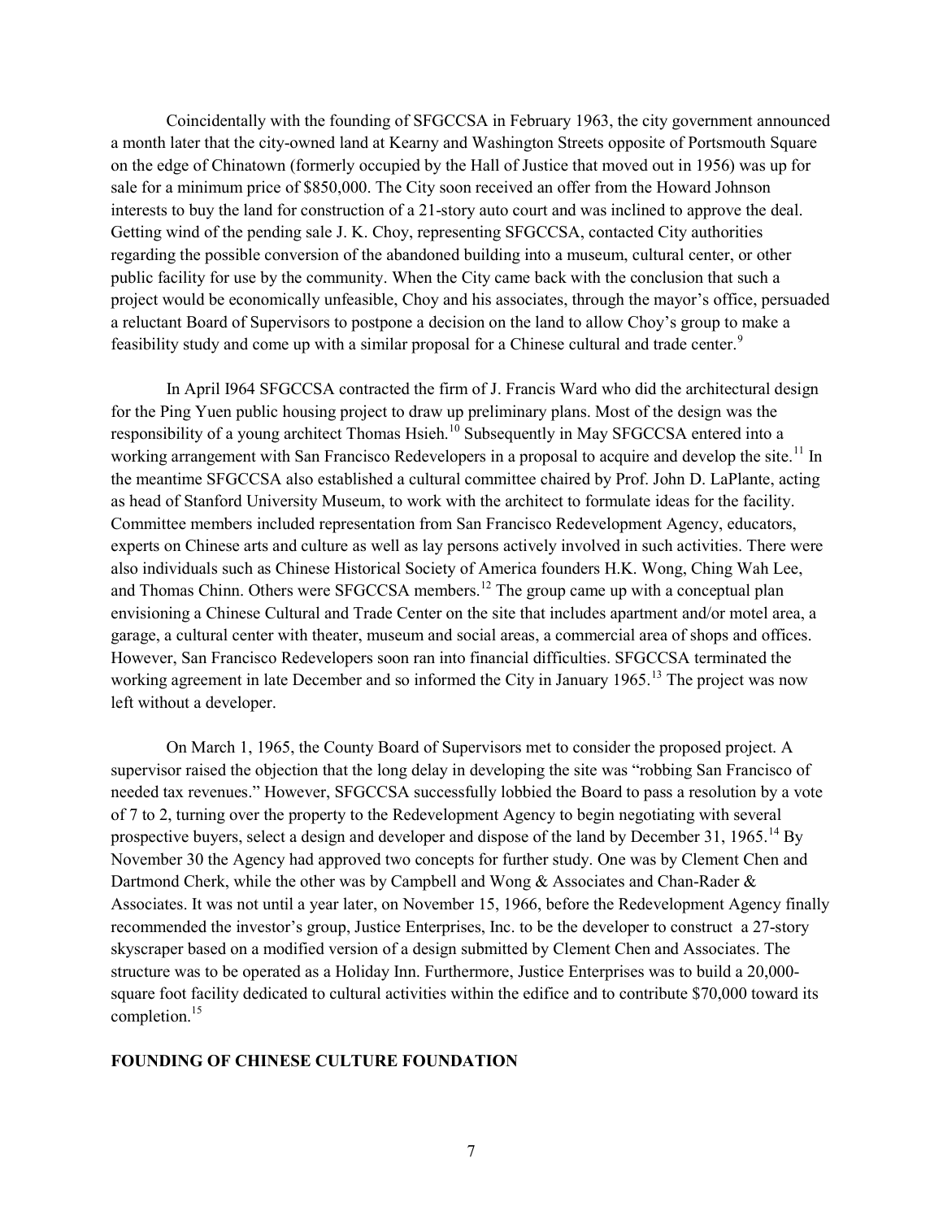Coincidentally with the founding of SFGCCSA in February 1963, the city government announced a month later that the city-owned land at Kearny and Washington Streets opposite of Portsmouth Square on the edge of Chinatown (formerly occupied by the Hall of Justice that moved out in 1956) was up for sale for a minimum price of $850,000. The City soon received an offer from the Howard Johnson interests to buy the land for construction of a 21-story auto court and was inclined to approve the deal. Getting wind of the pending sale J. K. Choy, representing SFGCCSA, contacted City authorities regarding the possible conversion of the abandoned building into a museum, cultural center, or other public facility for use by the community. When the City came back with the conclusion that such a project would be economically unfeasible, Choy and his associates, through the mayor's office, persuaded a reluctant Board of Supervisors to postpone a decision on the land to allow Choy's group to make a feasibility study and come up with a similar proposal for a Chinese cultural and trade center.[9]

In April I964 SFGCCSA contracted the firm of J. Francis Ward who did the architectural design for the Ping Yuen public housing project to draw up preliminary plans. Most of the design was the responsibility of a young architect Thomas Hsieh.[10] Subsequently in May SFGCCSA entered into a working arrangement with San Francisco Redevelopers in a proposal to acquire and develop the site.[11] In the meantime SFGCCSA also established a cultural committee chaired by Prof. John D. LaPlante, acting as head of Stanford University Museum, to work with the architect to formulate ideas for the facility. Committee members included representation from San Francisco Redevelopment Agency, educators, experts on Chinese arts and culture as well as lay persons actively involved in such activities. There were also individuals such as Chinese Historical Society of America founders H.K. Wong, Ching Wah Lee, and Thomas Chinn. Others were SFGCCSA members.[12] The group came up with a conceptual plan envisioning a Chinese Cultural and Trade Center on the site that includes apartment and/or motel area, a garage, a cultural center with theater, museum and social areas, a commercial area of shops and offices. However, San Francisco Redevelopers soon ran into financial difficulties. SFGCCSA terminated the working agreement in late December and so informed the City in January 1965.[13] The project was now left without a developer.

On March 1, 1965, the County Board of Supervisors met to consider the proposed project. A supervisor raised the objection that the long delay in developing the site was "robbing San Francisco of needed tax revenues." However, SFGCCSA successfully lobbied the Board to pass a resolution by a vote of 7 to 2, turning over the property to the Redevelopment Agency to begin negotiating with several prospective buyers, select a design and developer and dispose of the land by December 31, 1965.[14] By November 30 the Agency had approved two concepts for further study. One was by Clement Chen and Dartmond Cherk, while the other was by Campbell and Wong & Associates and Chan-Rader & Associates. It was not until a year later, on November 15, 1966, before the Redevelopment Agency finally recommended the investor's group, Justice Enterprises, Inc. to be the developer to construct a 27-story skyscraper based on a modified version of a design submitted by Clement Chen and Associates. The structure was to be operated as a Holiday Inn. Furthermore, Justice Enterprises was to build a 20,000-square foot facility dedicated to cultural activities within the edifice and to contribute $70,000 toward its completion.[15]

## FOUNDING OF CHINESE CULTURE FOUNDATION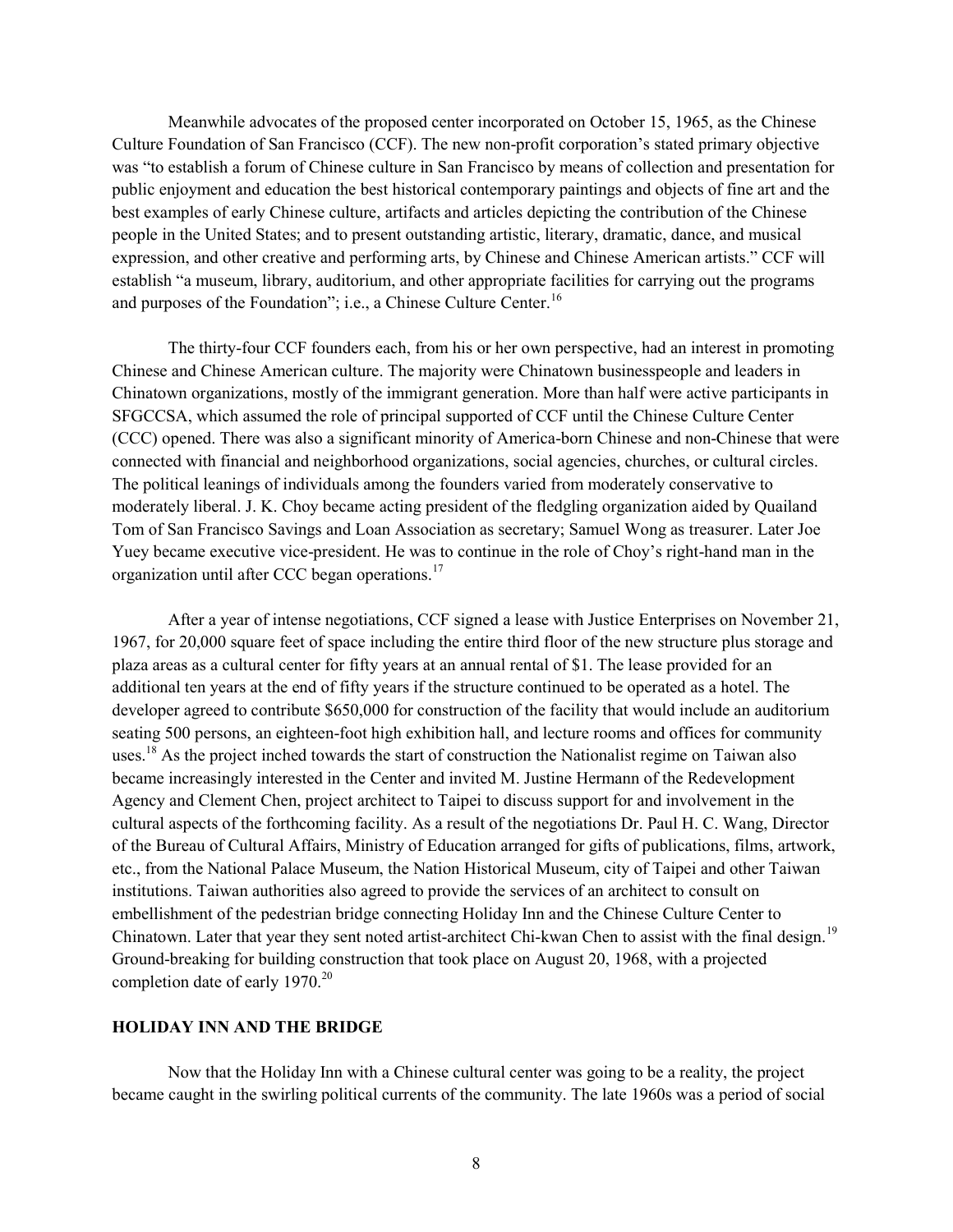Meanwhile advocates of the proposed center incorporated on October 15, 1965, as the Chinese Culture Foundation of San Francisco (CCF). The new non-profit corporation's stated primary objective was "to establish a forum of Chinese culture in San Francisco by means of collection and presentation for public enjoyment and education the best historical contemporary paintings and objects of fine art and the best examples of early Chinese culture, artifacts and articles depicting the contribution of the Chinese people in the United States; and to present outstanding artistic, literary, dramatic, dance, and musical expression, and other creative and performing arts, by Chinese and Chinese American artists." CCF will establish "a museum, library, auditorium, and other appropriate facilities for carrying out the programs and purposes of the Foundation"; i.e., a Chinese Culture Center.[16]

The thirty-four CCF founders each, from his or her own perspective, had an interest in promoting Chinese and Chinese American culture. The majority were Chinatown businesspeople and leaders in Chinatown organizations, mostly of the immigrant generation. More than half were active participants in SFGCCSA, which assumed the role of principal supported of CCF until the Chinese Culture Center (CCC) opened. There was also a significant minority of America-born Chinese and non-Chinese that were connected with financial and neighborhood organizations, social agencies, churches, or cultural circles. The political leanings of individuals among the founders varied from moderately conservative to moderately liberal. J. K. Choy became acting president of the fledgling organization aided by Quailand Tom of San Francisco Savings and Loan Association as secretary; Samuel Wong as treasurer. Later Joe Yuey became executive vice-president. He was to continue in the role of Choy's right-hand man in the organization until after CCC began operations.[17]

After a year of intense negotiations, CCF signed a lease with Justice Enterprises on November 21, 1967, for 20,000 square feet of space including the entire third floor of the new structure plus storage and plaza areas as a cultural center for fifty years at an annual rental of $1. The lease provided for an additional ten years at the end of fifty years if the structure continued to be operated as a hotel. The developer agreed to contribute $650,000 for construction of the facility that would include an auditorium seating 500 persons, an eighteen-foot high exhibition hall, and lecture rooms and offices for community uses.[18] As the project inched towards the start of construction the Nationalist regime on Taiwan also became increasingly interested in the Center and invited M. Justine Hermann of the Redevelopment Agency and Clement Chen, project architect to Taipei to discuss support for and involvement in the cultural aspects of the forthcoming facility. As a result of the negotiations Dr. Paul H. C. Wang, Director of the Bureau of Cultural Affairs, Ministry of Education arranged for gifts of publications, films, artwork, etc., from the National Palace Museum, the Nation Historical Museum, city of Taipei and other Taiwan institutions. Taiwan authorities also agreed to provide the services of an architect to consult on embellishment of the pedestrian bridge connecting Holiday Inn and the Chinese Culture Center to Chinatown. Later that year they sent noted artist-architect Chi-kwan Chen to assist with the final design.[19] Ground-breaking for building construction that took place on August 20, 1968, with a projected completion date of early 1970.[20]

## HOLIDAY INN AND THE BRIDGE

Now that the Holiday Inn with a Chinese cultural center was going to be a reality, the project became caught in the swirling political currents of the community. The late 1960s was a period of social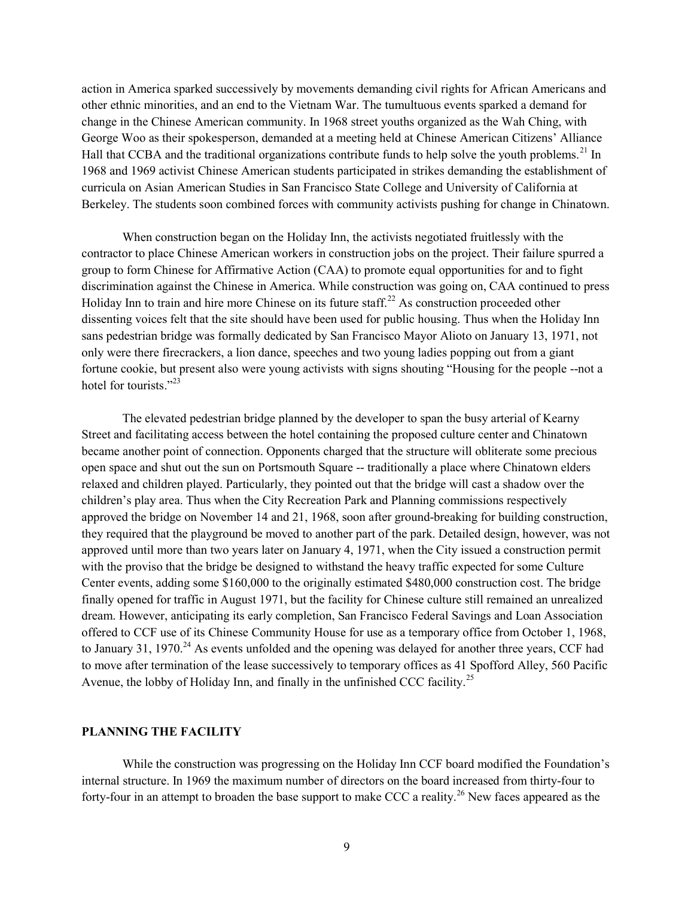action in America sparked successively by movements demanding civil rights for African Americans and other ethnic minorities, and an end to the Vietnam War. The tumultuous events sparked a demand for change in the Chinese American community. In 1968 street youths organized as the Wah Ching, with George Woo as their spokesperson, demanded at a meeting held at Chinese American Citizens' Alliance Hall that CCBA and the traditional organizations contribute funds to help solve the youth problems.[21] In 1968 and 1969 activist Chinese American students participated in strikes demanding the establishment of curricula on Asian American Studies in San Francisco State College and University of California at Berkeley. The students soon combined forces with community activists pushing for change in Chinatown.

When construction began on the Holiday Inn, the activists negotiated fruitlessly with the contractor to place Chinese American workers in construction jobs on the project. Their failure spurred a group to form Chinese for Affirmative Action (CAA) to promote equal opportunities for and to fight discrimination against the Chinese in America. While construction was going on, CAA continued to press Holiday Inn to train and hire more Chinese on its future staff.[22] As construction proceeded other dissenting voices felt that the site should have been used for public housing. Thus when the Holiday Inn sans pedestrian bridge was formally dedicated by San Francisco Mayor Alioto on January 13, 1971, not only were there firecrackers, a lion dance, speeches and two young ladies popping out from a giant fortune cookie, but present also were young activists with signs shouting "Housing for the people --not a hotel for tourists."[23]

The elevated pedestrian bridge planned by the developer to span the busy arterial of Kearny Street and facilitating access between the hotel containing the proposed culture center and Chinatown became another point of connection. Opponents charged that the structure will obliterate some precious open space and shut out the sun on Portsmouth Square -- traditionally a place where Chinatown elders relaxed and children played. Particularly, they pointed out that the bridge will cast a shadow over the children's play area. Thus when the City Recreation Park and Planning commissions respectively approved the bridge on November 14 and 21, 1968, soon after ground-breaking for building construction, they required that the playground be moved to another part of the park. Detailed design, however, was not approved until more than two years later on January 4, 1971, when the City issued a construction permit with the proviso that the bridge be designed to withstand the heavy traffic expected for some Culture Center events, adding some $160,000 to the originally estimated $480,000 construction cost. The bridge finally opened for traffic in August 1971, but the facility for Chinese culture still remained an unrealized dream. However, anticipating its early completion, San Francisco Federal Savings and Loan Association offered to CCF use of its Chinese Community House for use as a temporary office from October 1, 1968, to January 31, 1970.[24] As events unfolded and the opening was delayed for another three years, CCF had to move after termination of the lease successively to temporary offices as 41 Spofford Alley, 560 Pacific Avenue, the lobby of Holiday Inn, and finally in the unfinished CCC facility.[25]

## PLANNING THE FACILITY

While the construction was progressing on the Holiday Inn CCF board modified the Foundation's internal structure. In 1969 the maximum number of directors on the board increased from thirty-four to forty-four in an attempt to broaden the base support to make CCC a reality.[26] New faces appeared as the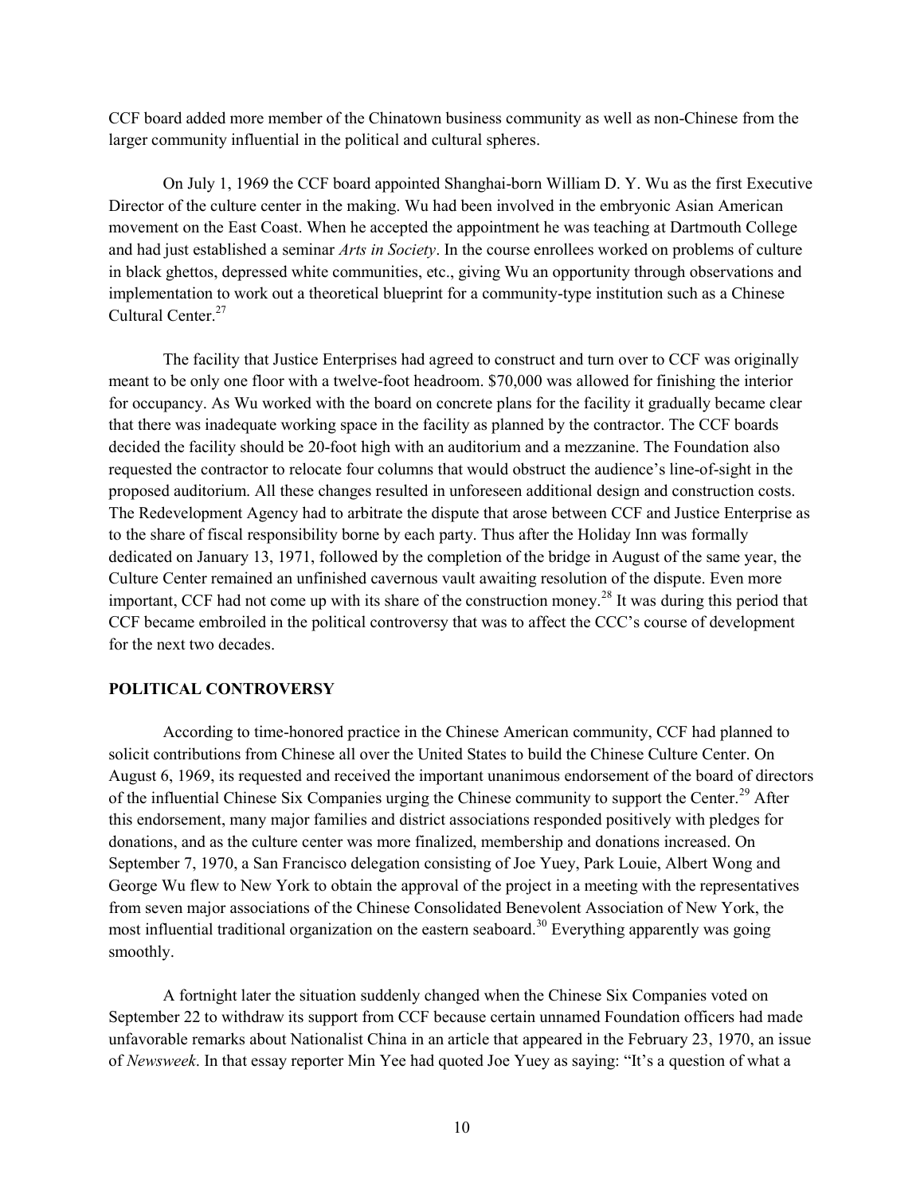CCF board added more member of the Chinatown business community as well as non-Chinese from the larger community influential in the political and cultural spheres.

On July 1, 1969 the CCF board appointed Shanghai-born William D. Y. Wu as the first Executive Director of the culture center in the making. Wu had been involved in the embryonic Asian American movement on the East Coast. When he accepted the appointment he was teaching at Dartmouth College and had just established a seminar *Arts in Society*. In the course enrollees worked on problems of culture in black ghettos, depressed white communities, etc., giving Wu an opportunity through observations and implementation to work out a theoretical blueprint for a community-type institution such as a Chinese Cultural Center.[27]

The facility that Justice Enterprises had agreed to construct and turn over to CCF was originally meant to be only one floor with a twelve-foot headroom. $70,000 was allowed for finishing the interior for occupancy. As Wu worked with the board on concrete plans for the facility it gradually became clear that there was inadequate working space in the facility as planned by the contractor. The CCF boards decided the facility should be 20-foot high with an auditorium and a mezzanine. The Foundation also requested the contractor to relocate four columns that would obstruct the audience's line-of-sight in the proposed auditorium. All these changes resulted in unforeseen additional design and construction costs. The Redevelopment Agency had to arbitrate the dispute that arose between CCF and Justice Enterprise as to the share of fiscal responsibility borne by each party. Thus after the Holiday Inn was formally dedicated on January 13, 1971, followed by the completion of the bridge in August of the same year, the Culture Center remained an unfinished cavernous vault awaiting resolution of the dispute. Even more important, CCF had not come up with its share of the construction money.[28] It was during this period that CCF became embroiled in the political controversy that was to affect the CCC's course of development for the next two decades.

## POLITICAL CONTROVERSY

According to time-honored practice in the Chinese American community, CCF had planned to solicit contributions from Chinese all over the United States to build the Chinese Culture Center. On August 6, 1969, its requested and received the important unanimous endorsement of the board of directors of the influential Chinese Six Companies urging the Chinese community to support the Center.[29] After this endorsement, many major families and district associations responded positively with pledges for donations, and as the culture center was more finalized, membership and donations increased. On September 7, 1970, a San Francisco delegation consisting of Joe Yuey, Park Louie, Albert Wong and George Wu flew to New York to obtain the approval of the project in a meeting with the representatives from seven major associations of the Chinese Consolidated Benevolent Association of New York, the most influential traditional organization on the eastern seaboard.[30] Everything apparently was going smoothly.

A fortnight later the situation suddenly changed when the Chinese Six Companies voted on September 22 to withdraw its support from CCF because certain unnamed Foundation officers had made unfavorable remarks about Nationalist China in an article that appeared in the February 23, 1970, an issue of *Newsweek*. In that essay reporter Min Yee had quoted Joe Yuey as saying: "It's a question of what a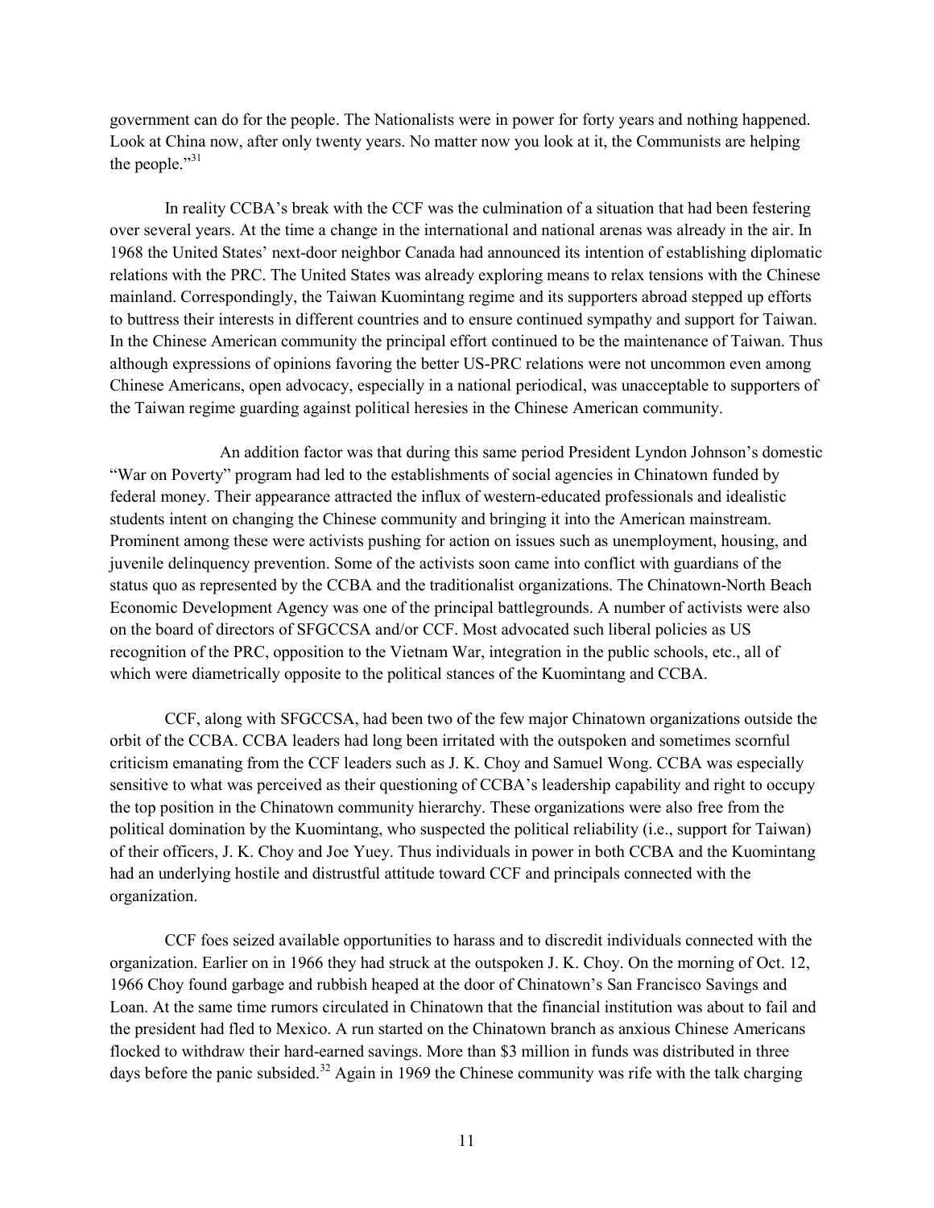government can do for the people. The Nationalists were in power for forty years and nothing happened. Look at China now, after only twenty years. No matter now you look at it, the Communists are helping the people."[31]

In reality CCBA's break with the CCF was the culmination of a situation that had been festering over several years. At the time a change in the international and national arenas was already in the air. In 1968 the United States' next-door neighbor Canada had announced its intention of establishing diplomatic relations with the PRC. The United States was already exploring means to relax tensions with the Chinese mainland. Correspondingly, the Taiwan Kuomintang regime and its supporters abroad stepped up efforts to buttress their interests in different countries and to ensure continued sympathy and support for Taiwan. In the Chinese American community the principal effort continued to be the maintenance of Taiwan. Thus although expressions of opinions favoring the better US-PRC relations were not uncommon even among Chinese Americans, open advocacy, especially in a national periodical, was unacceptable to supporters of the Taiwan regime guarding against political heresies in the Chinese American community.

An addition factor was that during this same period President Lyndon Johnson's domestic "War on Poverty" program had led to the establishments of social agencies in Chinatown funded by federal money. Their appearance attracted the influx of western-educated professionals and idealistic students intent on changing the Chinese community and bringing it into the American mainstream. Prominent among these were activists pushing for action on issues such as unemployment, housing, and juvenile delinquency prevention. Some of the activists soon came into conflict with guardians of the status quo as represented by the CCBA and the traditionalist organizations. The Chinatown-North Beach Economic Development Agency was one of the principal battlegrounds. A number of activists were also on the board of directors of SFGCCSA and/or CCF. Most advocated such liberal policies as US recognition of the PRC, opposition to the Vietnam War, integration in the public schools, etc., all of which were diametrically opposite to the political stances of the Kuomintang and CCBA.

CCF, along with SFGCCSA, had been two of the few major Chinatown organizations outside the orbit of the CCBA. CCBA leaders had long been irritated with the outspoken and sometimes scornful criticism emanating from the CCF leaders such as J. K. Choy and Samuel Wong. CCBA was especially sensitive to what was perceived as their questioning of CCBA's leadership capability and right to occupy the top position in the Chinatown community hierarchy. These organizations were also free from the political domination by the Kuomintang, who suspected the political reliability (i.e., support for Taiwan) of their officers, J. K. Choy and Joe Yuey. Thus individuals in power in both CCBA and the Kuomintang had an underlying hostile and distrustful attitude toward CCF and principals connected with the organization.

CCF foes seized available opportunities to harass and to discredit individuals connected with the organization. Earlier on in 1966 they had struck at the outspoken J. K. Choy. On the morning of Oct. 12, 1966 Choy found garbage and rubbish heaped at the door of Chinatown's San Francisco Savings and Loan. At the same time rumors circulated in Chinatown that the financial institution was about to fail and the president had fled to Mexico. A run started on the Chinatown branch as anxious Chinese Americans flocked to withdraw their hard-earned savings. More than $3 million in funds was distributed in three days before the panic subsided.[32] Again in 1969 the Chinese community was rife with the talk charging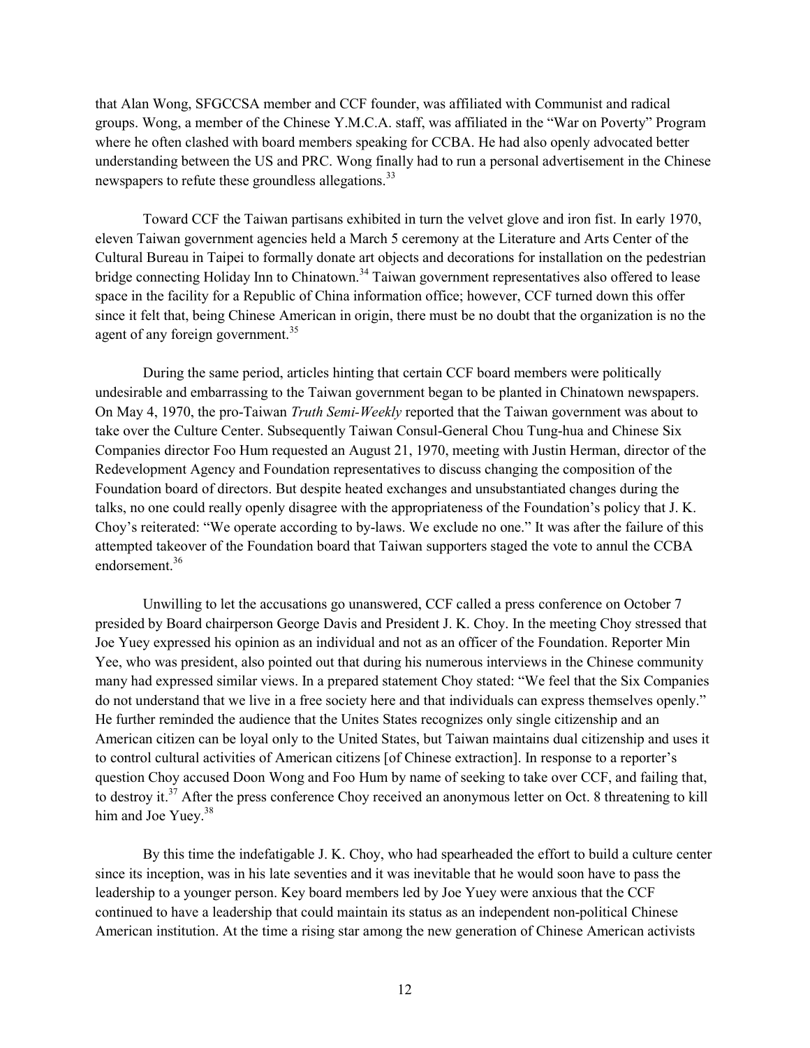that Alan Wong, SFGCCSA member and CCF founder, was affiliated with Communist and radical groups. Wong, a member of the Chinese Y.M.C.A. staff, was affiliated in the "War on Poverty" Program where he often clashed with board members speaking for CCBA. He had also openly advocated better understanding between the US and PRC. Wong finally had to run a personal advertisement in the Chinese newspapers to refute these groundless allegations.[33]

Toward CCF the Taiwan partisans exhibited in turn the velvet glove and iron fist. In early 1970, eleven Taiwan government agencies held a March 5 ceremony at the Literature and Arts Center of the Cultural Bureau in Taipei to formally donate art objects and decorations for installation on the pedestrian bridge connecting Holiday Inn to Chinatown.[34] Taiwan government representatives also offered to lease space in the facility for a Republic of China information office; however, CCF turned down this offer since it felt that, being Chinese American in origin, there must be no doubt that the organization is no the agent of any foreign government.[35]

During the same period, articles hinting that certain CCF board members were politically undesirable and embarrassing to the Taiwan government began to be planted in Chinatown newspapers. On May 4, 1970, the pro-Taiwan *Truth Semi-Weekly* reported that the Taiwan government was about to take over the Culture Center. Subsequently Taiwan Consul-General Chou Tung-hua and Chinese Six Companies director Foo Hum requested an August 21, 1970, meeting with Justin Herman, director of the Redevelopment Agency and Foundation representatives to discuss changing the composition of the Foundation board of directors. But despite heated exchanges and unsubstantiated changes during the talks, no one could really openly disagree with the appropriateness of the Foundation's policy that J. K. Choy's reiterated: "We operate according to by-laws. We exclude no one." It was after the failure of this attempted takeover of the Foundation board that Taiwan supporters staged the vote to annul the CCBA endorsement.[36]

Unwilling to let the accusations go unanswered, CCF called a press conference on October 7 presided by Board chairperson George Davis and President J. K. Choy. In the meeting Choy stressed that Joe Yuey expressed his opinion as an individual and not as an officer of the Foundation. Reporter Min Yee, who was president, also pointed out that during his numerous interviews in the Chinese community many had expressed similar views. In a prepared statement Choy stated: "We feel that the Six Companies do not understand that we live in a free society here and that individuals can express themselves openly." He further reminded the audience that the Unites States recognizes only single citizenship and an American citizen can be loyal only to the United States, but Taiwan maintains dual citizenship and uses it to control cultural activities of American citizens [of Chinese extraction]. In response to a reporter's question Choy accused Doon Wong and Foo Hum by name of seeking to take over CCF, and failing that, to destroy it.[37] After the press conference Choy received an anonymous letter on Oct. 8 threatening to kill him and Joe Yuey.[38]

By this time the indefatigable J. K. Choy, who had spearheaded the effort to build a culture center since its inception, was in his late seventies and it was inevitable that he would soon have to pass the leadership to a younger person. Key board members led by Joe Yuey were anxious that the CCF continued to have a leadership that could maintain its status as an independent non-political Chinese American institution. At the time a rising star among the new generation of Chinese American activists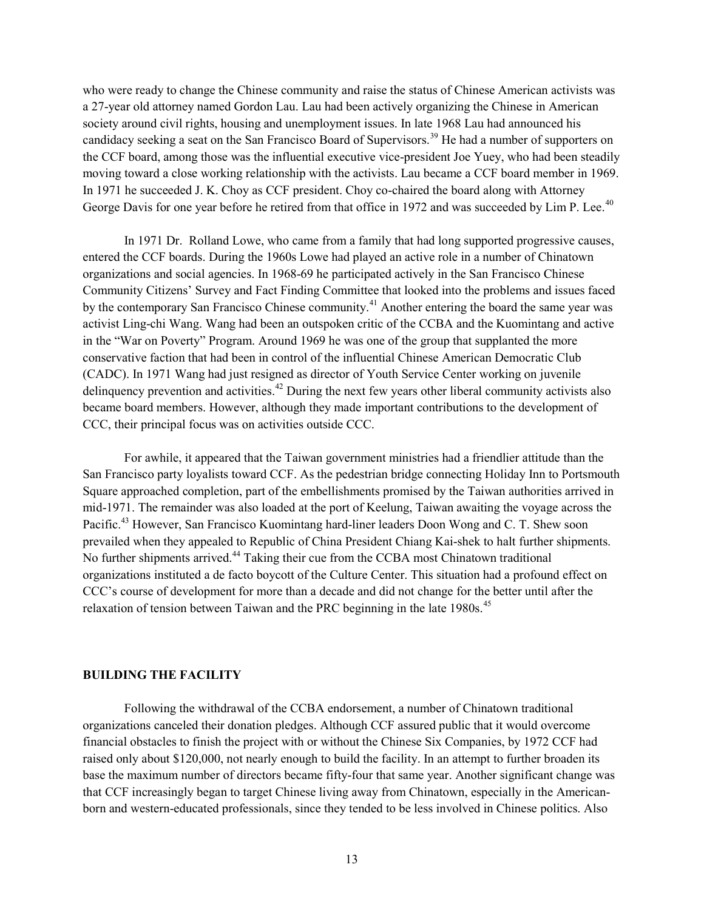who were ready to change the Chinese community and raise the status of Chinese American activists was a 27-year old attorney named Gordon Lau. Lau had been actively organizing the Chinese in American society around civil rights, housing and unemployment issues. In late 1968 Lau had announced his candidacy seeking a seat on the San Francisco Board of Supervisors.[39] He had a number of supporters on the CCF board, among those was the influential executive vice-president Joe Yuey, who had been steadily moving toward a close working relationship with the activists. Lau became a CCF board member in 1969. In 1971 he succeeded J. K. Choy as CCF president. Choy co-chaired the board along with Attorney George Davis for one year before he retired from that office in 1972 and was succeeded by Lim P. Lee.[40]

In 1971 Dr. Rolland Lowe, who came from a family that had long supported progressive causes, entered the CCF boards. During the 1960s Lowe had played an active role in a number of Chinatown organizations and social agencies. In 1968-69 he participated actively in the San Francisco Chinese Community Citizens' Survey and Fact Finding Committee that looked into the problems and issues faced by the contemporary San Francisco Chinese community.[41] Another entering the board the same year was activist Ling-chi Wang. Wang had been an outspoken critic of the CCBA and the Kuomintang and active in the "War on Poverty" Program. Around 1969 he was one of the group that supplanted the more conservative faction that had been in control of the influential Chinese American Democratic Club (CADC). In 1971 Wang had just resigned as director of Youth Service Center working on juvenile delinquency prevention and activities.[42] During the next few years other liberal community activists also became board members. However, although they made important contributions to the development of CCC, their principal focus was on activities outside CCC.

For awhile, it appeared that the Taiwan government ministries had a friendlier attitude than the San Francisco party loyalists toward CCF. As the pedestrian bridge connecting Holiday Inn to Portsmouth Square approached completion, part of the embellishments promised by the Taiwan authorities arrived in mid-1971. The remainder was also loaded at the port of Keelung, Taiwan awaiting the voyage across the Pacific.[43] However, San Francisco Kuomintang hard-liner leaders Doon Wong and C. T. Shew soon prevailed when they appealed to Republic of China President Chiang Kai-shek to halt further shipments. No further shipments arrived.[44] Taking their cue from the CCBA most Chinatown traditional organizations instituted a de facto boycott of the Culture Center. This situation had a profound effect on CCC's course of development for more than a decade and did not change for the better until after the relaxation of tension between Taiwan and the PRC beginning in the late 1980s.[45]

## BUILDING THE FACILITY

Following the withdrawal of the CCBA endorsement, a number of Chinatown traditional organizations canceled their donation pledges. Although CCF assured public that it would overcome financial obstacles to finish the project with or without the Chinese Six Companies, by 1972 CCF had raised only about $120,000, not nearly enough to build the facility. In an attempt to further broaden its base the maximum number of directors became fifty-four that same year. Another significant change was that CCF increasingly began to target Chinese living away from Chinatown, especially in the American-born and western-educated professionals, since they tended to be less involved in Chinese politics. Also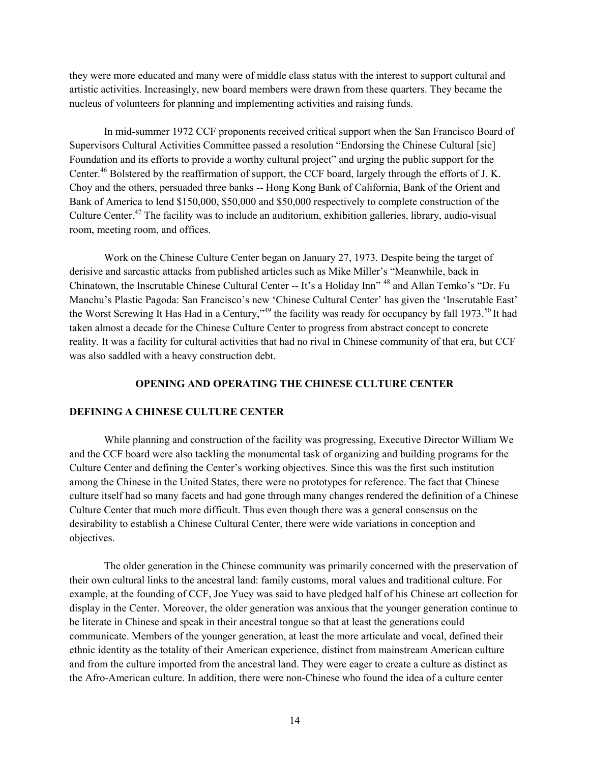they were more educated and many were of middle class status with the interest to support cultural and artistic activities. Increasingly, new board members were drawn from these quarters. They became the nucleus of volunteers for planning and implementing activities and raising funds.

In mid-summer 1972 CCF proponents received critical support when the San Francisco Board of Supervisors Cultural Activities Committee passed a resolution "Endorsing the Chinese Cultural [sic] Foundation and its efforts to provide a worthy cultural project" and urging the public support for the Center.[46] Bolstered by the reaffirmation of support, the CCF board, largely through the efforts of J. K. Choy and the others, persuaded three banks -- Hong Kong Bank of California, Bank of the Orient and Bank of America to lend $150,000, $50,000 and $50,000 respectively to complete construction of the Culture Center.[47] The facility was to include an auditorium, exhibition galleries, library, audio-visual room, meeting room, and offices.

Work on the Chinese Culture Center began on January 27, 1973. Despite being the target of derisive and sarcastic attacks from published articles such as Mike Miller's "Meanwhile, back in Chinatown, the Inscrutable Chinese Cultural Center -- It's a Holiday Inn" [48] and Allan Temko's "Dr. Fu Manchu's Plastic Pagoda: San Francisco's new 'Chinese Cultural Center' has given the 'Inscrutable East' the Worst Screwing It Has Had in a Century,"[49] the facility was ready for occupancy by fall 1973.[50] It had taken almost a decade for the Chinese Culture Center to progress from abstract concept to concrete reality. It was a facility for cultural activities that had no rival in Chinese community of that era, but CCF was also saddled with a heavy construction debt.

## OPENING AND OPERATING THE CHINESE CULTURE CENTER

### DEFINING A CHINESE CULTURE CENTER

While planning and construction of the facility was progressing, Executive Director William We and the CCF board were also tackling the monumental task of organizing and building programs for the Culture Center and defining the Center's working objectives. Since this was the first such institution among the Chinese in the United States, there were no prototypes for reference. The fact that Chinese culture itself had so many facets and had gone through many changes rendered the definition of a Chinese Culture Center that much more difficult. Thus even though there was a general consensus on the desirability to establish a Chinese Cultural Center, there were wide variations in conception and objectives.

The older generation in the Chinese community was primarily concerned with the preservation of their own cultural links to the ancestral land: family customs, moral values and traditional culture. For example, at the founding of CCF, Joe Yuey was said to have pledged half of his Chinese art collection for display in the Center. Moreover, the older generation was anxious that the younger generation continue to be literate in Chinese and speak in their ancestral tongue so that at least the generations could communicate. Members of the younger generation, at least the more articulate and vocal, defined their ethnic identity as the totality of their American experience, distinct from mainstream American culture and from the culture imported from the ancestral land. They were eager to create a culture as distinct as the Afro-American culture. In addition, there were non-Chinese who found the idea of a culture center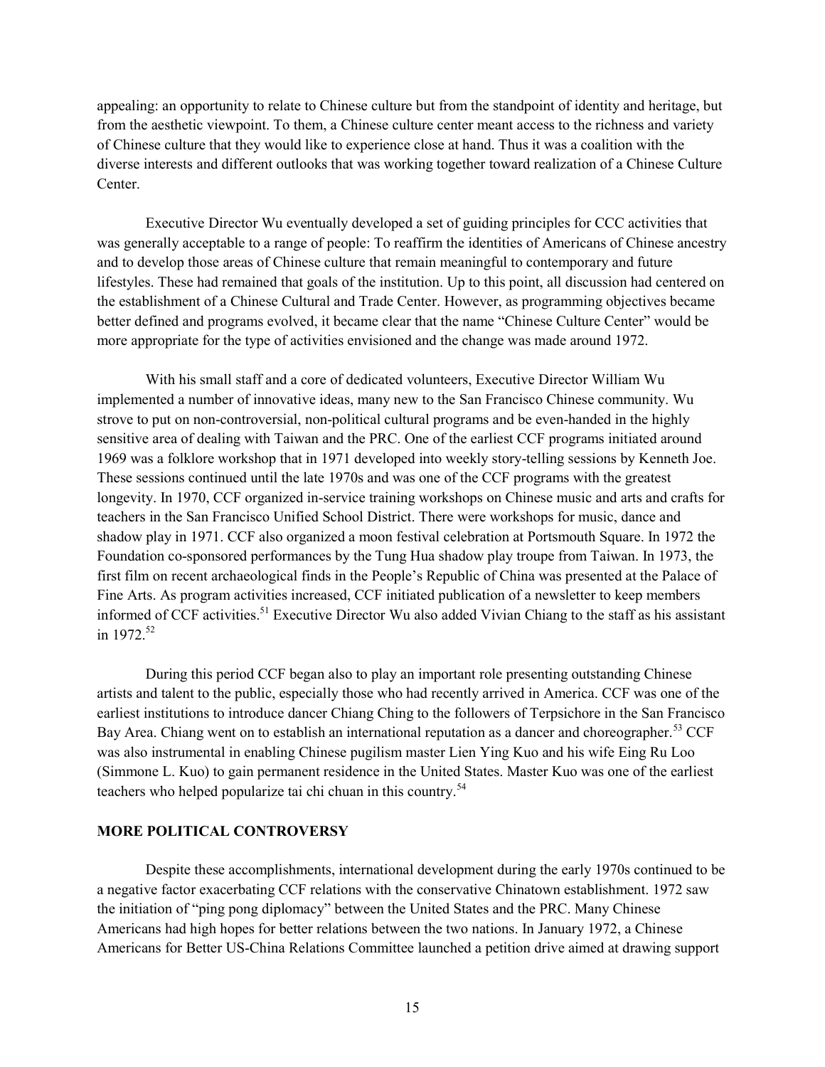appealing: an opportunity to relate to Chinese culture but from the standpoint of identity and heritage, but from the aesthetic viewpoint. To them, a Chinese culture center meant access to the richness and variety of Chinese culture that they would like to experience close at hand. Thus it was a coalition with the diverse interests and different outlooks that was working together toward realization of a Chinese Culture Center.

Executive Director Wu eventually developed a set of guiding principles for CCC activities that was generally acceptable to a range of people: To reaffirm the identities of Americans of Chinese ancestry and to develop those areas of Chinese culture that remain meaningful to contemporary and future lifestyles. These had remained that goals of the institution. Up to this point, all discussion had centered on the establishment of a Chinese Cultural and Trade Center. However, as programming objectives became better defined and programs evolved, it became clear that the name "Chinese Culture Center" would be more appropriate for the type of activities envisioned and the change was made around 1972.

With his small staff and a core of dedicated volunteers, Executive Director William Wu implemented a number of innovative ideas, many new to the San Francisco Chinese community. Wu strove to put on non-controversial, non-political cultural programs and be even-handed in the highly sensitive area of dealing with Taiwan and the PRC. One of the earliest CCF programs initiated around 1969 was a folklore workshop that in 1971 developed into weekly story-telling sessions by Kenneth Joe. These sessions continued until the late 1970s and was one of the CCF programs with the greatest longevity. In 1970, CCF organized in-service training workshops on Chinese music and arts and crafts for teachers in the San Francisco Unified School District. There were workshops for music, dance and shadow play in 1971. CCF also organized a moon festival celebration at Portsmouth Square. In 1972 the Foundation co-sponsored performances by the Tung Hua shadow play troupe from Taiwan. In 1973, the first film on recent archaeological finds in the People's Republic of China was presented at the Palace of Fine Arts. As program activities increased, CCF initiated publication of a newsletter to keep members informed of CCF activities.[51] Executive Director Wu also added Vivian Chiang to the staff as his assistant in 1972.[52]

During this period CCF began also to play an important role presenting outstanding Chinese artists and talent to the public, especially those who had recently arrived in America. CCF was one of the earliest institutions to introduce dancer Chiang Ching to the followers of Terpsichore in the San Francisco Bay Area. Chiang went on to establish an international reputation as a dancer and choreographer.[53] CCF was also instrumental in enabling Chinese pugilism master Lien Ying Kuo and his wife Eing Ru Loo (Simmone L. Kuo) to gain permanent residence in the United States. Master Kuo was one of the earliest teachers who helped popularize tai chi chuan in this country.[54]

## MORE POLITICAL CONTROVERSY

Despite these accomplishments, international development during the early 1970s continued to be a negative factor exacerbating CCF relations with the conservative Chinatown establishment. 1972 saw the initiation of "ping pong diplomacy" between the United States and the PRC. Many Chinese Americans had high hopes for better relations between the two nations. In January 1972, a Chinese Americans for Better US-China Relations Committee launched a petition drive aimed at drawing support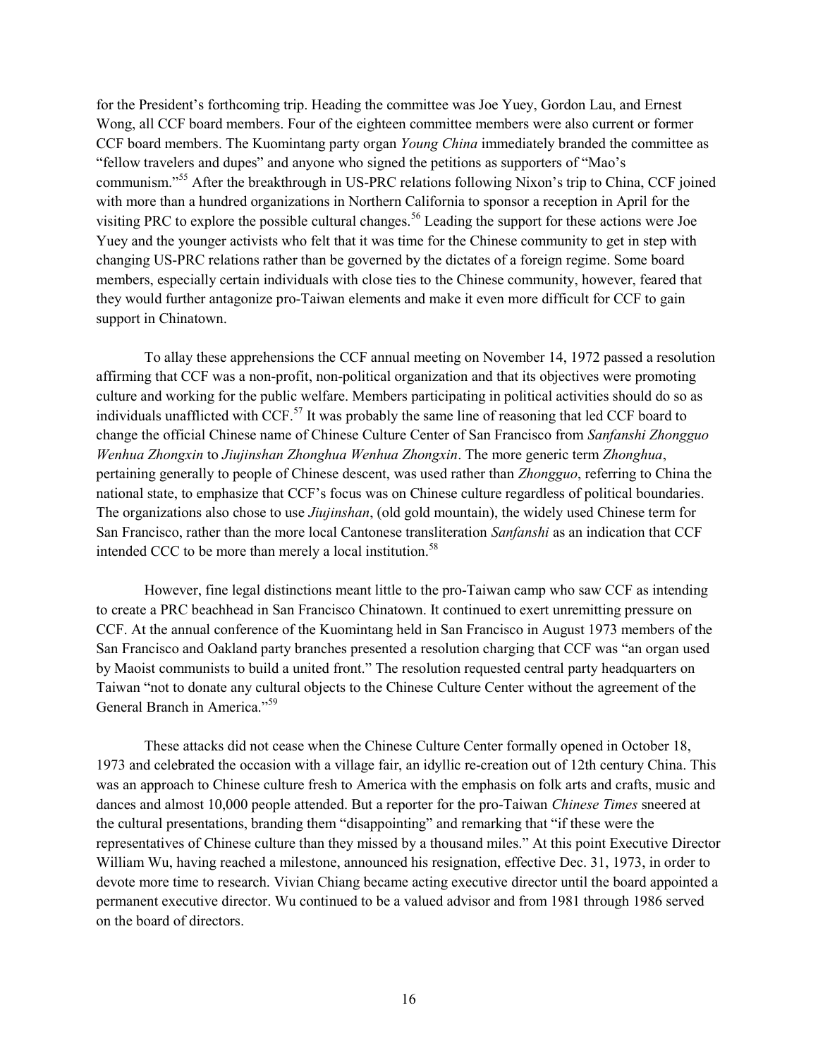for the President's forthcoming trip. Heading the committee was Joe Yuey, Gordon Lau, and Ernest Wong, all CCF board members. Four of the eighteen committee members were also current or former CCF board members. The Kuomintang party organ *Young China* immediately branded the committee as "fellow travelers and dupes" and anyone who signed the petitions as supporters of "Mao's communism."[55] After the breakthrough in US-PRC relations following Nixon's trip to China, CCF joined with more than a hundred organizations in Northern California to sponsor a reception in April for the visiting PRC to explore the possible cultural changes.[56] Leading the support for these actions were Joe Yuey and the younger activists who felt that it was time for the Chinese community to get in step with changing US-PRC relations rather than be governed by the dictates of a foreign regime. Some board members, especially certain individuals with close ties to the Chinese community, however, feared that they would further antagonize pro-Taiwan elements and make it even more difficult for CCF to gain support in Chinatown.

To allay these apprehensions the CCF annual meeting on November 14, 1972 passed a resolution affirming that CCF was a non-profit, non-political organization and that its objectives were promoting culture and working for the public welfare. Members participating in political activities should do so as individuals unafflicted with CCF.[57] It was probably the same line of reasoning that led CCF board to change the official Chinese name of Chinese Culture Center of San Francisco from *Sanfanshi Zhongguo Wenhua Zhongxin* to *Jiujinshan Zhonghua Wenhua Zhongxin*. The more generic term *Zhonghua*, pertaining generally to people of Chinese descent, was used rather than *Zhongguo*, referring to China the national state, to emphasize that CCF's focus was on Chinese culture regardless of political boundaries. The organizations also chose to use *Jiujinshan*, (old gold mountain), the widely used Chinese term for San Francisco, rather than the more local Cantonese transliteration *Sanfanshi* as an indication that CCF intended CCC to be more than merely a local institution.[58]

However, fine legal distinctions meant little to the pro-Taiwan camp who saw CCF as intending to create a PRC beachhead in San Francisco Chinatown. It continued to exert unremitting pressure on CCF. At the annual conference of the Kuomintang held in San Francisco in August 1973 members of the San Francisco and Oakland party branches presented a resolution charging that CCF was "an organ used by Maoist communists to build a united front." The resolution requested central party headquarters on Taiwan "not to donate any cultural objects to the Chinese Culture Center without the agreement of the General Branch in America."[59]

These attacks did not cease when the Chinese Culture Center formally opened in October 18, 1973 and celebrated the occasion with a village fair, an idyllic re-creation out of 12th century China. This was an approach to Chinese culture fresh to America with the emphasis on folk arts and crafts, music and dances and almost 10,000 people attended. But a reporter for the pro-Taiwan *Chinese Times* sneered at the cultural presentations, branding them "disappointing" and remarking that "if these were the representatives of Chinese culture than they missed by a thousand miles." At this point Executive Director William Wu, having reached a milestone, announced his resignation, effective Dec. 31, 1973, in order to devote more time to research. Vivian Chiang became acting executive director until the board appointed a permanent executive director. Wu continued to be a valued advisor and from 1981 through 1986 served on the board of directors.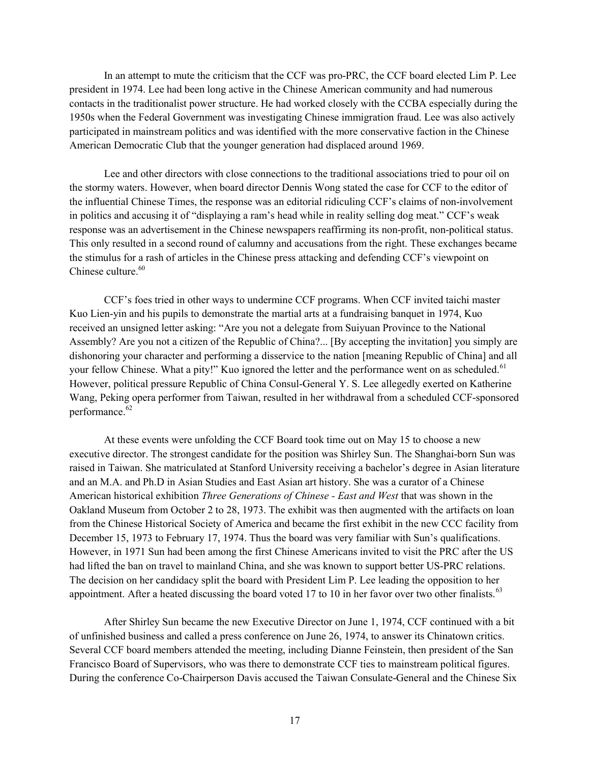In an attempt to mute the criticism that the CCF was pro-PRC, the CCF board elected Lim P. Lee president in 1974. Lee had been long active in the Chinese American community and had numerous contacts in the traditionalist power structure. He had worked closely with the CCBA especially during the 1950s when the Federal Government was investigating Chinese immigration fraud. Lee was also actively participated in mainstream politics and was identified with the more conservative faction in the Chinese American Democratic Club that the younger generation had displaced around 1969.

Lee and other directors with close connections to the traditional associations tried to pour oil on the stormy waters. However, when board director Dennis Wong stated the case for CCF to the editor of the influential Chinese Times, the response was an editorial ridiculing CCF's claims of non-involvement in politics and accusing it of "displaying a ram's head while in reality selling dog meat." CCF's weak response was an advertisement in the Chinese newspapers reaffirming its non-profit, non-political status. This only resulted in a second round of calumny and accusations from the right. These exchanges became the stimulus for a rash of articles in the Chinese press attacking and defending CCF's viewpoint on Chinese culture.[60]

CCF's foes tried in other ways to undermine CCF programs. When CCF invited taichi master Kuo Lien-yin and his pupils to demonstrate the martial arts at a fundraising banquet in 1974, Kuo received an unsigned letter asking: "Are you not a delegate from Suiyuan Province to the National Assembly? Are you not a citizen of the Republic of China?... [By accepting the invitation] you simply are dishonoring your character and performing a disservice to the nation [meaning Republic of China] and all your fellow Chinese. What a pity!" Kuo ignored the letter and the performance went on as scheduled.[61] However, political pressure Republic of China Consul-General Y. S. Lee allegedly exerted on Katherine Wang, Peking opera performer from Taiwan, resulted in her withdrawal from a scheduled CCF-sponsored performance.[62]

At these events were unfolding the CCF Board took time out on May 15 to choose a new executive director. The strongest candidate for the position was Shirley Sun. The Shanghai-born Sun was raised in Taiwan. She matriculated at Stanford University receiving a bachelor's degree in Asian literature and an M.A. and Ph.D in Asian Studies and East Asian art history. She was a curator of a Chinese American historical exhibition *Three Generations of Chinese - East and West* that was shown in the Oakland Museum from October 2 to 28, 1973. The exhibit was then augmented with the artifacts on loan from the Chinese Historical Society of America and became the first exhibit in the new CCC facility from December 15, 1973 to February 17, 1974. Thus the board was very familiar with Sun's qualifications. However, in 1971 Sun had been among the first Chinese Americans invited to visit the PRC after the US had lifted the ban on travel to mainland China, and she was known to support better US-PRC relations. The decision on her candidacy split the board with President Lim P. Lee leading the opposition to her appointment. After a heated discussing the board voted 17 to 10 in her favor over two other finalists.[63]

After Shirley Sun became the new Executive Director on June 1, 1974, CCF continued with a bit of unfinished business and called a press conference on June 26, 1974, to answer its Chinatown critics. Several CCF board members attended the meeting, including Dianne Feinstein, then president of the San Francisco Board of Supervisors, who was there to demonstrate CCF ties to mainstream political figures. During the conference Co-Chairperson Davis accused the Taiwan Consulate-General and the Chinese Six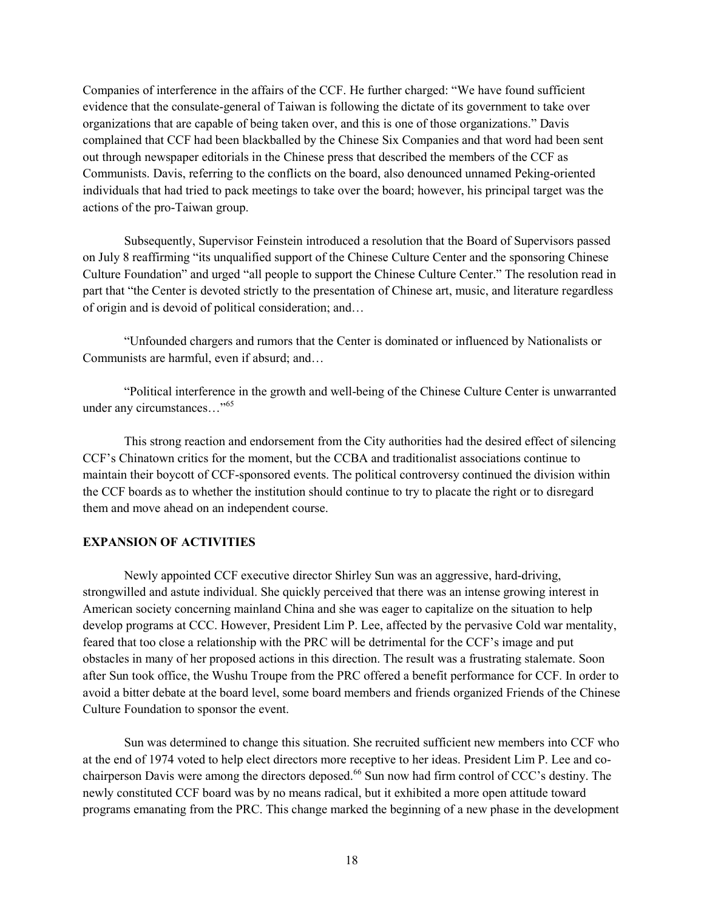Companies of interference in the affairs of the CCF. He further charged: "We have found sufficient evidence that the consulate-general of Taiwan is following the dictate of its government to take over organizations that are capable of being taken over, and this is one of those organizations." Davis complained that CCF had been blackballed by the Chinese Six Companies and that word had been sent out through newspaper editorials in the Chinese press that described the members of the CCF as Communists. Davis, referring to the conflicts on the board, also denounced unnamed Peking-oriented individuals that had tried to pack meetings to take over the board; however, his principal target was the actions of the pro-Taiwan group.

Subsequently, Supervisor Feinstein introduced a resolution that the Board of Supervisors passed on July 8 reaffirming "its unqualified support of the Chinese Culture Center and the sponsoring Chinese Culture Foundation" and urged "all people to support the Chinese Culture Center." The resolution read in part that "the Center is devoted strictly to the presentation of Chinese art, music, and literature regardless of origin and is devoid of political consideration; and…

"Unfounded chargers and rumors that the Center is dominated or influenced by Nationalists or Communists are harmful, even if absurd; and…

"Political interference in the growth and well-being of the Chinese Culture Center is unwarranted under any circumstances…"[65]

This strong reaction and endorsement from the City authorities had the desired effect of silencing CCF's Chinatown critics for the moment, but the CCBA and traditionalist associations continue to maintain their boycott of CCF-sponsored events. The political controversy continued the division within the CCF boards as to whether the institution should continue to try to placate the right or to disregard them and move ahead on an independent course.

**EXPANSION OF ACTIVITIES**

Newly appointed CCF executive director Shirley Sun was an aggressive, hard-driving, strongwilled and astute individual. She quickly perceived that there was an intense growing interest in American society concerning mainland China and she was eager to capitalize on the situation to help develop programs at CCC. However, President Lim P. Lee, affected by the pervasive Cold war mentality, feared that too close a relationship with the PRC will be detrimental for the CCF's image and put obstacles in many of her proposed actions in this direction. The result was a frustrating stalemate. Soon after Sun took office, the Wushu Troupe from the PRC offered a benefit performance for CCF. In order to avoid a bitter debate at the board level, some board members and friends organized Friends of the Chinese Culture Foundation to sponsor the event.

Sun was determined to change this situation. She recruited sufficient new members into CCF who at the end of 1974 voted to help elect directors more receptive to her ideas. President Lim P. Lee and co-chairperson Davis were among the directors deposed.[66] Sun now had firm control of CCC's destiny. The newly constituted CCF board was by no means radical, but it exhibited a more open attitude toward programs emanating from the PRC. This change marked the beginning of a new phase in the development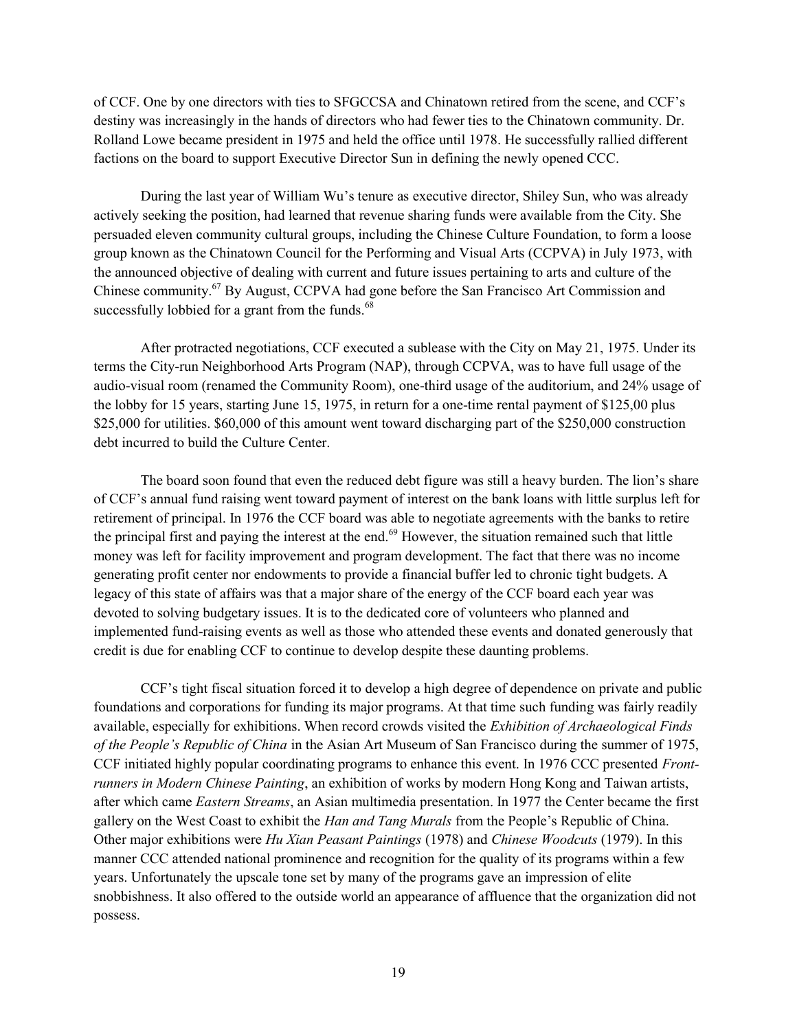of CCF. One by one directors with ties to SFGCCSA and Chinatown retired from the scene, and CCF's destiny was increasingly in the hands of directors who had fewer ties to the Chinatown community. Dr. Rolland Lowe became president in 1975 and held the office until 1978. He successfully rallied different factions on the board to support Executive Director Sun in defining the newly opened CCC.

During the last year of William Wu's tenure as executive director, Shiley Sun, who was already actively seeking the position, had learned that revenue sharing funds were available from the City. She persuaded eleven community cultural groups, including the Chinese Culture Foundation, to form a loose group known as the Chinatown Council for the Performing and Visual Arts (CCPVA) in July 1973, with the announced objective of dealing with current and future issues pertaining to arts and culture of the Chinese community.[67] By August, CCPVA had gone before the San Francisco Art Commission and successfully lobbied for a grant from the funds.[68]

After protracted negotiations, CCF executed a sublease with the City on May 21, 1975. Under its terms the City-run Neighborhood Arts Program (NAP), through CCPVA, was to have full usage of the audio-visual room (renamed the Community Room), one-third usage of the auditorium, and 24% usage of the lobby for 15 years, starting June 15, 1975, in return for a one-time rental payment of $125,00 plus $25,000 for utilities. $60,000 of this amount went toward discharging part of the $250,000 construction debt incurred to build the Culture Center.

The board soon found that even the reduced debt figure was still a heavy burden. The lion's share of CCF's annual fund raising went toward payment of interest on the bank loans with little surplus left for retirement of principal. In 1976 the CCF board was able to negotiate agreements with the banks to retire the principal first and paying the interest at the end.[69] However, the situation remained such that little money was left for facility improvement and program development. The fact that there was no income generating profit center nor endowments to provide a financial buffer led to chronic tight budgets. A legacy of this state of affairs was that a major share of the energy of the CCF board each year was devoted to solving budgetary issues. It is to the dedicated core of volunteers who planned and implemented fund-raising events as well as those who attended these events and donated generously that credit is due for enabling CCF to continue to develop despite these daunting problems.

CCF's tight fiscal situation forced it to develop a high degree of dependence on private and public foundations and corporations for funding its major programs. At that time such funding was fairly readily available, especially for exhibitions. When record crowds visited the *Exhibition of Archaeological Finds of the People's Republic of China* in the Asian Art Museum of San Francisco during the summer of 1975, CCF initiated highly popular coordinating programs to enhance this event. In 1976 CCC presented *Front-runners in Modern Chinese Painting*, an exhibition of works by modern Hong Kong and Taiwan artists, after which came *Eastern Streams*, an Asian multimedia presentation. In 1977 the Center became the first gallery on the West Coast to exhibit the *Han and Tang Murals* from the People's Republic of China. Other major exhibitions were *Hu Xian Peasant Paintings* (1978) and *Chinese Woodcuts* (1979). In this manner CCC attended national prominence and recognition for the quality of its programs within a few years. Unfortunately the upscale tone set by many of the programs gave an impression of elite snobbishness. It also offered to the outside world an appearance of affluence that the organization did not possess.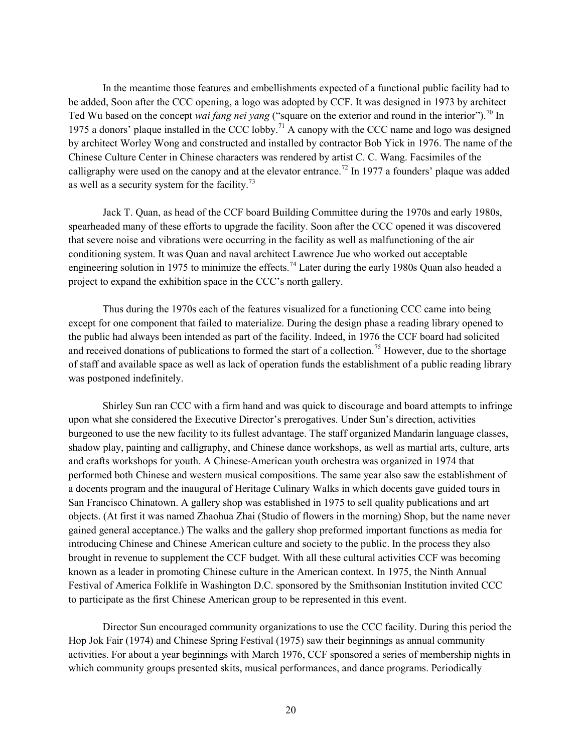In the meantime those features and embellishments expected of a functional public facility had to be added, Soon after the CCC opening, a logo was adopted by CCF. It was designed in 1973 by architect Ted Wu based on the concept *wai fang nei yang* ("square on the exterior and round in the interior").[70] In 1975 a donors' plaque installed in the CCC lobby.[71] A canopy with the CCC name and logo was designed by architect Worley Wong and constructed and installed by contractor Bob Yick in 1976. The name of the Chinese Culture Center in Chinese characters was rendered by artist C. C. Wang. Facsimiles of the calligraphy were used on the canopy and at the elevator entrance.[72] In 1977 a founders' plaque was added as well as a security system for the facility.[73]

Jack T. Quan, as head of the CCF board Building Committee during the 1970s and early 1980s, spearheaded many of these efforts to upgrade the facility. Soon after the CCC opened it was discovered that severe noise and vibrations were occurring in the facility as well as malfunctioning of the air conditioning system. It was Quan and naval architect Lawrence Jue who worked out acceptable engineering solution in 1975 to minimize the effects.[74] Later during the early 1980s Quan also headed a project to expand the exhibition space in the CCC's north gallery.

Thus during the 1970s each of the features visualized for a functioning CCC came into being except for one component that failed to materialize. During the design phase a reading library opened to the public had always been intended as part of the facility. Indeed, in 1976 the CCF board had solicited and received donations of publications to formed the start of a collection.[75] However, due to the shortage of staff and available space as well as lack of operation funds the establishment of a public reading library was postponed indefinitely.

Shirley Sun ran CCC with a firm hand and was quick to discourage and board attempts to infringe upon what she considered the Executive Director's prerogatives. Under Sun's direction, activities burgeoned to use the new facility to its fullest advantage. The staff organized Mandarin language classes, shadow play, painting and calligraphy, and Chinese dance workshops, as well as martial arts, culture, arts and crafts workshops for youth. A Chinese-American youth orchestra was organized in 1974 that performed both Chinese and western musical compositions. The same year also saw the establishment of a docents program and the inaugural of Heritage Culinary Walks in which docents gave guided tours in San Francisco Chinatown. A gallery shop was established in 1975 to sell quality publications and art objects. (At first it was named Zhaohua Zhai (Studio of flowers in the morning) Shop, but the name never gained general acceptance.) The walks and the gallery shop preformed important functions as media for introducing Chinese and Chinese American culture and society to the public. In the process they also brought in revenue to supplement the CCF budget. With all these cultural activities CCF was becoming known as a leader in promoting Chinese culture in the American context. In 1975, the Ninth Annual Festival of America Folklife in Washington D.C. sponsored by the Smithsonian Institution invited CCC to participate as the first Chinese American group to be represented in this event.

Director Sun encouraged community organizations to use the CCC facility. During this period the Hop Jok Fair (1974) and Chinese Spring Festival (1975) saw their beginnings as annual community activities. For about a year beginnings with March 1976, CCF sponsored a series of membership nights in which community groups presented skits, musical performances, and dance programs. Periodically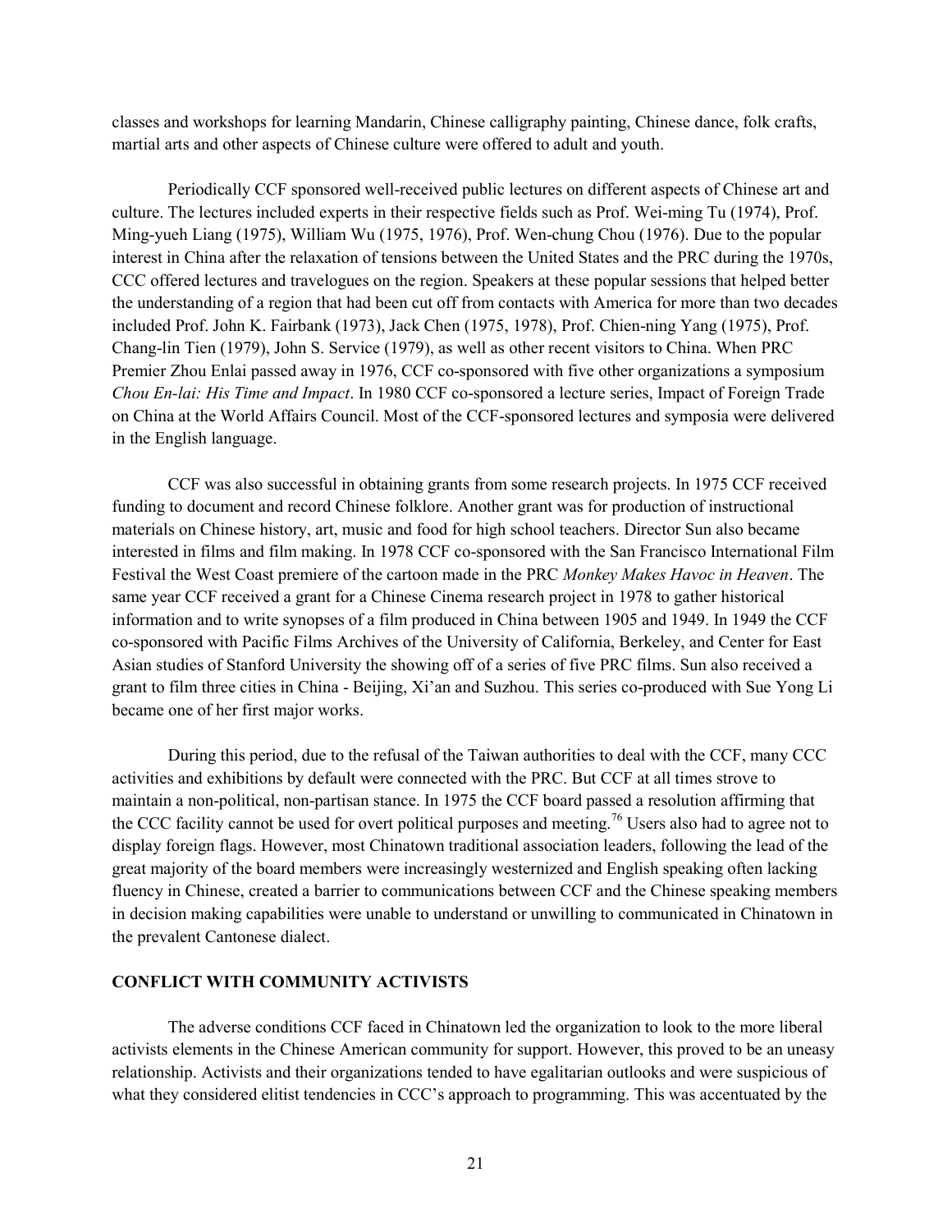classes and workshops for learning Mandarin, Chinese calligraphy painting, Chinese dance, folk crafts, martial arts and other aspects of Chinese culture were offered to adult and youth.

Periodically CCF sponsored well-received public lectures on different aspects of Chinese art and culture. The lectures included experts in their respective fields such as Prof. Wei-ming Tu (1974), Prof. Ming-yueh Liang (1975), William Wu (1975, 1976), Prof. Wen-chung Chou (1976). Due to the popular interest in China after the relaxation of tensions between the United States and the PRC during the 1970s, CCC offered lectures and travelogues on the region. Speakers at these popular sessions that helped better the understanding of a region that had been cut off from contacts with America for more than two decades included Prof. John K. Fairbank (1973), Jack Chen (1975, 1978), Prof. Chien-ning Yang (1975), Prof. Chang-lin Tien (1979), John S. Service (1979), as well as other recent visitors to China. When PRC Premier Zhou Enlai passed away in 1976, CCF co-sponsored with five other organizations a symposium *Chou En-lai: His Time and Impact*. In 1980 CCF co-sponsored a lecture series, Impact of Foreign Trade on China at the World Affairs Council. Most of the CCF-sponsored lectures and symposia were delivered in the English language.

CCF was also successful in obtaining grants from some research projects. In 1975 CCF received funding to document and record Chinese folklore. Another grant was for production of instructional materials on Chinese history, art, music and food for high school teachers. Director Sun also became interested in films and film making. In 1978 CCF co-sponsored with the San Francisco International Film Festival the West Coast premiere of the cartoon made in the PRC *Monkey Makes Havoc in Heaven*. The same year CCF received a grant for a Chinese Cinema research project in 1978 to gather historical information and to write synopses of a film produced in China between 1905 and 1949. In 1949 the CCF co-sponsored with Pacific Films Archives of the University of California, Berkeley, and Center for East Asian studies of Stanford University the showing off of a series of five PRC films. Sun also received a grant to film three cities in China - Beijing, Xi'an and Suzhou. This series co-produced with Sue Yong Li became one of her first major works.

During this period, due to the refusal of the Taiwan authorities to deal with the CCF, many CCC activities and exhibitions by default were connected with the PRC. But CCF at all times strove to maintain a non-political, non-partisan stance. In 1975 the CCF board passed a resolution affirming that the CCC facility cannot be used for overt political purposes and meeting.[76] Users also had to agree not to display foreign flags. However, most Chinatown traditional association leaders, following the lead of the great majority of the board members were increasingly westernized and English speaking often lacking fluency in Chinese, created a barrier to communications between CCF and the Chinese speaking members in decision making capabilities were unable to understand or unwilling to communicated in Chinatown in the prevalent Cantonese dialect.

## CONFLICT WITH COMMUNITY ACTIVISTS

The adverse conditions CCF faced in Chinatown led the organization to look to the more liberal activists elements in the Chinese American community for support. However, this proved to be an uneasy relationship. Activists and their organizations tended to have egalitarian outlooks and were suspicious of what they considered elitist tendencies in CCC's approach to programming. This was accentuated by the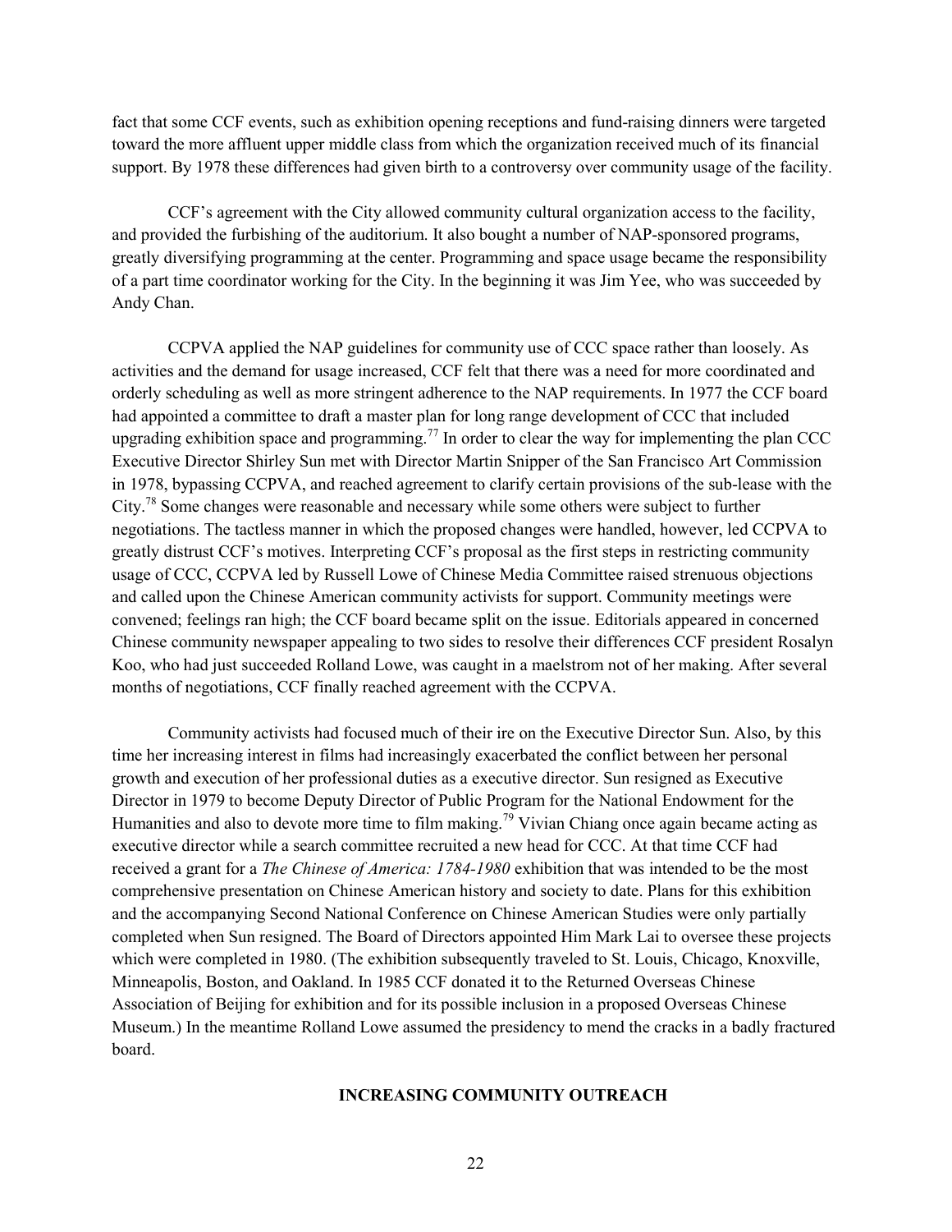fact that some CCF events, such as exhibition opening receptions and fund-raising dinners were targeted toward the more affluent upper middle class from which the organization received much of its financial support. By 1978 these differences had given birth to a controversy over community usage of the facility.

CCF's agreement with the City allowed community cultural organization access to the facility, and provided the furbishing of the auditorium. It also bought a number of NAP-sponsored programs, greatly diversifying programming at the center. Programming and space usage became the responsibility of a part time coordinator working for the City. In the beginning it was Jim Yee, who was succeeded by Andy Chan.

CCPVA applied the NAP guidelines for community use of CCC space rather than loosely. As activities and the demand for usage increased, CCF felt that there was a need for more coordinated and orderly scheduling as well as more stringent adherence to the NAP requirements. In 1977 the CCF board had appointed a committee to draft a master plan for long range development of CCC that included upgrading exhibition space and programming.[77] In order to clear the way for implementing the plan CCC Executive Director Shirley Sun met with Director Martin Snipper of the San Francisco Art Commission in 1978, bypassing CCPVA, and reached agreement to clarify certain provisions of the sub-lease with the City.[78] Some changes were reasonable and necessary while some others were subject to further negotiations. The tactless manner in which the proposed changes were handled, however, led CCPVA to greatly distrust CCF's motives. Interpreting CCF's proposal as the first steps in restricting community usage of CCC, CCPVA led by Russell Lowe of Chinese Media Committee raised strenuous objections and called upon the Chinese American community activists for support. Community meetings were convened; feelings ran high; the CCF board became split on the issue. Editorials appeared in concerned Chinese community newspaper appealing to two sides to resolve their differences CCF president Rosalyn Koo, who had just succeeded Rolland Lowe, was caught in a maelstrom not of her making. After several months of negotiations, CCF finally reached agreement with the CCPVA.

Community activists had focused much of their ire on the Executive Director Sun. Also, by this time her increasing interest in films had increasingly exacerbated the conflict between her personal growth and execution of her professional duties as a executive director. Sun resigned as Executive Director in 1979 to become Deputy Director of Public Program for the National Endowment for the Humanities and also to devote more time to film making.[79] Vivian Chiang once again became acting as executive director while a search committee recruited a new head for CCC. At that time CCF had received a grant for a *The Chinese of America: 1784-1980* exhibition that was intended to be the most comprehensive presentation on Chinese American history and society to date. Plans for this exhibition and the accompanying Second National Conference on Chinese American Studies were only partially completed when Sun resigned. The Board of Directors appointed Him Mark Lai to oversee these projects which were completed in 1980. (The exhibition subsequently traveled to St. Louis, Chicago, Knoxville, Minneapolis, Boston, and Oakland. In 1985 CCF donated it to the Returned Overseas Chinese Association of Beijing for exhibition and for its possible inclusion in a proposed Overseas Chinese Museum.) In the meantime Rolland Lowe assumed the presidency to mend the cracks in a badly fractured board.

## INCREASING COMMUNITY OUTREACH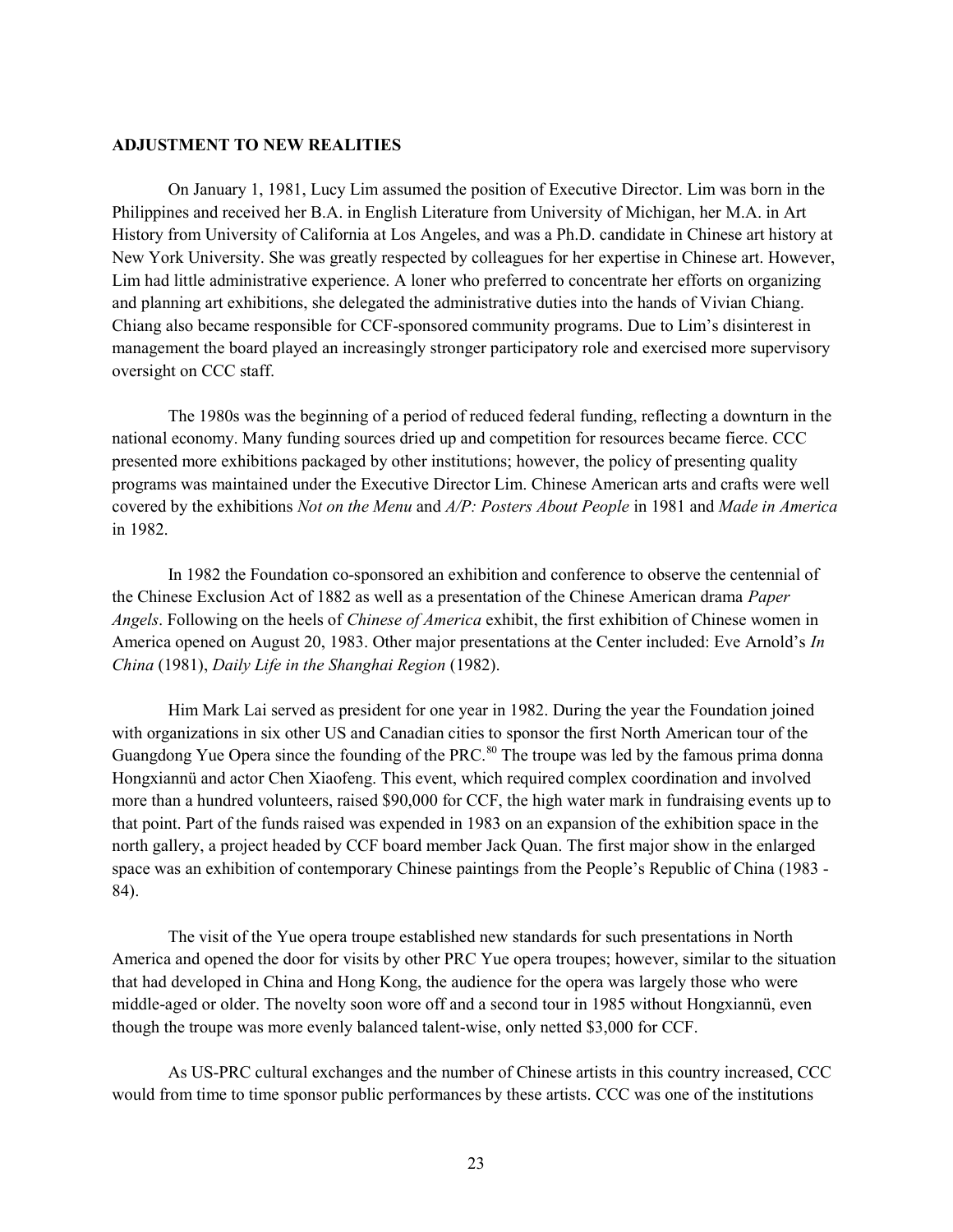## ADJUSTMENT TO NEW REALITIES

On January 1, 1981, Lucy Lim assumed the position of Executive Director. Lim was born in the Philippines and received her B.A. in English Literature from University of Michigan, her M.A. in Art History from University of California at Los Angeles, and was a Ph.D. candidate in Chinese art history at New York University. She was greatly respected by colleagues for her expertise in Chinese art. However, Lim had little administrative experience. A loner who preferred to concentrate her efforts on organizing and planning art exhibitions, she delegated the administrative duties into the hands of Vivian Chiang. Chiang also became responsible for CCF-sponsored community programs. Due to Lim's disinterest in management the board played an increasingly stronger participatory role and exercised more supervisory oversight on CCC staff.

The 1980s was the beginning of a period of reduced federal funding, reflecting a downturn in the national economy. Many funding sources dried up and competition for resources became fierce. CCC presented more exhibitions packaged by other institutions; however, the policy of presenting quality programs was maintained under the Executive Director Lim. Chinese American arts and crafts were well covered by the exhibitions *Not on the Menu* and *A/P: Posters About People* in 1981 and *Made in America* in 1982.

In 1982 the Foundation co-sponsored an exhibition and conference to observe the centennial of the Chinese Exclusion Act of 1882 as well as a presentation of the Chinese American drama *Paper Angels*. Following on the heels of *Chinese of America* exhibit, the first exhibition of Chinese women in America opened on August 20, 1983. Other major presentations at the Center included: Eve Arnold's *In China* (1981), *Daily Life in the Shanghai Region* (1982).

Him Mark Lai served as president for one year in 1982. During the year the Foundation joined with organizations in six other US and Canadian cities to sponsor the first North American tour of the Guangdong Yue Opera since the founding of the PRC.[80] The troupe was led by the famous prima donna Hongxiannü and actor Chen Xiaofeng. This event, which required complex coordination and involved more than a hundred volunteers, raised $90,000 for CCF, the high water mark in fundraising events up to that point. Part of the funds raised was expended in 1983 on an expansion of the exhibition space in the north gallery, a project headed by CCF board member Jack Quan. The first major show in the enlarged space was an exhibition of contemporary Chinese paintings from the People's Republic of China (1983 - 84).

The visit of the Yue opera troupe established new standards for such presentations in North America and opened the door for visits by other PRC Yue opera troupes; however, similar to the situation that had developed in China and Hong Kong, the audience for the opera was largely those who were middle-aged or older. The novelty soon wore off and a second tour in 1985 without Hongxiannü, even though the troupe was more evenly balanced talent-wise, only netted $3,000 for CCF.

As US-PRC cultural exchanges and the number of Chinese artists in this country increased, CCC would from time to time sponsor public performances by these artists. CCC was one of the institutions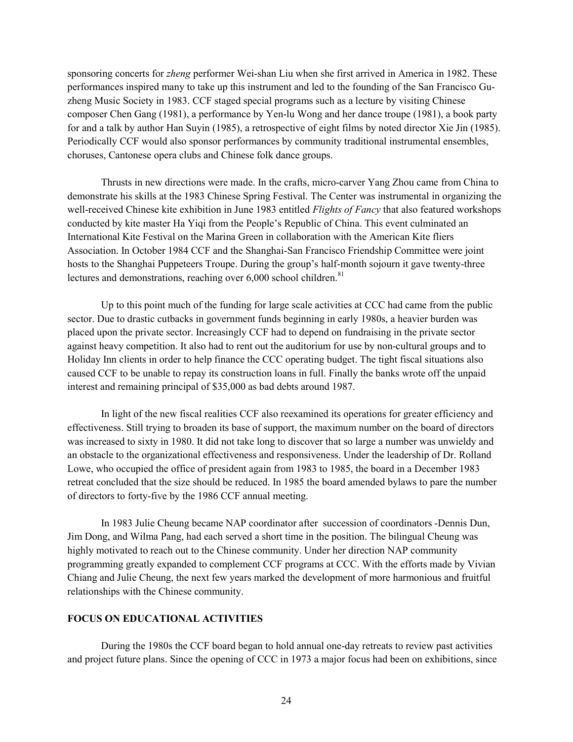sponsoring concerts for *zheng* performer Wei-shan Liu when she first arrived in America in 1982. These performances inspired many to take up this instrument and led to the founding of the San Francisco Gu-zheng Music Society in 1983. CCF staged special programs such as a lecture by visiting Chinese composer Chen Gang (1981), a performance by Yen-lu Wong and her dance troupe (1981), a book party for and a talk by author Han Suyin (1985), a retrospective of eight films by noted director Xie Jin (1985). Periodically CCF would also sponsor performances by community traditional instrumental ensembles, choruses, Cantonese opera clubs and Chinese folk dance groups.

Thrusts in new directions were made. In the crafts, micro-carver Yang Zhou came from China to demonstrate his skills at the 1983 Chinese Spring Festival. The Center was instrumental in organizing the well-received Chinese kite exhibition in June 1983 entitled *Flights of Fancy* that also featured workshops conducted by kite master Ha Yiqi from the People's Republic of China. This event culminated an International Kite Festival on the Marina Green in collaboration with the American Kite fliers Association. In October 1984 CCF and the Shanghai-San Francisco Friendship Committee were joint hosts to the Shanghai Puppeteers Troupe. During the group's half-month sojourn it gave twenty-three lectures and demonstrations, reaching over 6,000 school children.[81]

Up to this point much of the funding for large scale activities at CCC had came from the public sector. Due to drastic cutbacks in government funds beginning in early 1980s, a heavier burden was placed upon the private sector. Increasingly CCF had to depend on fundraising in the private sector against heavy competition. It also had to rent out the auditorium for use by non-cultural groups and to Holiday Inn clients in order to help finance the CCC operating budget. The tight fiscal situations also caused CCF to be unable to repay its construction loans in full. Finally the banks wrote off the unpaid interest and remaining principal of $35,000 as bad debts around 1987.

In light of the new fiscal realities CCF also reexamined its operations for greater efficiency and effectiveness. Still trying to broaden its base of support, the maximum number on the board of directors was increased to sixty in 1980. It did not take long to discover that so large a number was unwieldy and an obstacle to the organizational effectiveness and responsiveness. Under the leadership of Dr. Rolland Lowe, who occupied the office of president again from 1983 to 1985, the board in a December 1983 retreat concluded that the size should be reduced. In 1985 the board amended bylaws to pare the number of directors to forty-five by the 1986 CCF annual meeting.

In 1983 Julie Cheung became NAP coordinator after succession of coordinators -Dennis Dun, Jim Dong, and Wilma Pang, had each served a short time in the position. The bilingual Cheung was highly motivated to reach out to the Chinese community. Under her direction NAP community programming greatly expanded to complement CCF programs at CCC. With the efforts made by Vivian Chiang and Julie Cheung, the next few years marked the development of more harmonious and fruitful relationships with the Chinese community.

## FOCUS ON EDUCATIONAL ACTIVITIES

During the 1980s the CCF board began to hold annual one-day retreats to review past activities and project future plans. Since the opening of CCC in 1973 a major focus had been on exhibitions, since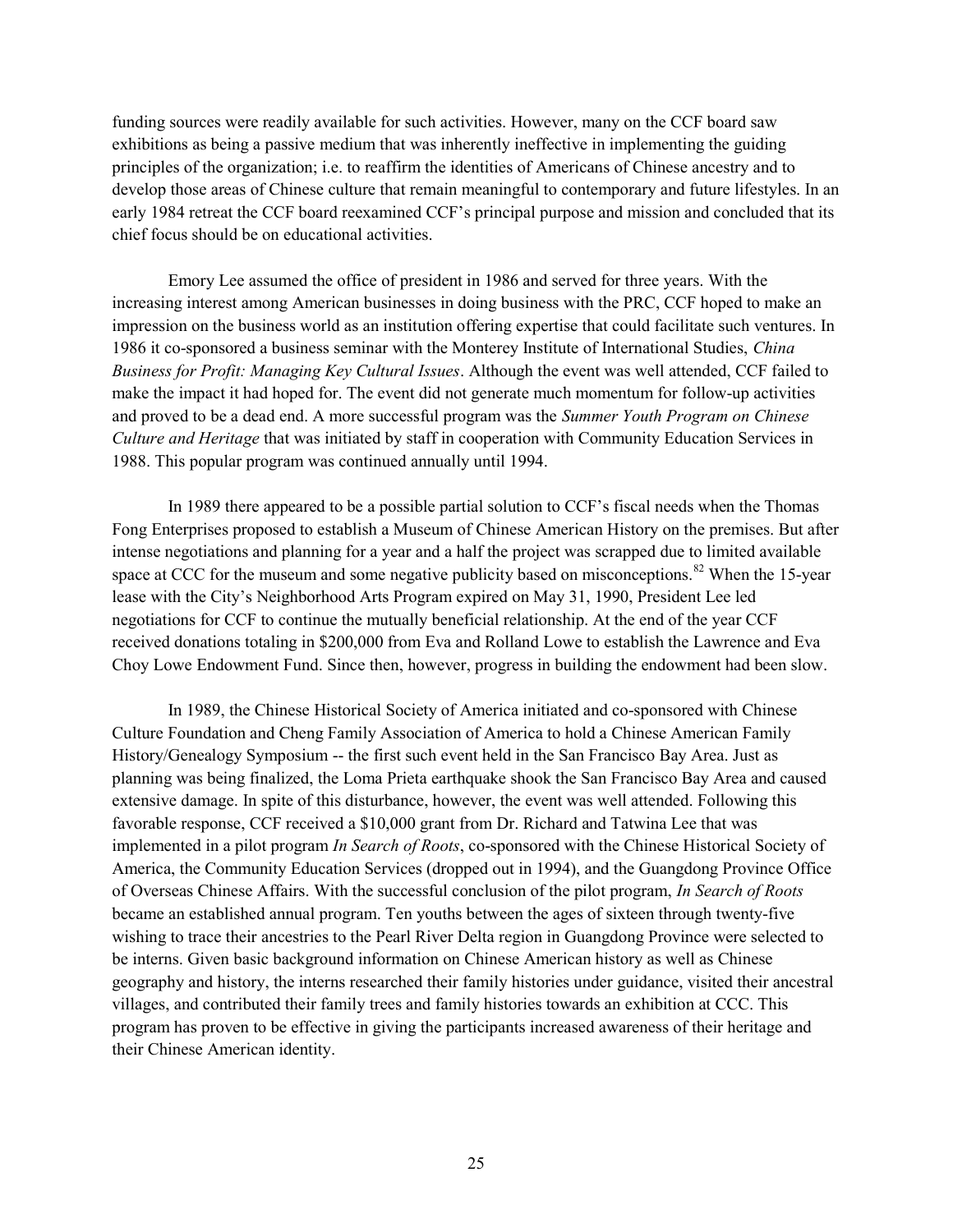funding sources were readily available for such activities. However, many on the CCF board saw exhibitions as being a passive medium that was inherently ineffective in implementing the guiding principles of the organization; i.e. to reaffirm the identities of Americans of Chinese ancestry and to develop those areas of Chinese culture that remain meaningful to contemporary and future lifestyles. In an early 1984 retreat the CCF board reexamined CCF's principal purpose and mission and concluded that its chief focus should be on educational activities.

Emory Lee assumed the office of president in 1986 and served for three years. With the increasing interest among American businesses in doing business with the PRC, CCF hoped to make an impression on the business world as an institution offering expertise that could facilitate such ventures. In 1986 it co-sponsored a business seminar with the Monterey Institute of International Studies, *China Business for Profit: Managing Key Cultural Issues*. Although the event was well attended, CCF failed to make the impact it had hoped for. The event did not generate much momentum for follow-up activities and proved to be a dead end. A more successful program was the *Summer Youth Program on Chinese Culture and Heritage* that was initiated by staff in cooperation with Community Education Services in 1988. This popular program was continued annually until 1994.

In 1989 there appeared to be a possible partial solution to CCF's fiscal needs when the Thomas Fong Enterprises proposed to establish a Museum of Chinese American History on the premises. But after intense negotiations and planning for a year and a half the project was scrapped due to limited available space at CCC for the museum and some negative publicity based on misconceptions.[82] When the 15-year lease with the City's Neighborhood Arts Program expired on May 31, 1990, President Lee led negotiations for CCF to continue the mutually beneficial relationship. At the end of the year CCF received donations totaling in $200,000 from Eva and Rolland Lowe to establish the Lawrence and Eva Choy Lowe Endowment Fund. Since then, however, progress in building the endowment had been slow.

In 1989, the Chinese Historical Society of America initiated and co-sponsored with Chinese Culture Foundation and Cheng Family Association of America to hold a Chinese American Family History/Genealogy Symposium -- the first such event held in the San Francisco Bay Area. Just as planning was being finalized, the Loma Prieta earthquake shook the San Francisco Bay Area and caused extensive damage. In spite of this disturbance, however, the event was well attended. Following this favorable response, CCF received a $10,000 grant from Dr. Richard and Tatwina Lee that was implemented in a pilot program *In Search of Roots*, co-sponsored with the Chinese Historical Society of America, the Community Education Services (dropped out in 1994), and the Guangdong Province Office of Overseas Chinese Affairs. With the successful conclusion of the pilot program, *In Search of Roots* became an established annual program. Ten youths between the ages of sixteen through twenty-five wishing to trace their ancestries to the Pearl River Delta region in Guangdong Province were selected to be interns. Given basic background information on Chinese American history as well as Chinese geography and history, the interns researched their family histories under guidance, visited their ancestral villages, and contributed their family trees and family histories towards an exhibition at CCC. This program has proven to be effective in giving the participants increased awareness of their heritage and their Chinese American identity.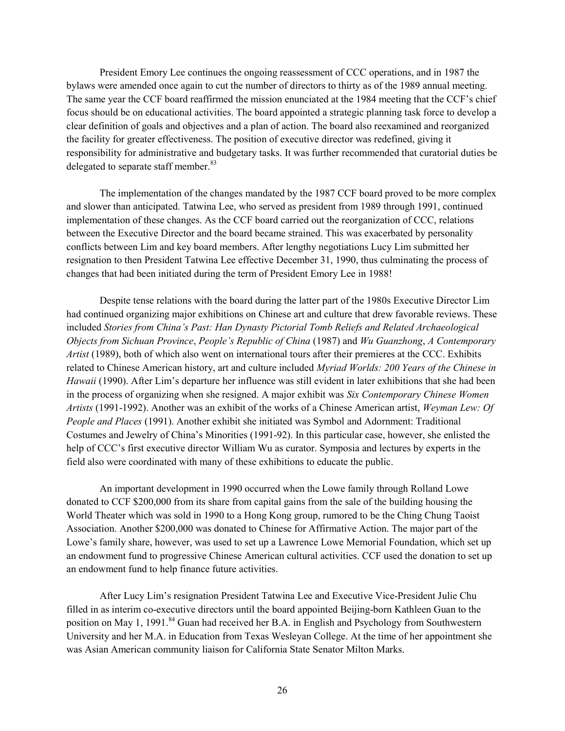President Emory Lee continues the ongoing reassessment of CCC operations, and in 1987 the bylaws were amended once again to cut the number of directors to thirty as of the 1989 annual meeting. The same year the CCF board reaffirmed the mission enunciated at the 1984 meeting that the CCF's chief focus should be on educational activities. The board appointed a strategic planning task force to develop a clear definition of goals and objectives and a plan of action. The board also reexamined and reorganized the facility for greater effectiveness. The position of executive director was redefined, giving it responsibility for administrative and budgetary tasks. It was further recommended that curatorial duties be delegated to separate staff member.[83]

The implementation of the changes mandated by the 1987 CCF board proved to be more complex and slower than anticipated. Tatwina Lee, who served as president from 1989 through 1991, continued implementation of these changes. As the CCF board carried out the reorganization of CCC, relations between the Executive Director and the board became strained. This was exacerbated by personality conflicts between Lim and key board members. After lengthy negotiations Lucy Lim submitted her resignation to then President Tatwina Lee effective December 31, 1990, thus culminating the process of changes that had been initiated during the term of President Emory Lee in 1988!

Despite tense relations with the board during the latter part of the 1980s Executive Director Lim had continued organizing major exhibitions on Chinese art and culture that drew favorable reviews. These included *Stories from China's Past: Han Dynasty Pictorial Tomb Reliefs and Related Archaeological Objects from Sichuan Province*, *People's Republic of China* (1987) and *Wu Guanzhong*, *A Contemporary Artist* (1989), both of which also went on international tours after their premieres at the CCC. Exhibits related to Chinese American history, art and culture included *Myriad Worlds: 200 Years of the Chinese in Hawaii* (1990). After Lim's departure her influence was still evident in later exhibitions that she had been in the process of organizing when she resigned. A major exhibit was *Six Contemporary Chinese Women Artists* (1991-1992). Another was an exhibit of the works of a Chinese American artist, *Weyman Lew: Of People and Places* (1991). Another exhibit she initiated was Symbol and Adornment: Traditional Costumes and Jewelry of China's Minorities (1991-92). In this particular case, however, she enlisted the help of CCC's first executive director William Wu as curator. Symposia and lectures by experts in the field also were coordinated with many of these exhibitions to educate the public.

An important development in 1990 occurred when the Lowe family through Rolland Lowe donated to CCF $200,000 from its share from capital gains from the sale of the building housing the World Theater which was sold in 1990 to a Hong Kong group, rumored to be the Ching Chung Taoist Association. Another $200,000 was donated to Chinese for Affirmative Action. The major part of the Lowe's family share, however, was used to set up a Lawrence Lowe Memorial Foundation, which set up an endowment fund to progressive Chinese American cultural activities. CCF used the donation to set up an endowment fund to help finance future activities.

After Lucy Lim's resignation President Tatwina Lee and Executive Vice-President Julie Chu filled in as interim co-executive directors until the board appointed Beijing-born Kathleen Guan to the position on May 1, 1991.[84] Guan had received her B.A. in English and Psychology from Southwestern University and her M.A. in Education from Texas Wesleyan College. At the time of her appointment she was Asian American community liaison for California State Senator Milton Marks.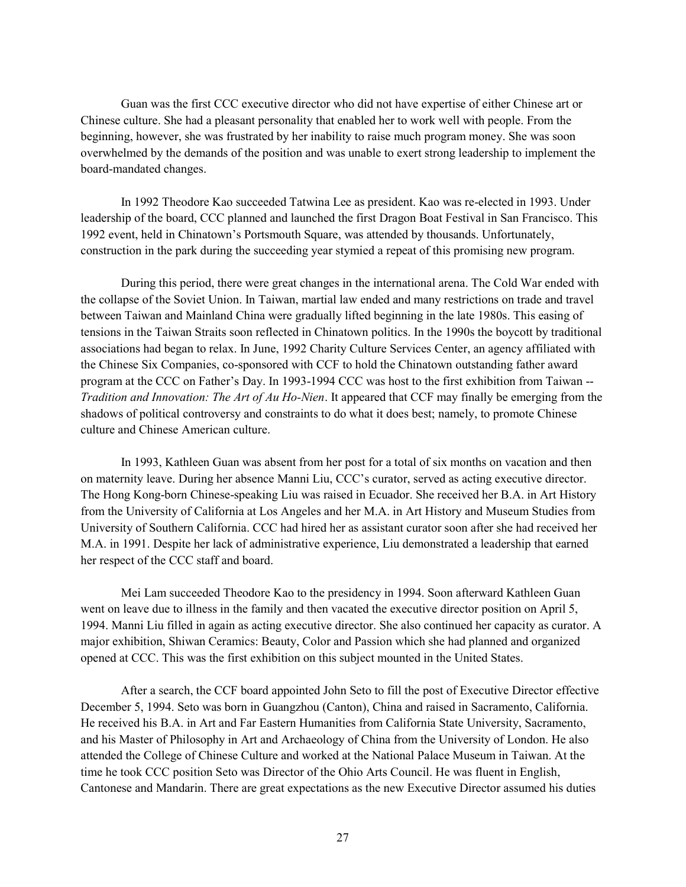Guan was the first CCC executive director who did not have expertise of either Chinese art or Chinese culture. She had a pleasant personality that enabled her to work well with people. From the beginning, however, she was frustrated by her inability to raise much program money. She was soon overwhelmed by the demands of the position and was unable to exert strong leadership to implement the board-mandated changes.

In 1992 Theodore Kao succeeded Tatwina Lee as president. Kao was re-elected in 1993. Under leadership of the board, CCC planned and launched the first Dragon Boat Festival in San Francisco. This 1992 event, held in Chinatown's Portsmouth Square, was attended by thousands. Unfortunately, construction in the park during the succeeding year stymied a repeat of this promising new program.

During this period, there were great changes in the international arena. The Cold War ended with the collapse of the Soviet Union. In Taiwan, martial law ended and many restrictions on trade and travel between Taiwan and Mainland China were gradually lifted beginning in the late 1980s. This easing of tensions in the Taiwan Straits soon reflected in Chinatown politics. In the 1990s the boycott by traditional associations had began to relax. In June, 1992 Charity Culture Services Center, an agency affiliated with the Chinese Six Companies, co-sponsored with CCF to hold the Chinatown outstanding father award program at the CCC on Father's Day. In 1993-1994 CCC was host to the first exhibition from Taiwan -- *Tradition and Innovation: The Art of Au Ho-Nien*. It appeared that CCF may finally be emerging from the shadows of political controversy and constraints to do what it does best; namely, to promote Chinese culture and Chinese American culture.

In 1993, Kathleen Guan was absent from her post for a total of six months on vacation and then on maternity leave. During her absence Manni Liu, CCC's curator, served as acting executive director. The Hong Kong-born Chinese-speaking Liu was raised in Ecuador. She received her B.A. in Art History from the University of California at Los Angeles and her M.A. in Art History and Museum Studies from University of Southern California. CCC had hired her as assistant curator soon after she had received her M.A. in 1991. Despite her lack of administrative experience, Liu demonstrated a leadership that earned her respect of the CCC staff and board.

Mei Lam succeeded Theodore Kao to the presidency in 1994. Soon afterward Kathleen Guan went on leave due to illness in the family and then vacated the executive director position on April 5, 1994. Manni Liu filled in again as acting executive director. She also continued her capacity as curator. A major exhibition, Shiwan Ceramics: Beauty, Color and Passion which she had planned and organized opened at CCC. This was the first exhibition on this subject mounted in the United States.

After a search, the CCF board appointed John Seto to fill the post of Executive Director effective December 5, 1994. Seto was born in Guangzhou (Canton), China and raised in Sacramento, California. He received his B.A. in Art and Far Eastern Humanities from California State University, Sacramento, and his Master of Philosophy in Art and Archaeology of China from the University of London. He also attended the College of Chinese Culture and worked at the National Palace Museum in Taiwan. At the time he took CCC position Seto was Director of the Ohio Arts Council. He was fluent in English, Cantonese and Mandarin. There are great expectations as the new Executive Director assumed his duties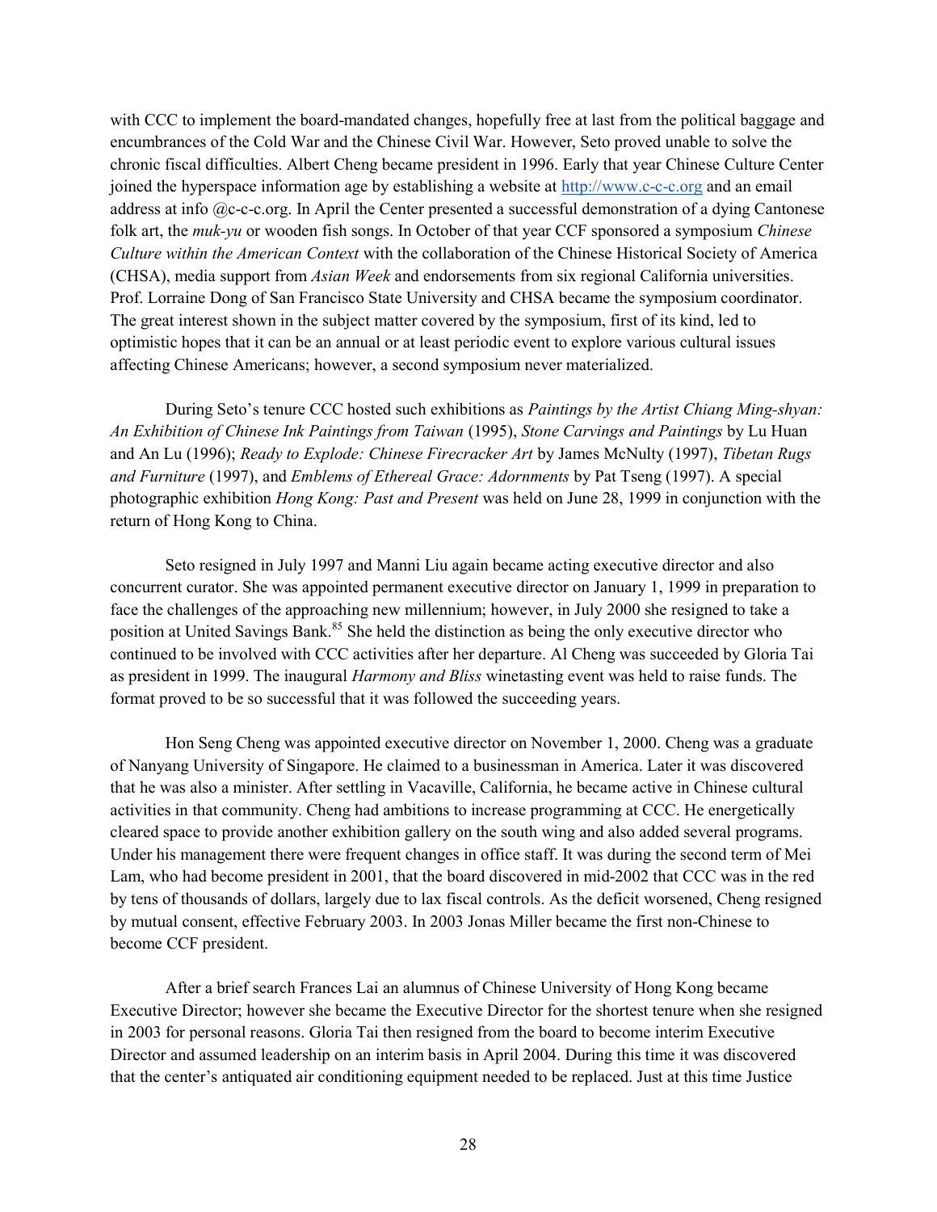with CCC to implement the board-mandated changes, hopefully free at last from the political baggage and encumbrances of the Cold War and the Chinese Civil War. However, Seto proved unable to solve the chronic fiscal difficulties. Albert Cheng became president in 1996. Early that year Chinese Culture Center joined the hyperspace information age by establishing a website at http://www.c-c-c.org and an email address at info @c-c-c.org. In April the Center presented a successful demonstration of a dying Cantonese folk art, the *muk-yu* or wooden fish songs. In October of that year CCF sponsored a symposium *Chinese Culture within the American Context* with the collaboration of the Chinese Historical Society of America (CHSA), media support from *Asian Week* and endorsements from six regional California universities. Prof. Lorraine Dong of San Francisco State University and CHSA became the symposium coordinator. The great interest shown in the subject matter covered by the symposium, first of its kind, led to optimistic hopes that it can be an annual or at least periodic event to explore various cultural issues affecting Chinese Americans; however, a second symposium never materialized.

During Seto's tenure CCC hosted such exhibitions as *Paintings by the Artist Chiang Ming-shyan: An Exhibition of Chinese Ink Paintings from Taiwan* (1995), *Stone Carvings and Paintings* by Lu Huan and An Lu (1996); *Ready to Explode: Chinese Firecracker Art* by James McNulty (1997), *Tibetan Rugs and Furniture* (1997), and *Emblems of Ethereal Grace: Adornments* by Pat Tseng (1997). A special photographic exhibition *Hong Kong: Past and Present* was held on June 28, 1999 in conjunction with the return of Hong Kong to China.

Seto resigned in July 1997 and Manni Liu again became acting executive director and also concurrent curator. She was appointed permanent executive director on January 1, 1999 in preparation to face the challenges of the approaching new millennium; however, in July 2000 she resigned to take a position at United Savings Bank.[85] She held the distinction as being the only executive director who continued to be involved with CCC activities after her departure. Al Cheng was succeeded by Gloria Tai as president in 1999. The inaugural *Harmony and Bliss* winetasting event was held to raise funds. The format proved to be so successful that it was followed the succeeding years.

Hon Seng Cheng was appointed executive director on November 1, 2000. Cheng was a graduate of Nanyang University of Singapore. He claimed to a businessman in America. Later it was discovered that he was also a minister. After settling in Vacaville, California, he became active in Chinese cultural activities in that community. Cheng had ambitions to increase programming at CCC. He energetically cleared space to provide another exhibition gallery on the south wing and also added several programs. Under his management there were frequent changes in office staff. It was during the second term of Mei Lam, who had become president in 2001, that the board discovered in mid-2002 that CCC was in the red by tens of thousands of dollars, largely due to lax fiscal controls. As the deficit worsened, Cheng resigned by mutual consent, effective February 2003. In 2003 Jonas Miller became the first non-Chinese to become CCF president.

After a brief search Frances Lai an alumnus of Chinese University of Hong Kong became Executive Director; however she became the Executive Director for the shortest tenure when she resigned in 2003 for personal reasons. Gloria Tai then resigned from the board to become interim Executive Director and assumed leadership on an interim basis in April 2004. During this time it was discovered that the center's antiquated air conditioning equipment needed to be replaced. Just at this time Justice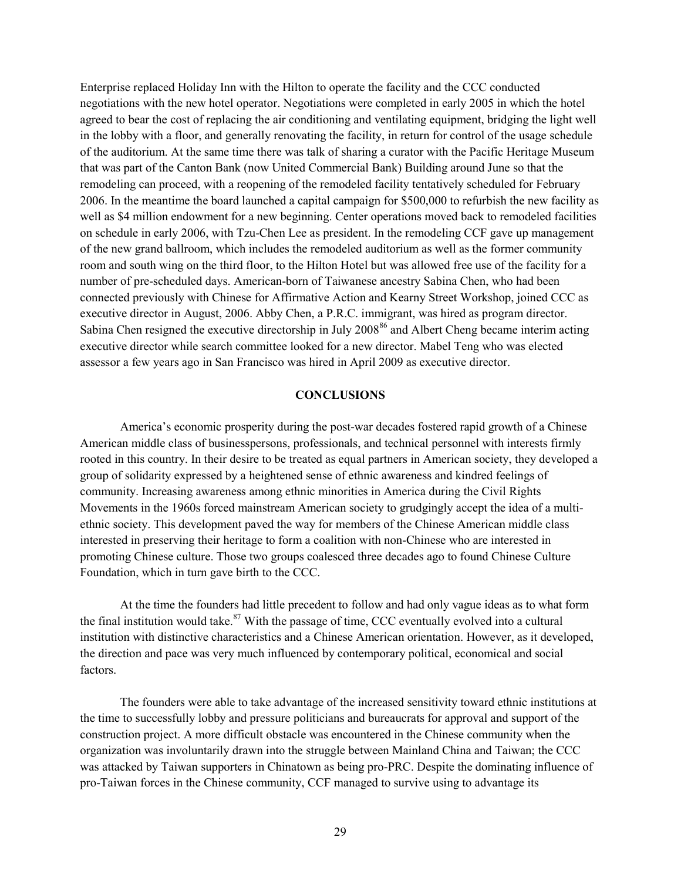Enterprise replaced Holiday Inn with the Hilton to operate the facility and the CCC conducted negotiations with the new hotel operator. Negotiations were completed in early 2005 in which the hotel agreed to bear the cost of replacing the air conditioning and ventilating equipment, bridging the light well in the lobby with a floor, and generally renovating the facility, in return for control of the usage schedule of the auditorium. At the same time there was talk of sharing a curator with the Pacific Heritage Museum that was part of the Canton Bank (now United Commercial Bank) Building around June so that the remodeling can proceed, with a reopening of the remodeled facility tentatively scheduled for February 2006. In the meantime the board launched a capital campaign for \$500,000 to refurbish the new facility as well as \$4 million endowment for a new beginning. Center operations moved back to remodeled facilities on schedule in early 2006, with Tzu-Chen Lee as president. In the remodeling CCF gave up management of the new grand ballroom, which includes the remodeled auditorium as well as the former community room and south wing on the third floor, to the Hilton Hotel but was allowed free use of the facility for a number of pre-scheduled days. American-born of Taiwanese ancestry Sabina Chen, who had been connected previously with Chinese for Affirmative Action and Kearny Street Workshop, joined CCC as executive director in August, 2006. Abby Chen, a P.R.C. immigrant, was hired as program director. Sabina Chen resigned the executive directorship in July 2008[86] and Albert Cheng became interim acting executive director while search committee looked for a new director. Mabel Teng who was elected assessor a few years ago in San Francisco was hired in April 2009 as executive director.

## CONCLUSIONS

America's economic prosperity during the post-war decades fostered rapid growth of a Chinese American middle class of businesspersons, professionals, and technical personnel with interests firmly rooted in this country. In their desire to be treated as equal partners in American society, they developed a group of solidarity expressed by a heightened sense of ethnic awareness and kindred feelings of community. Increasing awareness among ethnic minorities in America during the Civil Rights Movements in the 1960s forced mainstream American society to grudgingly accept the idea of a multi-ethnic society. This development paved the way for members of the Chinese American middle class interested in preserving their heritage to form a coalition with non-Chinese who are interested in promoting Chinese culture. Those two groups coalesced three decades ago to found Chinese Culture Foundation, which in turn gave birth to the CCC.

At the time the founders had little precedent to follow and had only vague ideas as to what form the final institution would take.[87] With the passage of time, CCC eventually evolved into a cultural institution with distinctive characteristics and a Chinese American orientation. However, as it developed, the direction and pace was very much influenced by contemporary political, economical and social factors.

The founders were able to take advantage of the increased sensitivity toward ethnic institutions at the time to successfully lobby and pressure politicians and bureaucrats for approval and support of the construction project. A more difficult obstacle was encountered in the Chinese community when the organization was involuntarily drawn into the struggle between Mainland China and Taiwan; the CCC was attacked by Taiwan supporters in Chinatown as being pro-PRC. Despite the dominating influence of pro-Taiwan forces in the Chinese community, CCF managed to survive using to advantage its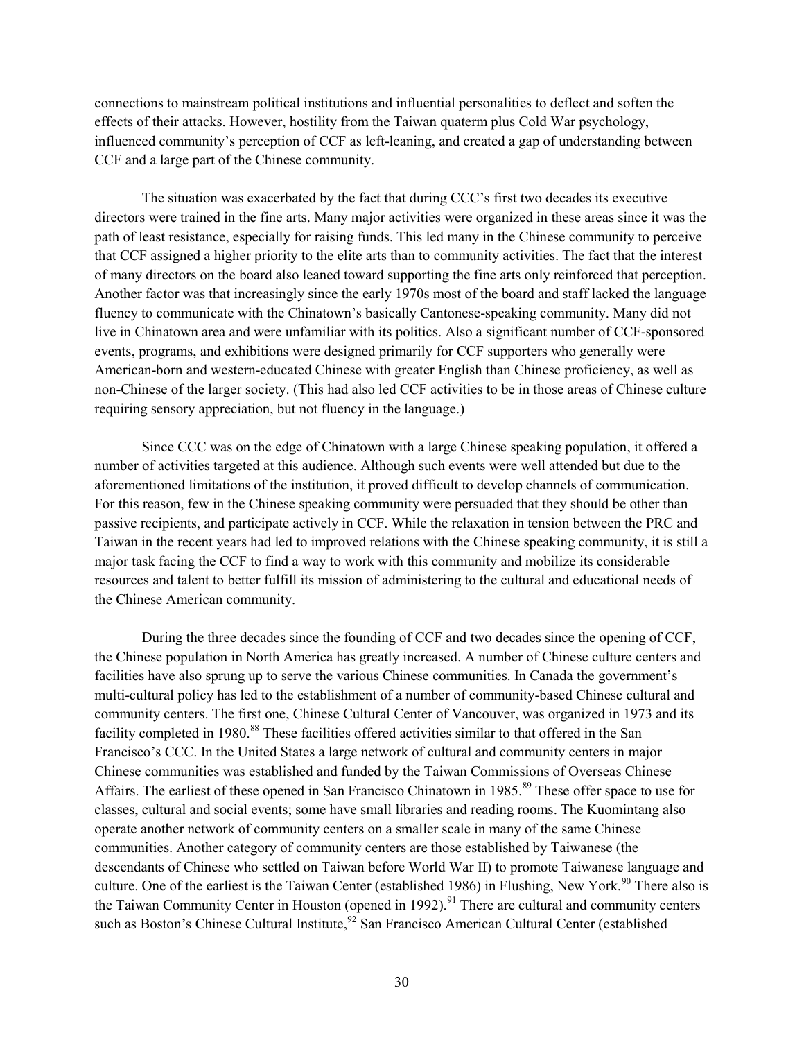connections to mainstream political institutions and influential personalities to deflect and soften the effects of their attacks. However, hostility from the Taiwan quaterm plus Cold War psychology, influenced community's perception of CCF as left-leaning, and created a gap of understanding between CCF and a large part of the Chinese community.

The situation was exacerbated by the fact that during CCC's first two decades its executive directors were trained in the fine arts. Many major activities were organized in these areas since it was the path of least resistance, especially for raising funds. This led many in the Chinese community to perceive that CCF assigned a higher priority to the elite arts than to community activities. The fact that the interest of many directors on the board also leaned toward supporting the fine arts only reinforced that perception. Another factor was that increasingly since the early 1970s most of the board and staff lacked the language fluency to communicate with the Chinatown's basically Cantonese-speaking community. Many did not live in Chinatown area and were unfamiliar with its politics. Also a significant number of CCF-sponsored events, programs, and exhibitions were designed primarily for CCF supporters who generally were American-born and western-educated Chinese with greater English than Chinese proficiency, as well as non-Chinese of the larger society. (This had also led CCF activities to be in those areas of Chinese culture requiring sensory appreciation, but not fluency in the language.)

Since CCC was on the edge of Chinatown with a large Chinese speaking population, it offered a number of activities targeted at this audience. Although such events were well attended but due to the aforementioned limitations of the institution, it proved difficult to develop channels of communication. For this reason, few in the Chinese speaking community were persuaded that they should be other than passive recipients, and participate actively in CCF. While the relaxation in tension between the PRC and Taiwan in the recent years had led to improved relations with the Chinese speaking community, it is still a major task facing the CCF to find a way to work with this community and mobilize its considerable resources and talent to better fulfill its mission of administering to the cultural and educational needs of the Chinese American community.

During the three decades since the founding of CCF and two decades since the opening of CCF, the Chinese population in North America has greatly increased. A number of Chinese culture centers and facilities have also sprung up to serve the various Chinese communities. In Canada the government's multi-cultural policy has led to the establishment of a number of community-based Chinese cultural and community centers. The first one, Chinese Cultural Center of Vancouver, was organized in 1973 and its facility completed in 1980.[88] These facilities offered activities similar to that offered in the San Francisco's CCC. In the United States a large network of cultural and community centers in major Chinese communities was established and funded by the Taiwan Commissions of Overseas Chinese Affairs. The earliest of these opened in San Francisco Chinatown in 1985.[89] These offer space to use for classes, cultural and social events; some have small libraries and reading rooms. The Kuomintang also operate another network of community centers on a smaller scale in many of the same Chinese communities. Another category of community centers are those established by Taiwanese (the descendants of Chinese who settled on Taiwan before World War II) to promote Taiwanese language and culture. One of the earliest is the Taiwan Center (established 1986) in Flushing, New York.[90] There also is the Taiwan Community Center in Houston (opened in 1992).[91] There are cultural and community centers such as Boston's Chinese Cultural Institute,[92] San Francisco American Cultural Center (established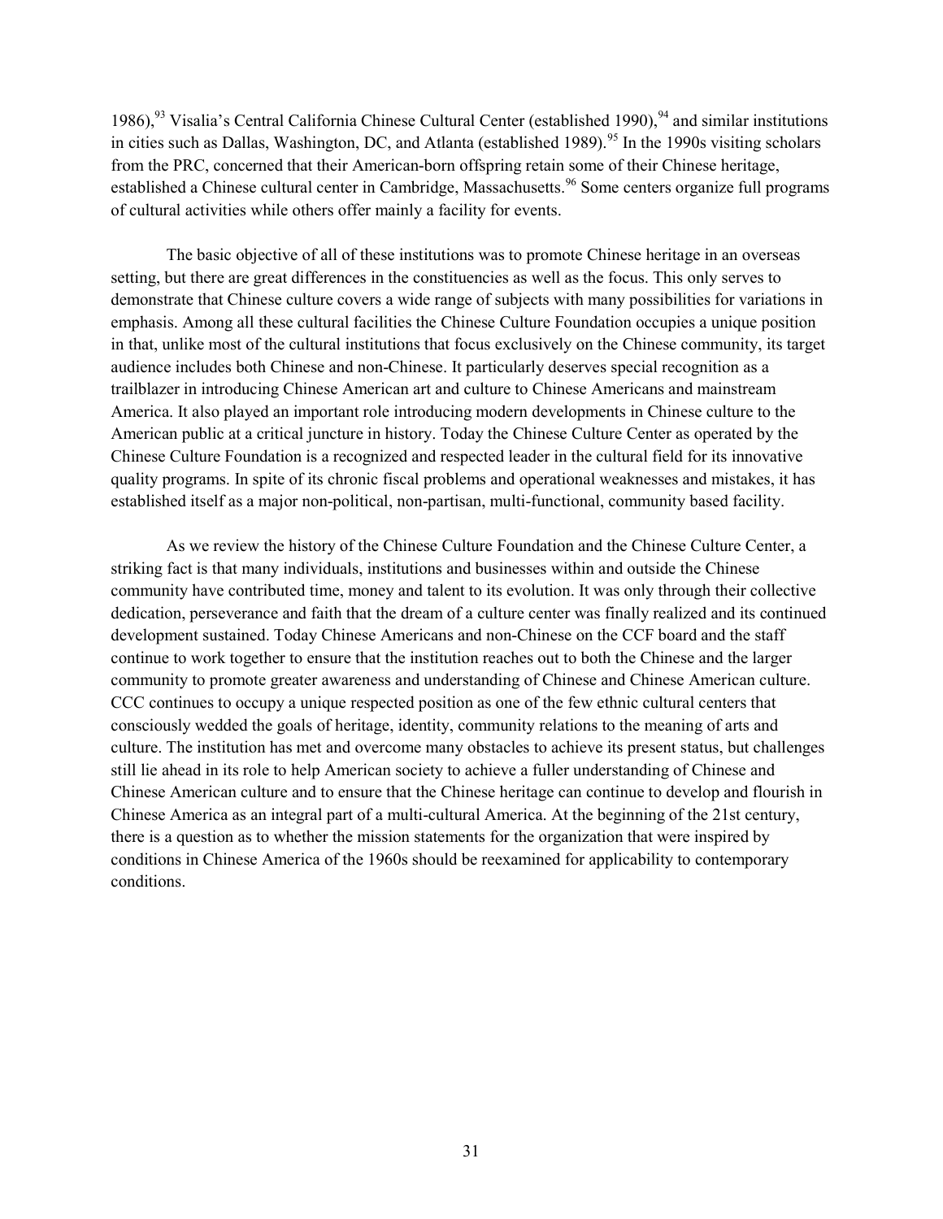1986),[93] Visalia's Central California Chinese Cultural Center (established 1990),[94] and similar institutions in cities such as Dallas, Washington, DC, and Atlanta (established 1989).[95] In the 1990s visiting scholars from the PRC, concerned that their American-born offspring retain some of their Chinese heritage, established a Chinese cultural center in Cambridge, Massachusetts.[96] Some centers organize full programs of cultural activities while others offer mainly a facility for events.

The basic objective of all of these institutions was to promote Chinese heritage in an overseas setting, but there are great differences in the constituencies as well as the focus. This only serves to demonstrate that Chinese culture covers a wide range of subjects with many possibilities for variations in emphasis. Among all these cultural facilities the Chinese Culture Foundation occupies a unique position in that, unlike most of the cultural institutions that focus exclusively on the Chinese community, its target audience includes both Chinese and non-Chinese. It particularly deserves special recognition as a trailblazer in introducing Chinese American art and culture to Chinese Americans and mainstream America. It also played an important role introducing modern developments in Chinese culture to the American public at a critical juncture in history. Today the Chinese Culture Center as operated by the Chinese Culture Foundation is a recognized and respected leader in the cultural field for its innovative quality programs. In spite of its chronic fiscal problems and operational weaknesses and mistakes, it has established itself as a major non-political, non-partisan, multi-functional, community based facility.

As we review the history of the Chinese Culture Foundation and the Chinese Culture Center, a striking fact is that many individuals, institutions and businesses within and outside the Chinese community have contributed time, money and talent to its evolution. It was only through their collective dedication, perseverance and faith that the dream of a culture center was finally realized and its continued development sustained. Today Chinese Americans and non-Chinese on the CCF board and the staff continue to work together to ensure that the institution reaches out to both the Chinese and the larger community to promote greater awareness and understanding of Chinese and Chinese American culture. CCC continues to occupy a unique respected position as one of the few ethnic cultural centers that consciously wedded the goals of heritage, identity, community relations to the meaning of arts and culture. The institution has met and overcome many obstacles to achieve its present status, but challenges still lie ahead in its role to help American society to achieve a fuller understanding of Chinese and Chinese American culture and to ensure that the Chinese heritage can continue to develop and flourish in Chinese America as an integral part of a multi-cultural America. At the beginning of the 21st century, there is a question as to whether the mission statements for the organization that were inspired by conditions in Chinese America of the 1960s should be reexamined for applicability to contemporary conditions.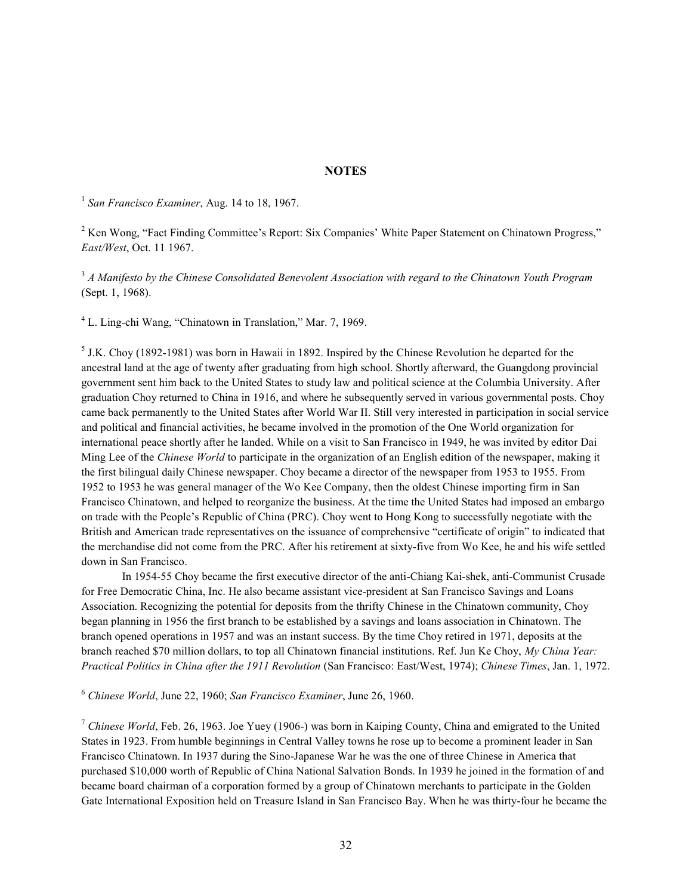## NOTES

[1] *San Francisco Examiner*, Aug. 14 to 18, 1967.

[2] Ken Wong, "Fact Finding Committee's Report: Six Companies' White Paper Statement on Chinatown Progress," *East/West*, Oct. 11 1967.

[3] *A Manifesto by the Chinese Consolidated Benevolent Association with regard to the Chinatown Youth Program* (Sept. 1, 1968).

[4] L. Ling-chi Wang, "Chinatown in Translation," Mar. 7, 1969.

[5] J.K. Choy (1892-1981) was born in Hawaii in 1892. Inspired by the Chinese Revolution he departed for the ancestral land at the age of twenty after graduating from high school. Shortly afterward, the Guangdong provincial government sent him back to the United States to study law and political science at the Columbia University. After graduation Choy returned to China in 1916, and where he subsequently served in various governmental posts. Choy came back permanently to the United States after World War II. Still very interested in participation in social service and political and financial activities, he became involved in the promotion of the One World organization for international peace shortly after he landed. While on a visit to San Francisco in 1949, he was invited by editor Dai Ming Lee of the *Chinese World* to participate in the organization of an English edition of the newspaper, making it the first bilingual daily Chinese newspaper. Choy became a director of the newspaper from 1953 to 1955. From 1952 to 1953 he was general manager of the Wo Kee Company, then the oldest Chinese importing firm in San Francisco Chinatown, and helped to reorganize the business. At the time the United States had imposed an embargo on trade with the People's Republic of China (PRC). Choy went to Hong Kong to successfully negotiate with the British and American trade representatives on the issuance of comprehensive "certificate of origin" to indicated that the merchandise did not come from the PRC. After his retirement at sixty-five from Wo Kee, he and his wife settled down in San Francisco.

In 1954-55 Choy became the first executive director of the anti-Chiang Kai-shek, anti-Communist Crusade for Free Democratic China, Inc. He also became assistant vice-president at San Francisco Savings and Loans Association. Recognizing the potential for deposits from the thrifty Chinese in the Chinatown community, Choy began planning in 1956 the first branch to be established by a savings and loans association in Chinatown. The branch opened operations in 1957 and was an instant success. By the time Choy retired in 1971, deposits at the branch reached $70 million dollars, to top all Chinatown financial institutions. Ref. Jun Ke Choy, *My China Year: Practical Politics in China after the 1911 Revolution* (San Francisco: East/West, 1974); *Chinese Times*, Jan. 1, 1972.

[6] *Chinese World*, June 22, 1960; *San Francisco Examiner*, June 26, 1960.

[7] *Chinese World*, Feb. 26, 1963. Joe Yuey (1906-) was born in Kaiping County, China and emigrated to the United States in 1923. From humble beginnings in Central Valley towns he rose up to become a prominent leader in San Francisco Chinatown. In 1937 during the Sino-Japanese War he was the one of three Chinese in America that purchased $10,000 worth of Republic of China National Salvation Bonds. In 1939 he joined in the formation of and became board chairman of a corporation formed by a group of Chinatown merchants to participate in the Golden Gate International Exposition held on Treasure Island in San Francisco Bay. When he was thirty-four he became the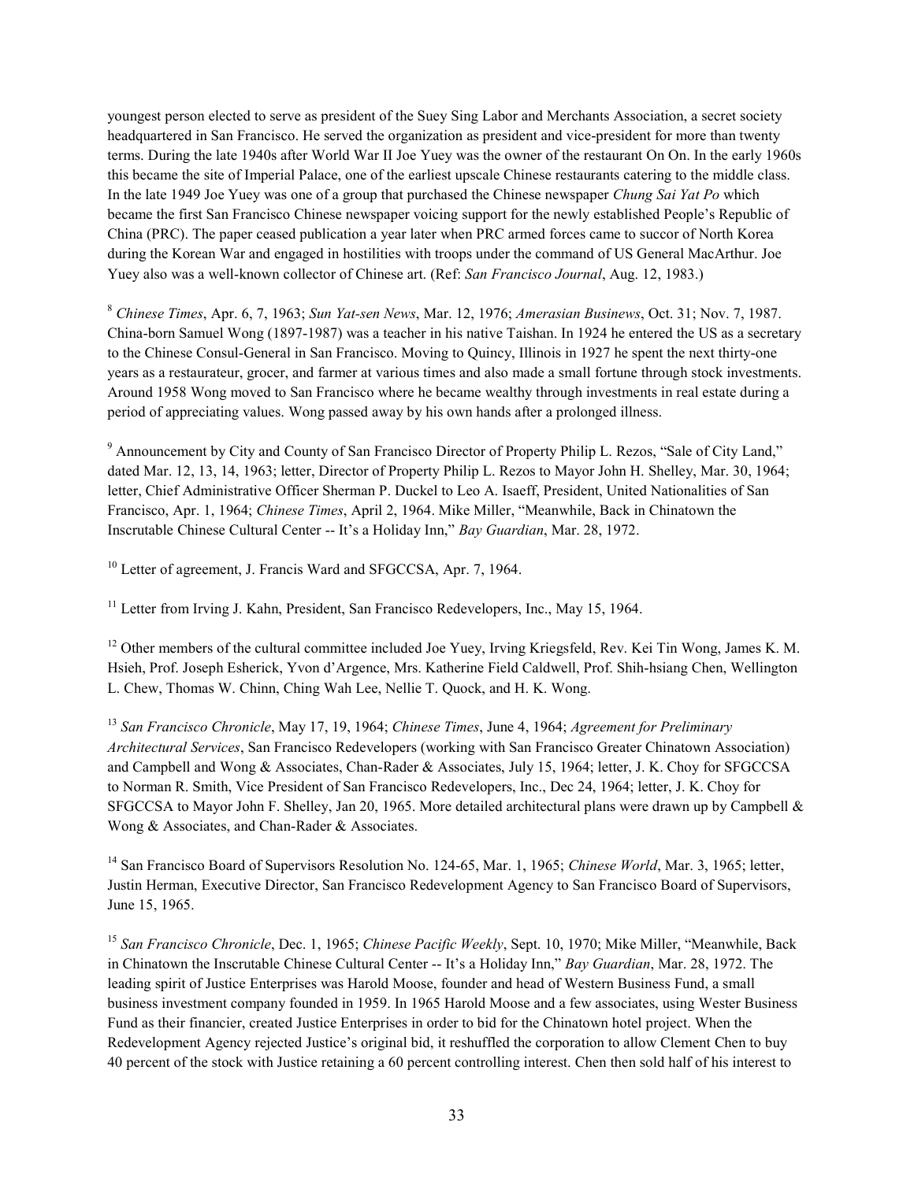youngest person elected to serve as president of the Suey Sing Labor and Merchants Association, a secret society headquartered in San Francisco. He served the organization as president and vice-president for more than twenty terms. During the late 1940s after World War II Joe Yuey was the owner of the restaurant On On. In the early 1960s this became the site of Imperial Palace, one of the earliest upscale Chinese restaurants catering to the middle class. In the late 1949 Joe Yuey was one of a group that purchased the Chinese newspaper *Chung Sai Yat Po* which became the first San Francisco Chinese newspaper voicing support for the newly established People's Republic of China (PRC). The paper ceased publication a year later when PRC armed forces came to succor of North Korea during the Korean War and engaged in hostilities with troops under the command of US General MacArthur. Joe Yuey also was a well-known collector of Chinese art. (Ref: *San Francisco Journal*, Aug. 12, 1983.)

[8] *Chinese Times*, Apr. 6, 7, 1963; *Sun Yat-sen News*, Mar. 12, 1976; *Amerasian Businews*, Oct. 31; Nov. 7, 1987. China-born Samuel Wong (1897-1987) was a teacher in his native Taishan. In 1924 he entered the US as a secretary to the Chinese Consul-General in San Francisco. Moving to Quincy, Illinois in 1927 he spent the next thirty-one years as a restaurateur, grocer, and farmer at various times and also made a small fortune through stock investments. Around 1958 Wong moved to San Francisco where he became wealthy through investments in real estate during a period of appreciating values. Wong passed away by his own hands after a prolonged illness.

[9] Announcement by City and County of San Francisco Director of Property Philip L. Rezos, "Sale of City Land," dated Mar. 12, 13, 14, 1963; letter, Director of Property Philip L. Rezos to Mayor John H. Shelley, Mar. 30, 1964; letter, Chief Administrative Officer Sherman P. Duckel to Leo A. Isaeff, President, United Nationalities of San Francisco, Apr. 1, 1964; *Chinese Times*, April 2, 1964. Mike Miller, "Meanwhile, Back in Chinatown the Inscrutable Chinese Cultural Center -- It's a Holiday Inn," *Bay Guardian*, Mar. 28, 1972.

[10] Letter of agreement, J. Francis Ward and SFGCCSA, Apr. 7, 1964.

[11] Letter from Irving J. Kahn, President, San Francisco Redevelopers, Inc., May 15, 1964.

[12] Other members of the cultural committee included Joe Yuey, Irving Kriegsfeld, Rev. Kei Tin Wong, James K. M. Hsieh, Prof. Joseph Esherick, Yvon d'Argence, Mrs. Katherine Field Caldwell, Prof. Shih-hsiang Chen, Wellington L. Chew, Thomas W. Chinn, Ching Wah Lee, Nellie T. Quock, and H. K. Wong.

[13] *San Francisco Chronicle*, May 17, 19, 1964; *Chinese Times*, June 4, 1964; *Agreement for Preliminary Architectural Services*, San Francisco Redevelopers (working with San Francisco Greater Chinatown Association) and Campbell and Wong & Associates, Chan-Rader & Associates, July 15, 1964; letter, J. K. Choy for SFGCCSA to Norman R. Smith, Vice President of San Francisco Redevelopers, Inc., Dec 24, 1964; letter, J. K. Choy for SFGCCSA to Mayor John F. Shelley, Jan 20, 1965. More detailed architectural plans were drawn up by Campbell & Wong & Associates, and Chan-Rader & Associates.

[14] San Francisco Board of Supervisors Resolution No. 124-65, Mar. 1, 1965; *Chinese World*, Mar. 3, 1965; letter, Justin Herman, Executive Director, San Francisco Redevelopment Agency to San Francisco Board of Supervisors, June 15, 1965.

[15] *San Francisco Chronicle*, Dec. 1, 1965; *Chinese Pacific Weekly*, Sept. 10, 1970; Mike Miller, "Meanwhile, Back in Chinatown the Inscrutable Chinese Cultural Center -- It's a Holiday Inn," *Bay Guardian*, Mar. 28, 1972. The leading spirit of Justice Enterprises was Harold Moose, founder and head of Western Business Fund, a small business investment company founded in 1959. In 1965 Harold Moose and a few associates, using Wester Business Fund as their financier, created Justice Enterprises in order to bid for the Chinatown hotel project. When the Redevelopment Agency rejected Justice's original bid, it reshuffled the corporation to allow Clement Chen to buy 40 percent of the stock with Justice retaining a 60 percent controlling interest. Chen then sold half of his interest to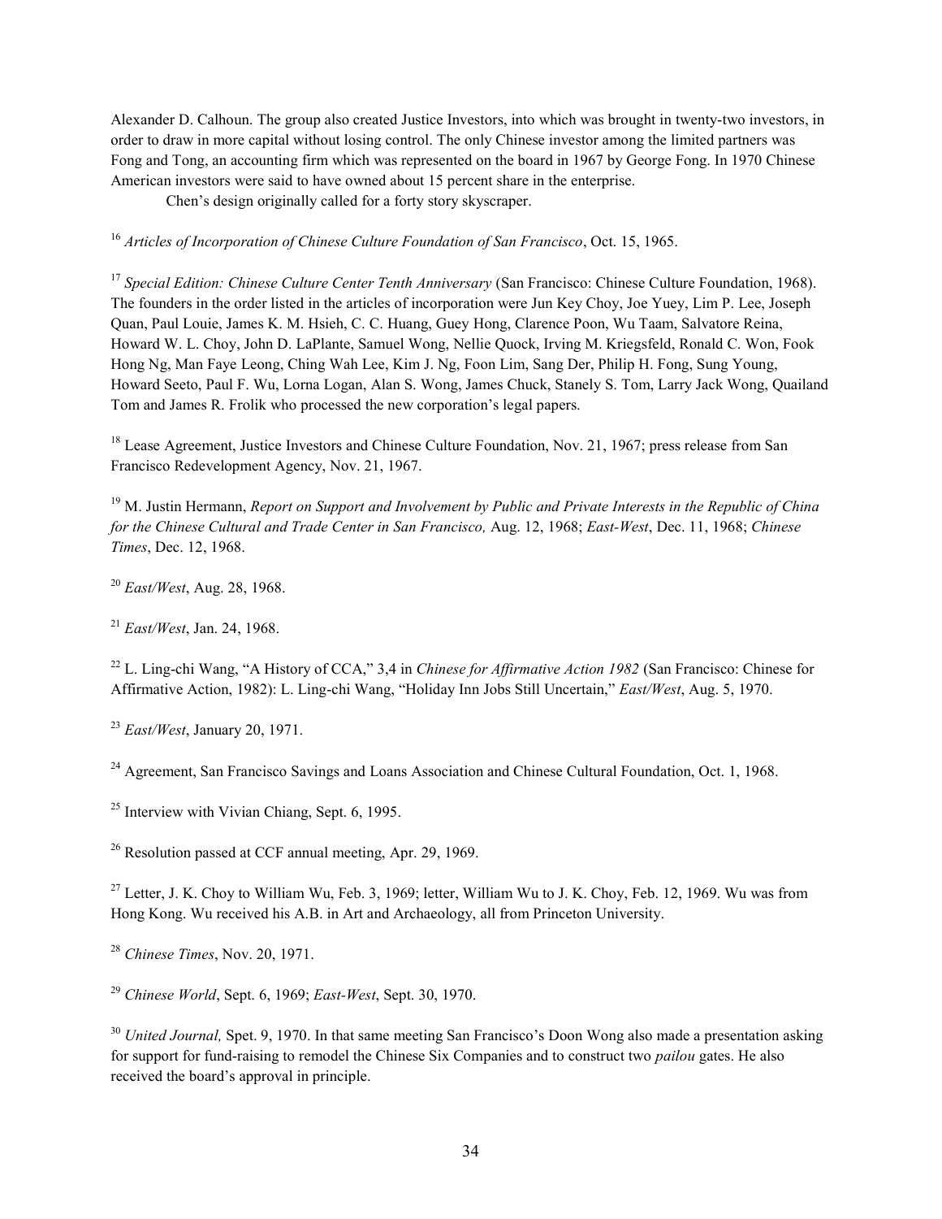Alexander D. Calhoun. The group also created Justice Investors, into which was brought in twenty-two investors, in order to draw in more capital without losing control. The only Chinese investor among the limited partners was Fong and Tong, an accounting firm which was represented on the board in 1967 by George Fong. In 1970 Chinese American investors were said to have owned about 15 percent share in the enterprise.

Chen's design originally called for a forty story skyscraper.

[16] *Articles of Incorporation of Chinese Culture Foundation of San Francisco*, Oct. 15, 1965.

[17] *Special Edition: Chinese Culture Center Tenth Anniversary* (San Francisco: Chinese Culture Foundation, 1968). The founders in the order listed in the articles of incorporation were Jun Key Choy, Joe Yuey, Lim P. Lee, Joseph Quan, Paul Louie, James K. M. Hsieh, C. C. Huang, Guey Hong, Clarence Poon, Wu Taam, Salvatore Reina, Howard W. L. Choy, John D. LaPlante, Samuel Wong, Nellie Quock, Irving M. Kriegsfeld, Ronald C. Won, Fook Hong Ng, Man Faye Leong, Ching Wah Lee, Kim J. Ng, Foon Lim, Sang Der, Philip H. Fong, Sung Young, Howard Seeto, Paul F. Wu, Lorna Logan, Alan S. Wong, James Chuck, Stanely S. Tom, Larry Jack Wong, Quailand Tom and James R. Frolik who processed the new corporation's legal papers.

[18] Lease Agreement, Justice Investors and Chinese Culture Foundation, Nov. 21, 1967; press release from San Francisco Redevelopment Agency, Nov. 21, 1967.

[19] M. Justin Hermann, *Report on Support and Involvement by Public and Private Interests in the Republic of China for the Chinese Cultural and Trade Center in San Francisco,* Aug. 12, 1968; *East-West*, Dec. 11, 1968; *Chinese Times*, Dec. 12, 1968.

[20] *East/West*, Aug. 28, 1968.

[21] *East/West*, Jan. 24, 1968.

[22] L. Ling-chi Wang, "A History of CCA," 3,4 in *Chinese for Affirmative Action 1982* (San Francisco: Chinese for Affirmative Action, 1982): L. Ling-chi Wang, "Holiday Inn Jobs Still Uncertain," *East/West*, Aug. 5, 1970.

[23] *East/West*, January 20, 1971.

[24] Agreement, San Francisco Savings and Loans Association and Chinese Cultural Foundation, Oct. 1, 1968.

[25] Interview with Vivian Chiang, Sept. 6, 1995.

[26] Resolution passed at CCF annual meeting, Apr. 29, 1969.

[27] Letter, J. K. Choy to William Wu, Feb. 3, 1969; letter, William Wu to J. K. Choy, Feb. 12, 1969. Wu was from Hong Kong. Wu received his A.B. in Art and Archaeology, all from Princeton University.

[28] *Chinese Times*, Nov. 20, 1971.

[29] *Chinese World*, Sept. 6, 1969; *East-West*, Sept. 30, 1970.

[30] *United Journal,* Spet. 9, 1970. In that same meeting San Francisco's Doon Wong also made a presentation asking for support for fund-raising to remodel the Chinese Six Companies and to construct two *pailou* gates. He also received the board's approval in principle.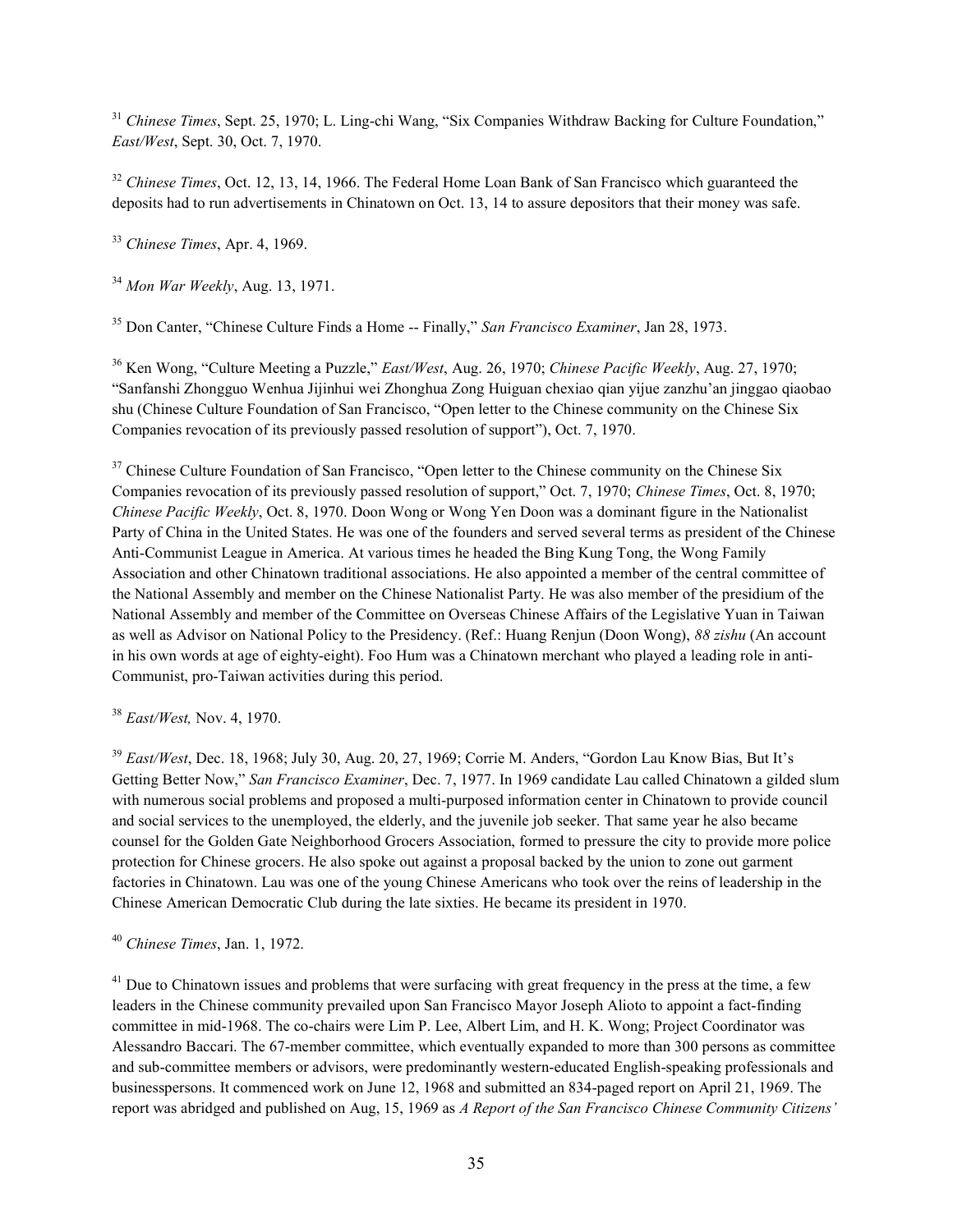[31] *Chinese Times*, Sept. 25, 1970; L. Ling-chi Wang, "Six Companies Withdraw Backing for Culture Foundation," *East/West*, Sept. 30, Oct. 7, 1970.

[32] *Chinese Times*, Oct. 12, 13, 14, 1966. The Federal Home Loan Bank of San Francisco which guaranteed the deposits had to run advertisements in Chinatown on Oct. 13, 14 to assure depositors that their money was safe.

[33] *Chinese Times*, Apr. 4, 1969.

[34] *Mon War Weekly*, Aug. 13, 1971.

[35] Don Canter, "Chinese Culture Finds a Home -- Finally," *San Francisco Examiner*, Jan 28, 1973.

[36] Ken Wong, "Culture Meeting a Puzzle," *East/West*, Aug. 26, 1970; *Chinese Pacific Weekly*, Aug. 27, 1970; "Sanfanshi Zhongguo Wenhua Jijinhui wei Zhonghua Zong Huiguan chexiao qian yijue zanzhu'an jinggao qiaobao shu (Chinese Culture Foundation of San Francisco, "Open letter to the Chinese community on the Chinese Six Companies revocation of its previously passed resolution of support"), Oct. 7, 1970.

[37] Chinese Culture Foundation of San Francisco, "Open letter to the Chinese community on the Chinese Six Companies revocation of its previously passed resolution of support," Oct. 7, 1970; *Chinese Times*, Oct. 8, 1970; *Chinese Pacific Weekly*, Oct. 8, 1970. Doon Wong or Wong Yen Doon was a dominant figure in the Nationalist Party of China in the United States. He was one of the founders and served several terms as president of the Chinese Anti-Communist League in America. At various times he headed the Bing Kung Tong, the Wong Family Association and other Chinatown traditional associations. He also appointed a member of the central committee of the National Assembly and member on the Chinese Nationalist Party. He was also member of the presidium of the National Assembly and member of the Committee on Overseas Chinese Affairs of the Legislative Yuan in Taiwan as well as Advisor on National Policy to the Presidency. (Ref.: Huang Renjun (Doon Wong), *88 zishu* (An account in his own words at age of eighty-eight). Foo Hum was a Chinatown merchant who played a leading role in anti-Communist, pro-Taiwan activities during this period.

[38] *East/West,* Nov. 4, 1970.

[39] *East/West*, Dec. 18, 1968; July 30, Aug. 20, 27, 1969; Corrie M. Anders, "Gordon Lau Know Bias, But It's Getting Better Now," *San Francisco Examiner*, Dec. 7, 1977. In 1969 candidate Lau called Chinatown a gilded slum with numerous social problems and proposed a multi-purposed information center in Chinatown to provide council and social services to the unemployed, the elderly, and the juvenile job seeker. That same year he also became counsel for the Golden Gate Neighborhood Grocers Association, formed to pressure the city to provide more police protection for Chinese grocers. He also spoke out against a proposal backed by the union to zone out garment factories in Chinatown. Lau was one of the young Chinese Americans who took over the reins of leadership in the Chinese American Democratic Club during the late sixties. He became its president in 1970.

[40] *Chinese Times*, Jan. 1, 1972.

[41] Due to Chinatown issues and problems that were surfacing with great frequency in the press at the time, a few leaders in the Chinese community prevailed upon San Francisco Mayor Joseph Alioto to appoint a fact-finding committee in mid-1968. The co-chairs were Lim P. Lee, Albert Lim, and H. K. Wong; Project Coordinator was Alessandro Baccari. The 67-member committee, which eventually expanded to more than 300 persons as committee and sub-committee members or advisors, were predominantly western-educated English-speaking professionals and businesspersons. It commenced work on June 12, 1968 and submitted an 834-paged report on April 21, 1969. The report was abridged and published on Aug, 15, 1969 as *A Report of the San Francisco Chinese Community Citizens'*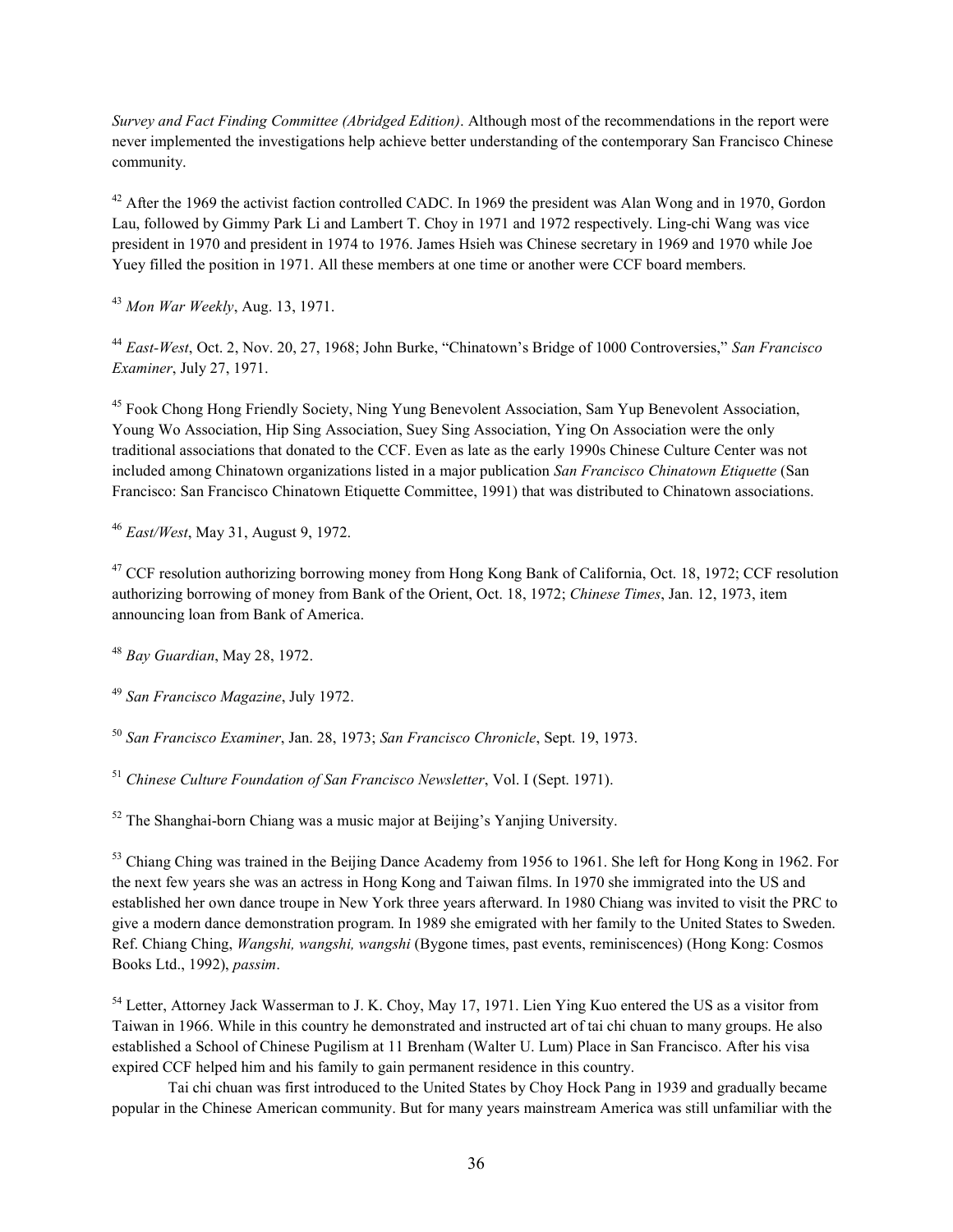*Survey and Fact Finding Committee (Abridged Edition)*. Although most of the recommendations in the report were never implemented the investigations help achieve better understanding of the contemporary San Francisco Chinese community.

[42] After the 1969 the activist faction controlled CADC. In 1969 the president was Alan Wong and in 1970, Gordon Lau, followed by Gimmy Park Li and Lambert T. Choy in 1971 and 1972 respectively. Ling-chi Wang was vice president in 1970 and president in 1974 to 1976. James Hsieh was Chinese secretary in 1969 and 1970 while Joe Yuey filled the position in 1971. All these members at one time or another were CCF board members.

[43] *Mon War Weekly*, Aug. 13, 1971.

[44] *East-West*, Oct. 2, Nov. 20, 27, 1968; John Burke, "Chinatown's Bridge of 1000 Controversies," *San Francisco Examiner*, July 27, 1971.

[45] Fook Chong Hong Friendly Society, Ning Yung Benevolent Association, Sam Yup Benevolent Association, Young Wo Association, Hip Sing Association, Suey Sing Association, Ying On Association were the only traditional associations that donated to the CCF. Even as late as the early 1990s Chinese Culture Center was not included among Chinatown organizations listed in a major publication *San Francisco Chinatown Etiquette* (San Francisco: San Francisco Chinatown Etiquette Committee, 1991) that was distributed to Chinatown associations.

[46] *East/West*, May 31, August 9, 1972.

[47] CCF resolution authorizing borrowing money from Hong Kong Bank of California, Oct. 18, 1972; CCF resolution authorizing borrowing of money from Bank of the Orient, Oct. 18, 1972; *Chinese Times*, Jan. 12, 1973, item announcing loan from Bank of America.

[48] *Bay Guardian*, May 28, 1972.

[49] *San Francisco Magazine*, July 1972.

[50] *San Francisco Examiner*, Jan. 28, 1973; *San Francisco Chronicle*, Sept. 19, 1973.

[51] *Chinese Culture Foundation of San Francisco Newsletter*, Vol. I (Sept. 1971).

[52] The Shanghai-born Chiang was a music major at Beijing's Yanjing University.

[53] Chiang Ching was trained in the Beijing Dance Academy from 1956 to 1961. She left for Hong Kong in 1962. For the next few years she was an actress in Hong Kong and Taiwan films. In 1970 she immigrated into the US and established her own dance troupe in New York three years afterward. In 1980 Chiang was invited to visit the PRC to give a modern dance demonstration program. In 1989 she emigrated with her family to the United States to Sweden. Ref. Chiang Ching, *Wangshi, wangshi, wangshi* (Bygone times, past events, reminiscences) (Hong Kong: Cosmos Books Ltd., 1992), *passim*.

[54] Letter, Attorney Jack Wasserman to J. K. Choy, May 17, 1971. Lien Ying Kuo entered the US as a visitor from Taiwan in 1966. While in this country he demonstrated and instructed art of tai chi chuan to many groups. He also established a School of Chinese Pugilism at 11 Brenham (Walter U. Lum) Place in San Francisco. After his visa expired CCF helped him and his family to gain permanent residence in this country.

Tai chi chuan was first introduced to the United States by Choy Hock Pang in 1939 and gradually became popular in the Chinese American community. But for many years mainstream America was still unfamiliar with the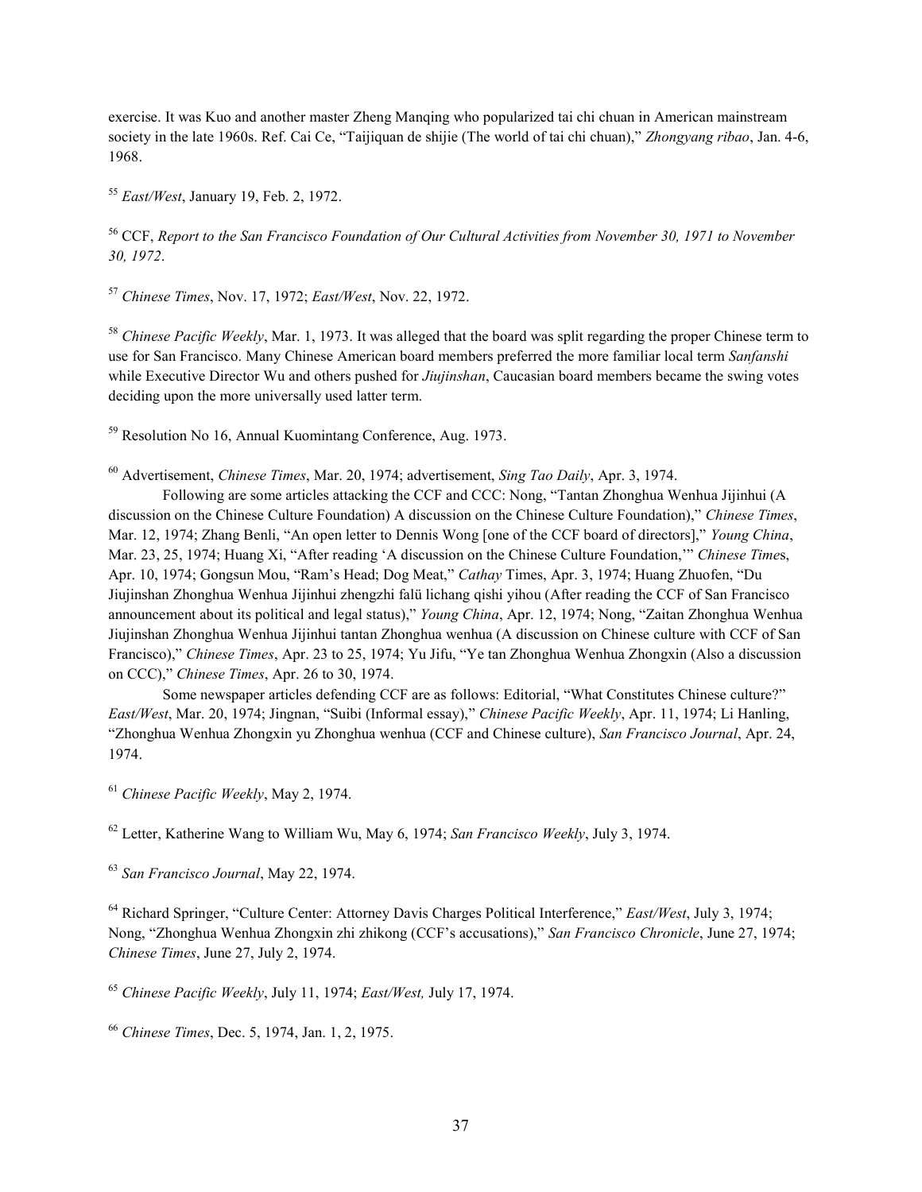exercise. It was Kuo and another master Zheng Manqing who popularized tai chi chuan in American mainstream society in the late 1960s. Ref. Cai Ce, "Taijiquan de shijie (The world of tai chi chuan)," *Zhongyang ribao*, Jan. 4-6, 1968.

[55] *East/West*, January 19, Feb. 2, 1972.

[56] CCF, *Report to the San Francisco Foundation of Our Cultural Activities from November 30, 1971 to November 30, 1972*.

[57] *Chinese Times*, Nov. 17, 1972; *East/West*, Nov. 22, 1972.

[58] *Chinese Pacific Weekly*, Mar. 1, 1973. It was alleged that the board was split regarding the proper Chinese term to use for San Francisco. Many Chinese American board members preferred the more familiar local term *Sanfanshi* while Executive Director Wu and others pushed for *Jiujinshan*, Caucasian board members became the swing votes deciding upon the more universally used latter term.

[59] Resolution No 16, Annual Kuomintang Conference, Aug. 1973.

[60] Advertisement, *Chinese Times*, Mar. 20, 1974; advertisement, *Sing Tao Daily*, Apr. 3, 1974.

Following are some articles attacking the CCF and CCC: Nong, "Tantan Zhonghua Wenhua Jijinhui (A discussion on the Chinese Culture Foundation) A discussion on the Chinese Culture Foundation)," *Chinese Times*, Mar. 12, 1974; Zhang Benli, "An open letter to Dennis Wong [one of the CCF board of directors]," *Young China*, Mar. 23, 25, 1974; Huang Xi, "After reading 'A discussion on the Chinese Culture Foundation,'" *Chinese Times*, Apr. 10, 1974; Gongsun Mou, "Ram's Head; Dog Meat," *Cathay* Times, Apr. 3, 1974; Huang Zhuofen, "Du Jiujinshan Zhonghua Wenhua Jijinhui zhengzhi falü lichang qishi yihou (After reading the CCF of San Francisco announcement about its political and legal status)," *Young China*, Apr. 12, 1974; Nong, "Zaitan Zhonghua Wenhua Jiujinshan Zhonghua Wenhua Jijinhui tantan Zhonghua wenhua (A discussion on Chinese culture with CCF of San Francisco)," *Chinese Times*, Apr. 23 to 25, 1974; Yu Jifu, "Ye tan Zhonghua Wenhua Zhongxin (Also a discussion on CCC)," *Chinese Times*, Apr. 26 to 30, 1974.

Some newspaper articles defending CCF are as follows: Editorial, "What Constitutes Chinese culture?" *East/West*, Mar. 20, 1974; Jingnan, "Suibi (Informal essay)," *Chinese Pacific Weekly*, Apr. 11, 1974; Li Hanling, "Zhonghua Wenhua Zhongxin yu Zhonghua wenhua (CCF and Chinese culture), *San Francisco Journal*, Apr. 24, 1974.

[61] *Chinese Pacific Weekly*, May 2, 1974.

[62] Letter, Katherine Wang to William Wu, May 6, 1974; *San Francisco Weekly*, July 3, 1974.

[63] *San Francisco Journal*, May 22, 1974.

[64] Richard Springer, "Culture Center: Attorney Davis Charges Political Interference," *East/West*, July 3, 1974; Nong, "Zhonghua Wenhua Zhongxin zhi zhikong (CCF's accusations)," *San Francisco Chronicle*, June 27, 1974; *Chinese Times*, June 27, July 2, 1974.

[65] *Chinese Pacific Weekly*, July 11, 1974; *East/West,* July 17, 1974.

[66] *Chinese Times*, Dec. 5, 1974, Jan. 1, 2, 1975.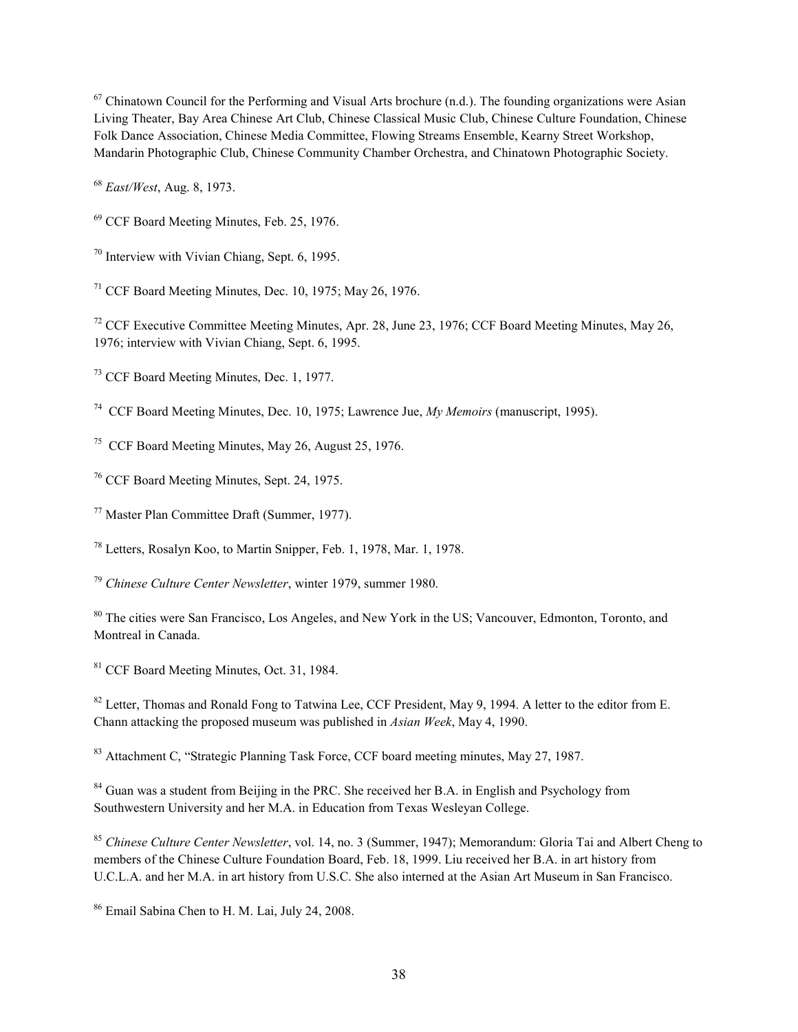[67] Chinatown Council for the Performing and Visual Arts brochure (n.d.). The founding organizations were Asian Living Theater, Bay Area Chinese Art Club, Chinese Classical Music Club, Chinese Culture Foundation, Chinese Folk Dance Association, Chinese Media Committee, Flowing Streams Ensemble, Kearny Street Workshop, Mandarin Photographic Club, Chinese Community Chamber Orchestra, and Chinatown Photographic Society.

[68] *East/West*, Aug. 8, 1973.

[69] CCF Board Meeting Minutes, Feb. 25, 1976.

[70] Interview with Vivian Chiang, Sept. 6, 1995.

[71] CCF Board Meeting Minutes, Dec. 10, 1975; May 26, 1976.

[72] CCF Executive Committee Meeting Minutes, Apr. 28, June 23, 1976; CCF Board Meeting Minutes, May 26, 1976; interview with Vivian Chiang, Sept. 6, 1995.

[73] CCF Board Meeting Minutes, Dec. 1, 1977.

[74] CCF Board Meeting Minutes, Dec. 10, 1975; Lawrence Jue, *My Memoirs* (manuscript, 1995).

[75] CCF Board Meeting Minutes, May 26, August 25, 1976.

[76] CCF Board Meeting Minutes, Sept. 24, 1975.

[77] Master Plan Committee Draft (Summer, 1977).

[78] Letters, Rosalyn Koo, to Martin Snipper, Feb. 1, 1978, Mar. 1, 1978.

[79] *Chinese Culture Center Newsletter*, winter 1979, summer 1980.

[80] The cities were San Francisco, Los Angeles, and New York in the US; Vancouver, Edmonton, Toronto, and Montreal in Canada.

[81] CCF Board Meeting Minutes, Oct. 31, 1984.

[82] Letter, Thomas and Ronald Fong to Tatwina Lee, CCF President, May 9, 1994. A letter to the editor from E. Chann attacking the proposed museum was published in *Asian Week*, May 4, 1990.

[83] Attachment C, "Strategic Planning Task Force, CCF board meeting minutes, May 27, 1987.

[84] Guan was a student from Beijing in the PRC. She received her B.A. in English and Psychology from Southwestern University and her M.A. in Education from Texas Wesleyan College.

[85] *Chinese Culture Center Newsletter*, vol. 14, no. 3 (Summer, 1947); Memorandum: Gloria Tai and Albert Cheng to members of the Chinese Culture Foundation Board, Feb. 18, 1999. Liu received her B.A. in art history from U.C.L.A. and her M.A. in art history from U.S.C. She also interned at the Asian Art Museum in San Francisco.

[86] Email Sabina Chen to H. M. Lai, July 24, 2008.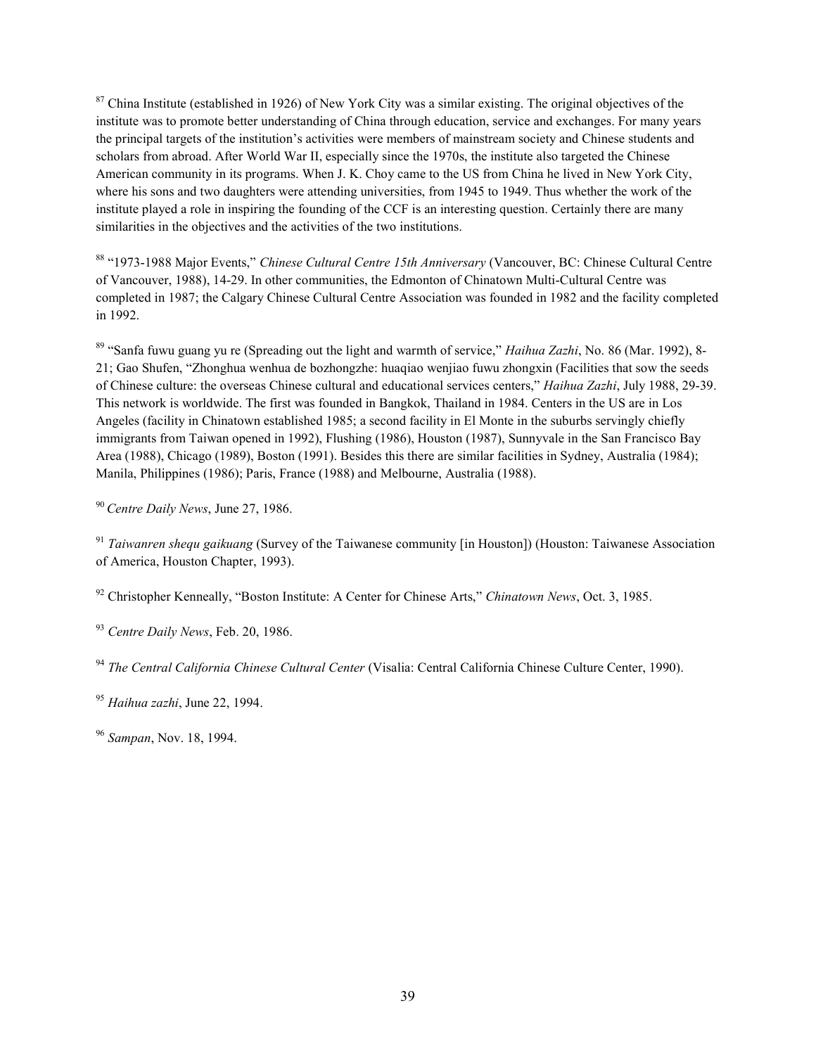[87] China Institute (established in 1926) of New York City was a similar existing. The original objectives of the institute was to promote better understanding of China through education, service and exchanges. For many years the principal targets of the institution's activities were members of mainstream society and Chinese students and scholars from abroad. After World War II, especially since the 1970s, the institute also targeted the Chinese American community in its programs. When J. K. Choy came to the US from China he lived in New York City, where his sons and two daughters were attending universities, from 1945 to 1949. Thus whether the work of the institute played a role in inspiring the founding of the CCF is an interesting question. Certainly there are many similarities in the objectives and the activities of the two institutions.

[88] "1973-1988 Major Events," *Chinese Cultural Centre 15th Anniversary* (Vancouver, BC: Chinese Cultural Centre of Vancouver, 1988), 14-29. In other communities, the Edmonton of Chinatown Multi-Cultural Centre was completed in 1987; the Calgary Chinese Cultural Centre Association was founded in 1982 and the facility completed in 1992.

[89] "Sanfa fuwu guang yu re (Spreading out the light and warmth of service," *Haihua Zazhi*, No. 86 (Mar. 1992), 8-21; Gao Shufen, "Zhonghua wenhua de bozhongzhe: huaqiao wenjiao fuwu zhongxin (Facilities that sow the seeds of Chinese culture: the overseas Chinese cultural and educational services centers," *Haihua Zazhi*, July 1988, 29-39. This network is worldwide. The first was founded in Bangkok, Thailand in 1984. Centers in the US are in Los Angeles (facility in Chinatown established 1985; a second facility in El Monte in the suburbs servingly chiefly immigrants from Taiwan opened in 1992), Flushing (1986), Houston (1987), Sunnyvale in the San Francisco Bay Area (1988), Chicago (1989), Boston (1991). Besides this there are similar facilities in Sydney, Australia (1984); Manila, Philippines (1986); Paris, France (1988) and Melbourne, Australia (1988).

[90] *Centre Daily News*, June 27, 1986.

[91] *Taiwanren shequ gaikuang* (Survey of the Taiwanese community [in Houston]) (Houston: Taiwanese Association of America, Houston Chapter, 1993).

[92] Christopher Kenneally, "Boston Institute: A Center for Chinese Arts," *Chinatown News*, Oct. 3, 1985.

[93] *Centre Daily News*, Feb. 20, 1986.

[94] *The Central California Chinese Cultural Center* (Visalia: Central California Chinese Culture Center, 1990).

[95] *Haihua zazhi*, June 22, 1994.

[96] *Sampan*, Nov. 18, 1994.